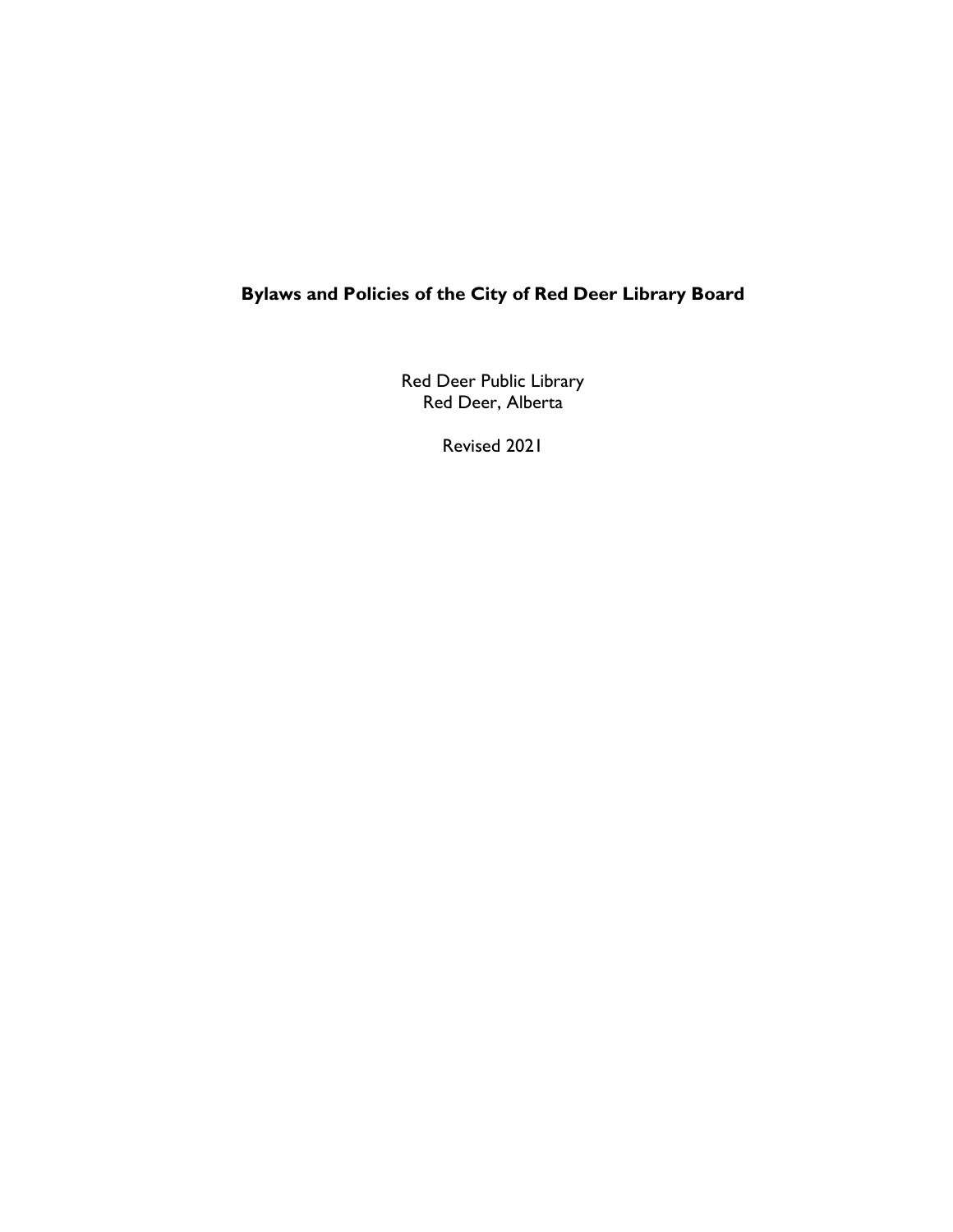# Bylaws and Policies of the City of Red Deer Library Board

Red Deer Public Library
Red Deer, Alberta

Revised 2021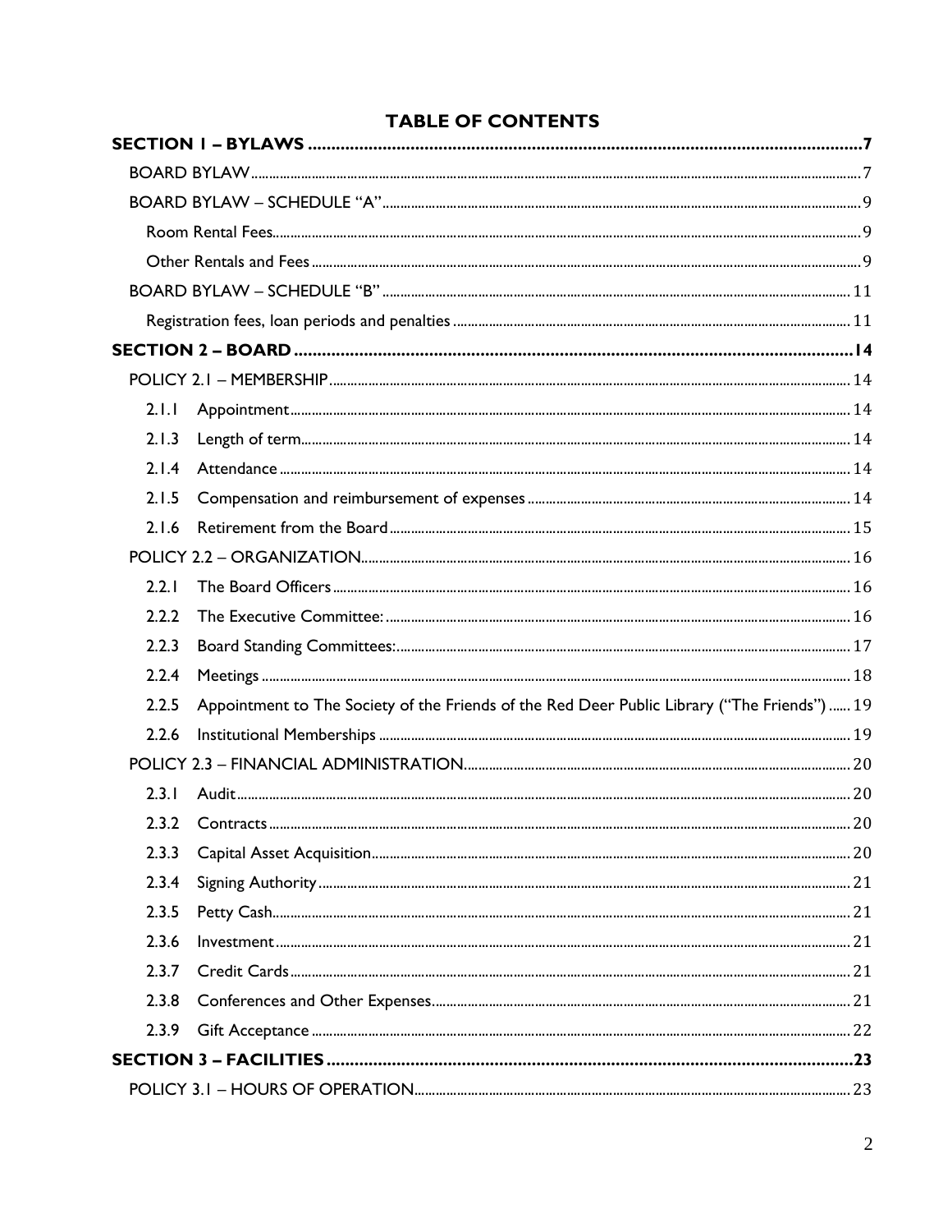# TABLE OF CONTENTS

**SECTION 1 – BYLAWS** ..... 7

- BOARD BYLAW ..... 7
- BOARD BYLAW – SCHEDULE "A" ..... 9
  - Room Rental Fees ..... 9
  - Other Rentals and Fees ..... 9
- BOARD BYLAW – SCHEDULE "B" ..... 11
  - Registration fees, loan periods and penalties ..... 11

**SECTION 2 – BOARD** ..... 14

- POLICY 2.1 – MEMBERSHIP ..... 14
  - 2.1.1 Appointment ..... 14
  - 2.1.3 Length of term ..... 14
  - 2.1.4 Attendance ..... 14
  - 2.1.5 Compensation and reimbursement of expenses ..... 14
  - 2.1.6 Retirement from the Board ..... 15
- POLICY 2.2 – ORGANIZATION ..... 16
  - 2.2.1 The Board Officers ..... 16
  - 2.2.2 The Executive Committee: ..... 16
  - 2.2.3 Board Standing Committees: ..... 17
  - 2.2.4 Meetings ..... 18
  - 2.2.5 Appointment to The Society of the Friends of the Red Deer Public Library ("The Friends") ..... 19
  - 2.2.6 Institutional Memberships ..... 19
- POLICY 2.3 – FINANCIAL ADMINISTRATION ..... 20
  - 2.3.1 Audit ..... 20
  - 2.3.2 Contracts ..... 20
  - 2.3.3 Capital Asset Acquisition ..... 20
  - 2.3.4 Signing Authority ..... 21
  - 2.3.5 Petty Cash ..... 21
  - 2.3.6 Investment ..... 21
  - 2.3.7 Credit Cards ..... 21
  - 2.3.8 Conferences and Other Expenses ..... 21
  - 2.3.9 Gift Acceptance ..... 22

**SECTION 3 – FACILITIES** ..... 23

- POLICY 3.1 – HOURS OF OPERATION ..... 23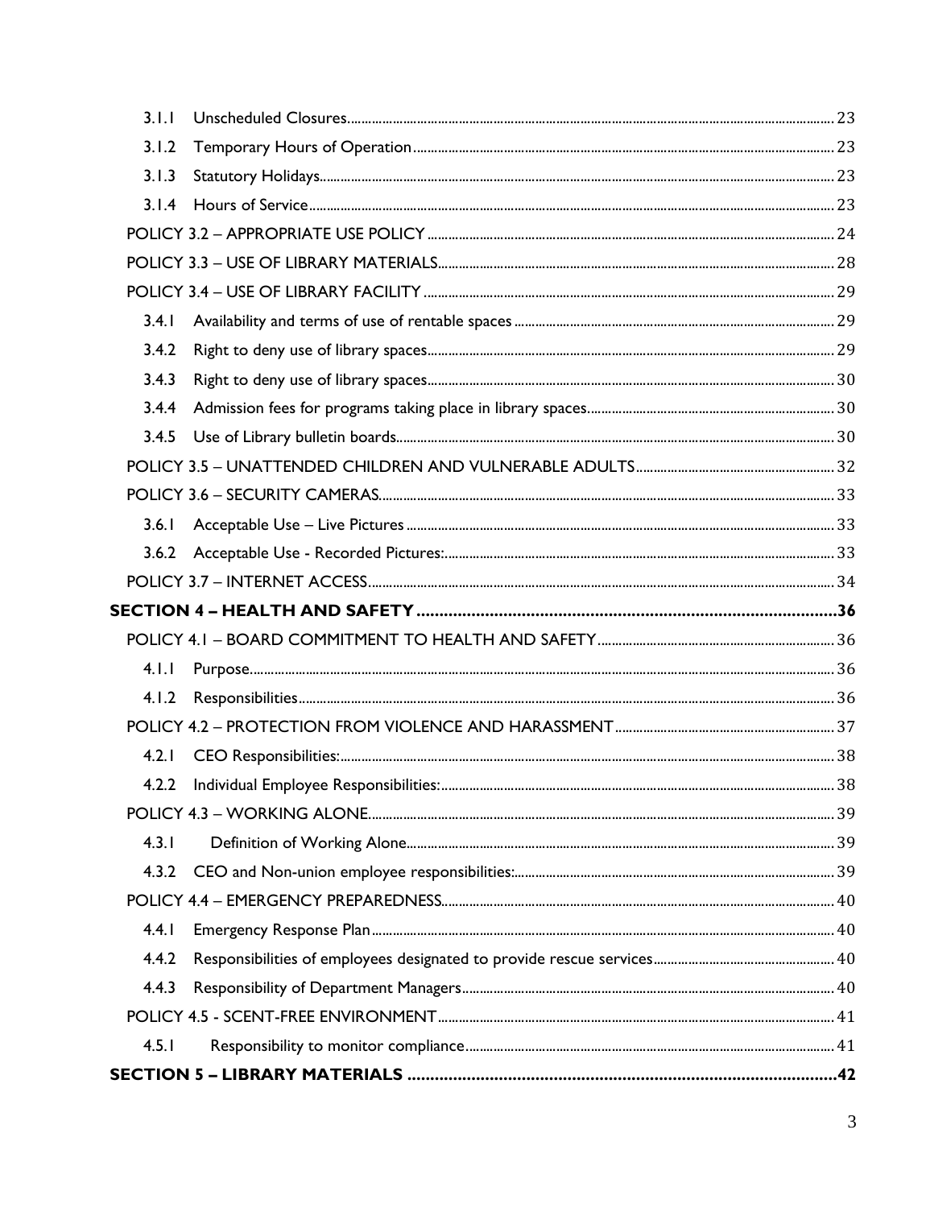- 3.1.1 Unscheduled Closures ..... 23
- 3.1.2 Temporary Hours of Operation ..... 23
- 3.1.3 Statutory Holidays ..... 23
- 3.1.4 Hours of Service ..... 23

POLICY 3.2 – APPROPRIATE USE POLICY ..... 24

POLICY 3.3 – USE OF LIBRARY MATERIALS ..... 28

POLICY 3.4 – USE OF LIBRARY FACILITY ..... 29

- 3.4.1 Availability and terms of use of rentable spaces ..... 29
- 3.4.2 Right to deny use of library spaces ..... 29
- 3.4.3 Right to deny use of library spaces ..... 30
- 3.4.4 Admission fees for programs taking place in library spaces ..... 30
- 3.4.5 Use of Library bulletin boards ..... 30

POLICY 3.5 – UNATTENDED CHILDREN AND VULNERABLE ADULTS ..... 32

POLICY 3.6 – SECURITY CAMERAS ..... 33

- 3.6.1 Acceptable Use – Live Pictures ..... 33
- 3.6.2 Acceptable Use - Recorded Pictures: ..... 33

POLICY 3.7 – INTERNET ACCESS ..... 34

**SECTION 4 – HEALTH AND SAFETY ..... 36**

POLICY 4.1 – BOARD COMMITMENT TO HEALTH AND SAFETY ..... 36

- 4.1.1 Purpose ..... 36
- 4.1.2 Responsibilities ..... 36

POLICY 4.2 – PROTECTION FROM VIOLENCE AND HARASSMENT ..... 37

- 4.2.1 CEO Responsibilities: ..... 38
- 4.2.2 Individual Employee Responsibilities: ..... 38

POLICY 4.3 – WORKING ALONE ..... 39

- 4.3.1 Definition of Working Alone ..... 39
- 4.3.2 CEO and Non-union employee responsibilities: ..... 39

POLICY 4.4 – EMERGENCY PREPAREDNESS ..... 40

- 4.4.1 Emergency Response Plan ..... 40
- 4.4.2 Responsibilities of employees designated to provide rescue services ..... 40
- 4.4.3 Responsibility of Department Managers ..... 40

POLICY 4.5 - SCENT-FREE ENVIRONMENT ..... 41

- 4.5.1 Responsibility to monitor compliance ..... 41

**SECTION 5 – LIBRARY MATERIALS ..... 42**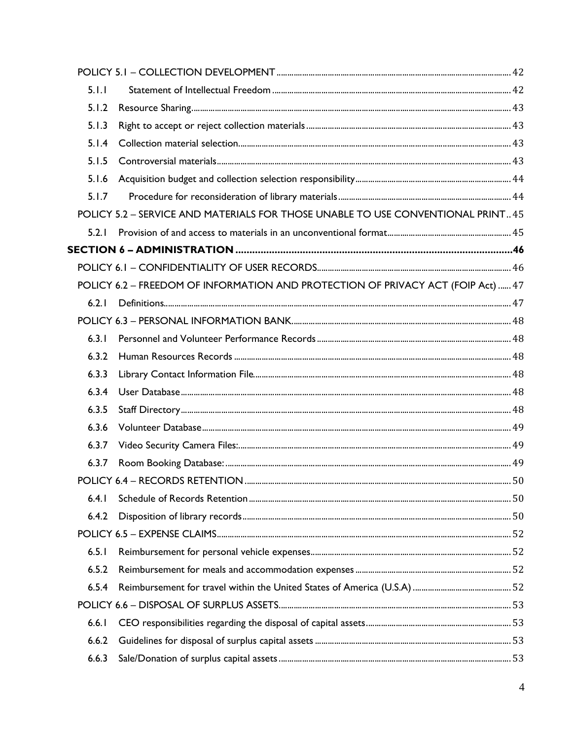POLICY 5.1 – COLLECTION DEVELOPMENT ..... 42

5.1.1 Statement of Intellectual Freedom ..... 42

5.1.2 Resource Sharing ..... 43

5.1.3 Right to accept or reject collection materials ..... 43

5.1.4 Collection material selection ..... 43

5.1.5 Controversial materials ..... 43

5.1.6 Acquisition budget and collection selection responsibility ..... 44

5.1.7 Procedure for reconsideration of library materials ..... 44

POLICY 5.2 – SERVICE AND MATERIALS FOR THOSE UNABLE TO USE CONVENTIONAL PRINT .. 45

5.2.1 Provision of and access to materials in an unconventional format ..... 45

**SECTION 6 – ADMINISTRATION ..... 46**

POLICY 6.1 – CONFIDENTIALITY OF USER RECORDS ..... 46

POLICY 6.2 – FREEDOM OF INFORMATION AND PROTECTION OF PRIVACY ACT (FOIP Act) ...... 47

6.2.1 Definitions ..... 47

POLICY 6.3 – PERSONAL INFORMATION BANK ..... 48

6.3.1 Personnel and Volunteer Performance Records ..... 48

6.3.2 Human Resources Records ..... 48

6.3.3 Library Contact Information File ..... 48

6.3.4 User Database ..... 48

6.3.5 Staff Directory ..... 48

6.3.6 Volunteer Database ..... 49

6.3.7 Video Security Camera Files: ..... 49

6.3.7 Room Booking Database: ..... 49

POLICY 6.4 – RECORDS RETENTION ..... 50

6.4.1 Schedule of Records Retention ..... 50

6.4.2 Disposition of library records ..... 50

POLICY 6.5 – EXPENSE CLAIMS ..... 52

6.5.1 Reimbursement for personal vehicle expenses ..... 52

6.5.2 Reimbursement for meals and accommodation expenses ..... 52

6.5.4 Reimbursement for travel within the United States of America (U.S.A) ..... 52

POLICY 6.6 – DISPOSAL OF SURPLUS ASSETS ..... 53

6.6.1 CEO responsibilities regarding the disposal of capital assets ..... 53

6.6.2 Guidelines for disposal of surplus capital assets ..... 53

6.6.3 Sale/Donation of surplus capital assets ..... 53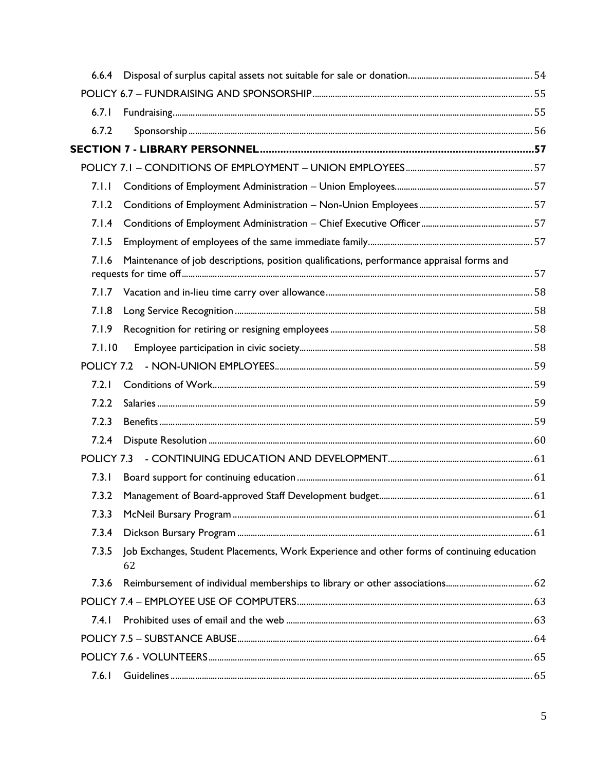6.6.4 Disposal of surplus capital assets not suitable for sale or donation ........ 54

POLICY 6.7 – FUNDRAISING AND SPONSORSHIP ........ 55

6.7.1 Fundraising ........ 55

6.7.2 Sponsorship ........ 56

**SECTION 7 - LIBRARY PERSONNEL ........ 57**

POLICY 7.1 – CONDITIONS OF EMPLOYMENT – UNION EMPLOYEES ........ 57

7.1.1 Conditions of Employment Administration – Union Employees ........ 57

7.1.2 Conditions of Employment Administration – Non-Union Employees ........ 57

7.1.4 Conditions of Employment Administration – Chief Executive Officer ........ 57

7.1.5 Employment of employees of the same immediate family ........ 57

7.1.6 Maintenance of job descriptions, position qualifications, performance appraisal forms and requests for time off ........ 57

7.1.7 Vacation and in-lieu time carry over allowance ........ 58

7.1.8 Long Service Recognition ........ 58

7.1.9 Recognition for retiring or resigning employees ........ 58

7.1.10 Employee participation in civic society ........ 58

POLICY 7.2 - NON-UNION EMPLOYEES ........ 59

7.2.1 Conditions of Work ........ 59

7.2.2 Salaries ........ 59

7.2.3 Benefits ........ 59

7.2.4 Dispute Resolution ........ 60

POLICY 7.3 - CONTINUING EDUCATION AND DEVELOPMENT ........ 61

7.3.1 Board support for continuing education ........ 61

7.3.2 Management of Board-approved Staff Development budget ........ 61

7.3.3 McNeil Bursary Program ........ 61

7.3.4 Dickson Bursary Program ........ 61

7.3.5 Job Exchanges, Student Placements, Work Experience and other forms of continuing education 62

7.3.6 Reimbursement of individual memberships to library or other associations ........ 62

POLICY 7.4 – EMPLOYEE USE OF COMPUTERS ........ 63

7.4.1 Prohibited uses of email and the web ........ 63

POLICY 7.5 – SUBSTANCE ABUSE ........ 64

POLICY 7.6 - VOLUNTEERS ........ 65

7.6.1 Guidelines ........ 65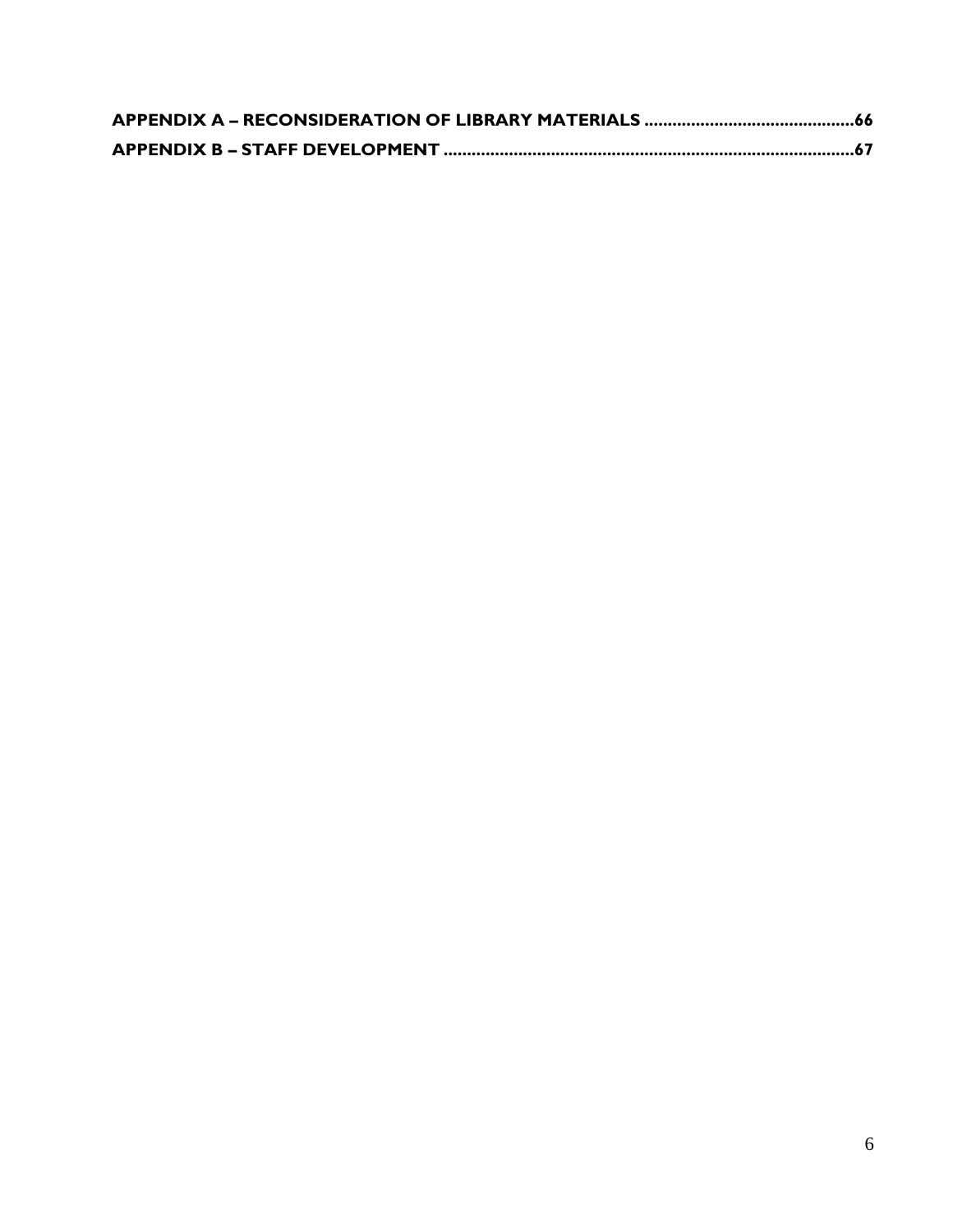**APPENDIX A – RECONSIDERATION OF LIBRARY MATERIALS ............................................66**

**APPENDIX B – STAFF DEVELOPMENT ......................................................................................67**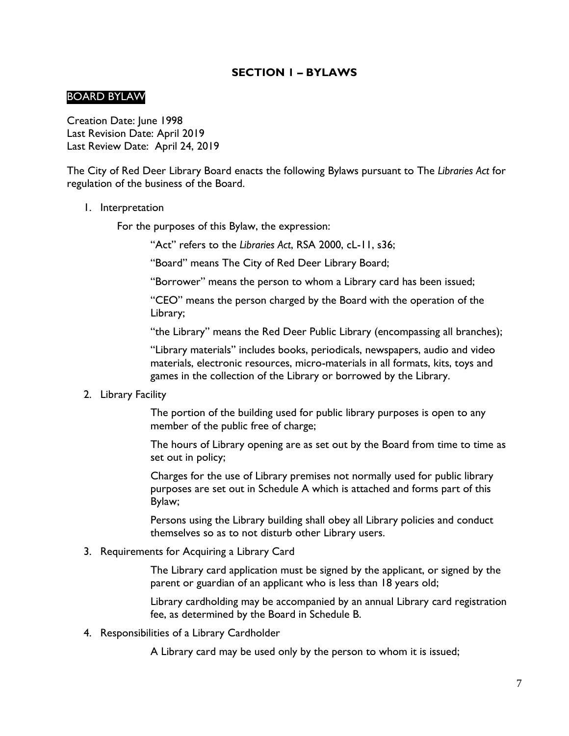## SECTION 1 – BYLAWS

### BOARD BYLAW

Creation Date: June 1998
Last Revision Date: April 2019
Last Review Date: April 24, 2019

The City of Red Deer Library Board enacts the following Bylaws pursuant to The *Libraries Act* for regulation of the business of the Board.

1. Interpretation

   For the purposes of this Bylaw, the expression:

   "Act" refers to the *Libraries Act*, RSA 2000, cL-11, s36;

   "Board" means The City of Red Deer Library Board;

   "Borrower" means the person to whom a Library card has been issued;

   "CEO" means the person charged by the Board with the operation of the Library;

   "the Library" means the Red Deer Public Library (encompassing all branches);

   "Library materials" includes books, periodicals, newspapers, audio and video materials, electronic resources, micro-materials in all formats, kits, toys and games in the collection of the Library or borrowed by the Library.

2. Library Facility

   The portion of the building used for public library purposes is open to any member of the public free of charge;

   The hours of Library opening are as set out by the Board from time to time as set out in policy;

   Charges for the use of Library premises not normally used for public library purposes are set out in Schedule A which is attached and forms part of this Bylaw;

   Persons using the Library building shall obey all Library policies and conduct themselves so as to not disturb other Library users.

3. Requirements for Acquiring a Library Card

   The Library card application must be signed by the applicant, or signed by the parent or guardian of an applicant who is less than 18 years old;

   Library cardholding may be accompanied by an annual Library card registration fee, as determined by the Board in Schedule B.

4. Responsibilities of a Library Cardholder

   A Library card may be used only by the person to whom it is issued;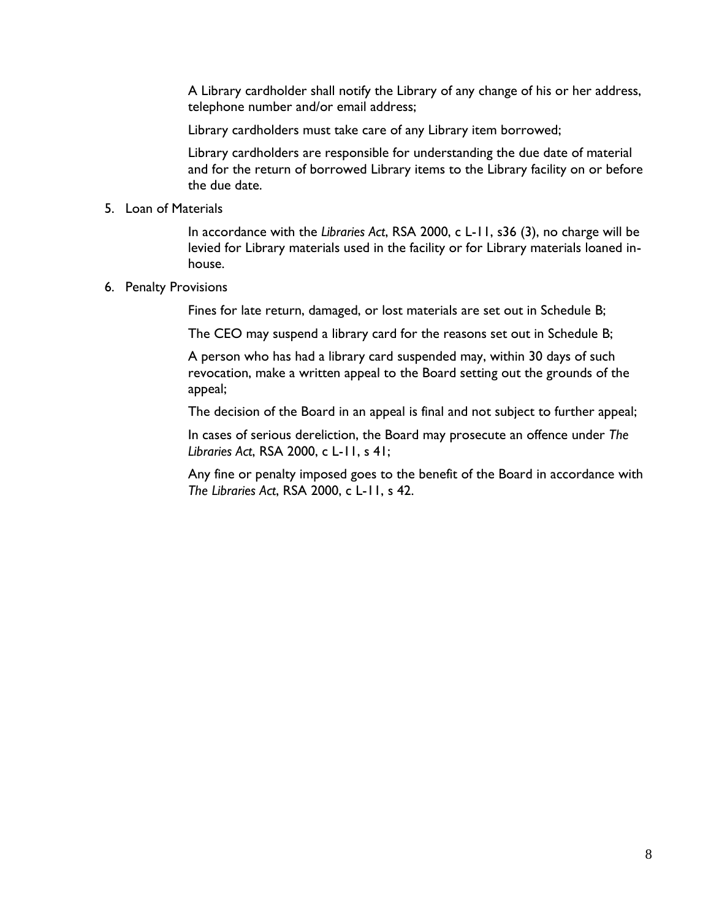A Library cardholder shall notify the Library of any change of his or her address, telephone number and/or email address;

Library cardholders must take care of any Library item borrowed;

Library cardholders are responsible for understanding the due date of material and for the return of borrowed Library items to the Library facility on or before the due date.

5. Loan of Materials

In accordance with the *Libraries Act*, RSA 2000, c L-11, s36 (3), no charge will be levied for Library materials used in the facility or for Library materials loaned in-house.

6. Penalty Provisions

Fines for late return, damaged, or lost materials are set out in Schedule B;

The CEO may suspend a library card for the reasons set out in Schedule B;

A person who has had a library card suspended may, within 30 days of such revocation, make a written appeal to the Board setting out the grounds of the appeal;

The decision of the Board in an appeal is final and not subject to further appeal;

In cases of serious dereliction, the Board may prosecute an offence under *The Libraries Act*, RSA 2000, c L-11, s 41;

Any fine or penalty imposed goes to the benefit of the Board in accordance with *The Libraries Act*, RSA 2000, c L-11, s 42.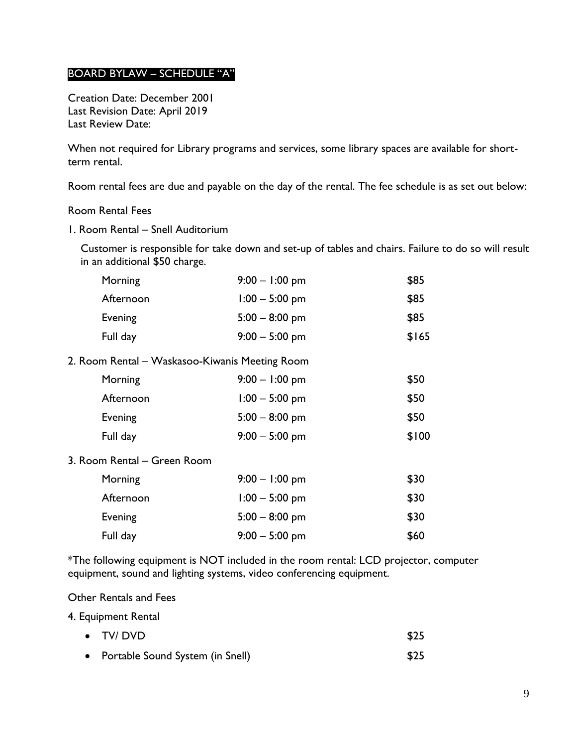## BOARD BYLAW – SCHEDULE "A"

Creation Date: December 2001
Last Revision Date: April 2019
Last Review Date:

When not required for Library programs and services, some library spaces are available for short-term rental.

Room rental fees are due and payable on the day of the rental. The fee schedule is as set out below:

Room Rental Fees

1. Room Rental – Snell Auditorium

   Customer is responsible for take down and set-up of tables and chairs. Failure to do so will result in an additional $50 charge.

| | | |
|---|---|---|
| Morning | 9:00 – 1:00 pm | $85 |
| Afternoon | 1:00 – 5:00 pm | $85 |
| Evening | 5:00 – 8:00 pm | $85 |
| Full day | 9:00 – 5:00 pm | $165 |

2. Room Rental – Waskasoo-Kiwanis Meeting Room

| | | |
|---|---|---|
| Morning | 9:00 – 1:00 pm | $50 |
| Afternoon | 1:00 – 5:00 pm | $50 |
| Evening | 5:00 – 8:00 pm | $50 |
| Full day | 9:00 – 5:00 pm | $100 |

3. Room Rental – Green Room

| | | |
|---|---|---|
| Morning | 9:00 – 1:00 pm | $30 |
| Afternoon | 1:00 – 5:00 pm | $30 |
| Evening | 5:00 – 8:00 pm | $30 |
| Full day | 9:00 – 5:00 pm | $60 |

*The following equipment is NOT included in the room rental: LCD projector, computer equipment, sound and lighting systems, video conferencing equipment.

Other Rentals and Fees

4. Equipment Rental

| | |
|---|---|
| • TV/ DVD | $25 |
| • Portable Sound System (in Snell) | $25 |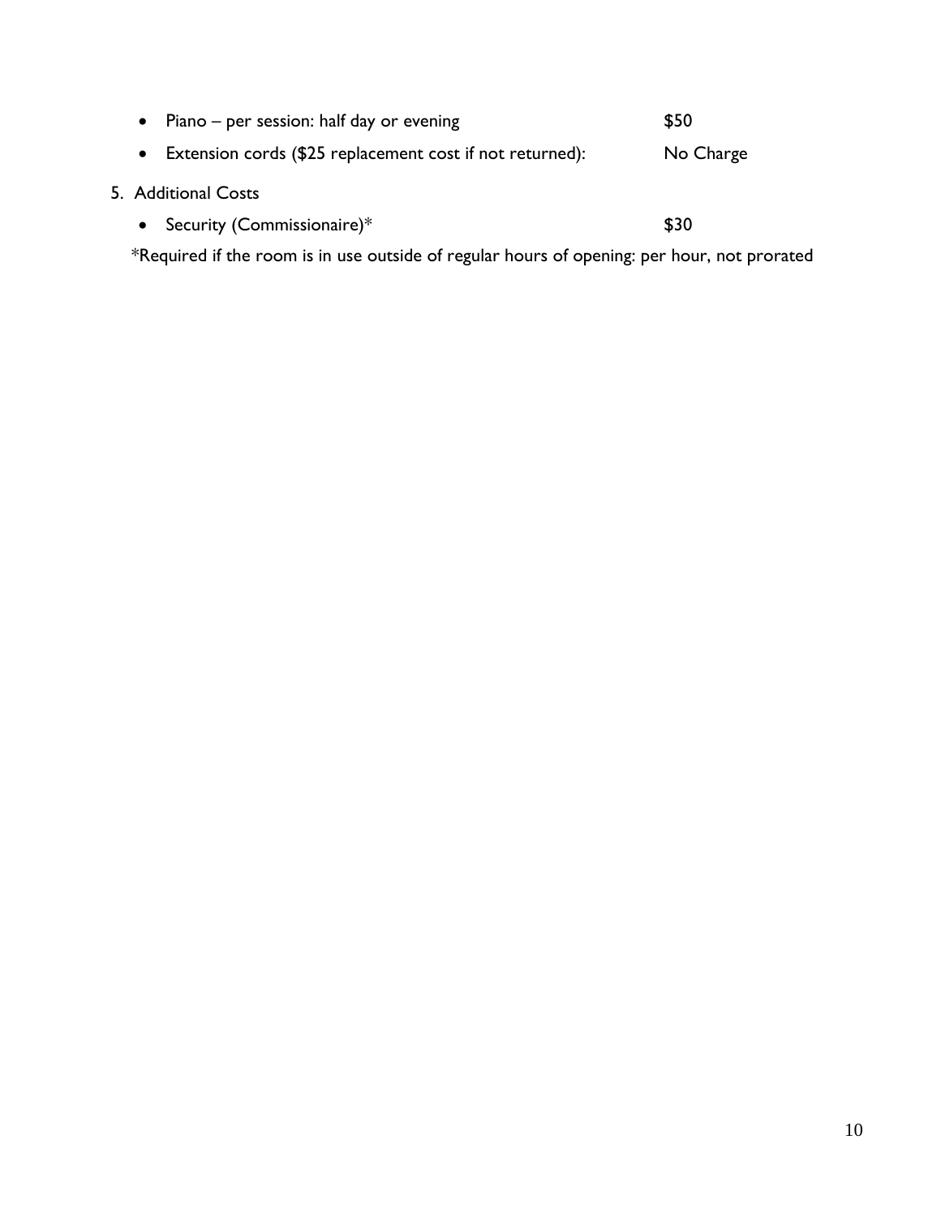- Piano – per session: half day or evening $50
- Extension cords ($25 replacement cost if not returned): No Charge

5. Additional Costs

   - Security (Commissionaire)* $30

   *Required if the room is in use outside of regular hours of opening: per hour, not prorated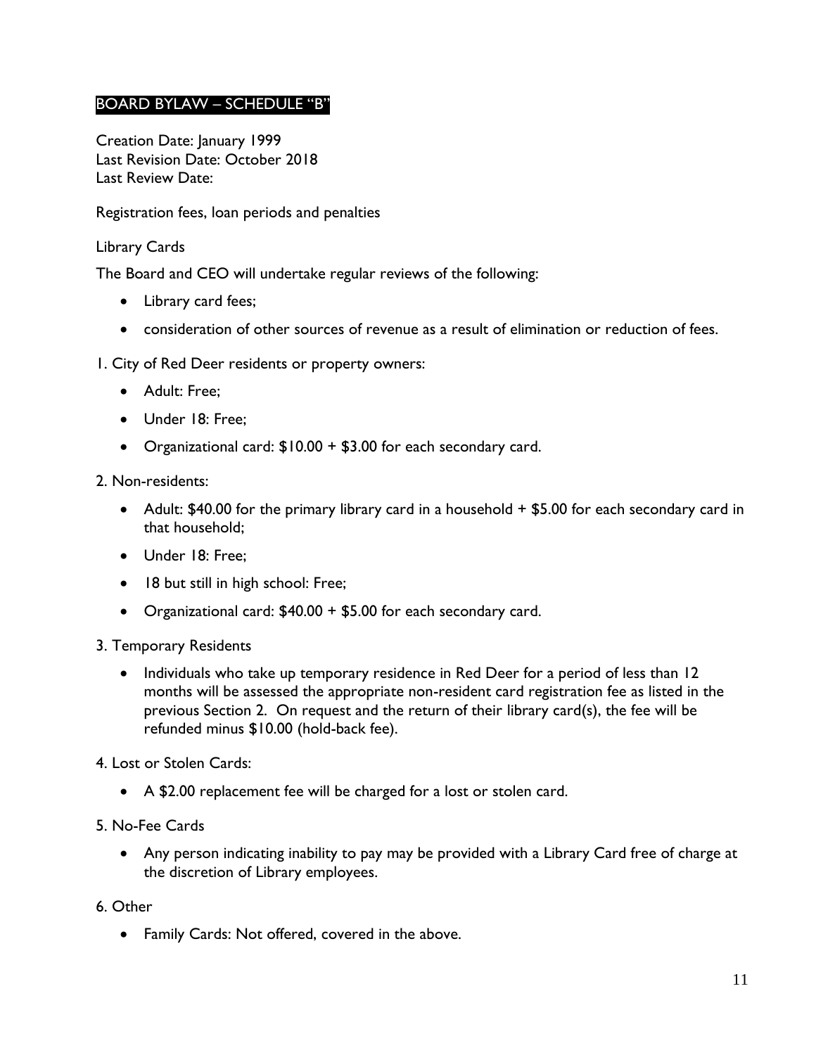## BOARD BYLAW – SCHEDULE "B"

Creation Date: January 1999
Last Revision Date: October 2018
Last Review Date:

Registration fees, loan periods and penalties

Library Cards

The Board and CEO will undertake regular reviews of the following:

- Library card fees;
- consideration of other sources of revenue as a result of elimination or reduction of fees.

1. City of Red Deer residents or property owners:

- Adult: Free;
- Under 18: Free;
- Organizational card: $10.00 + $3.00 for each secondary card.

2. Non-residents:

- Adult: $40.00 for the primary library card in a household + $5.00 for each secondary card in that household;
- Under 18: Free;
- 18 but still in high school: Free;
- Organizational card: $40.00 + $5.00 for each secondary card.

3. Temporary Residents

- Individuals who take up temporary residence in Red Deer for a period of less than 12 months will be assessed the appropriate non-resident card registration fee as listed in the previous Section 2. On request and the return of their library card(s), the fee will be refunded minus $10.00 (hold-back fee).

4. Lost or Stolen Cards:

- A $2.00 replacement fee will be charged for a lost or stolen card.

5. No-Fee Cards

- Any person indicating inability to pay may be provided with a Library Card free of charge at the discretion of Library employees.

6. Other

- Family Cards: Not offered, covered in the above.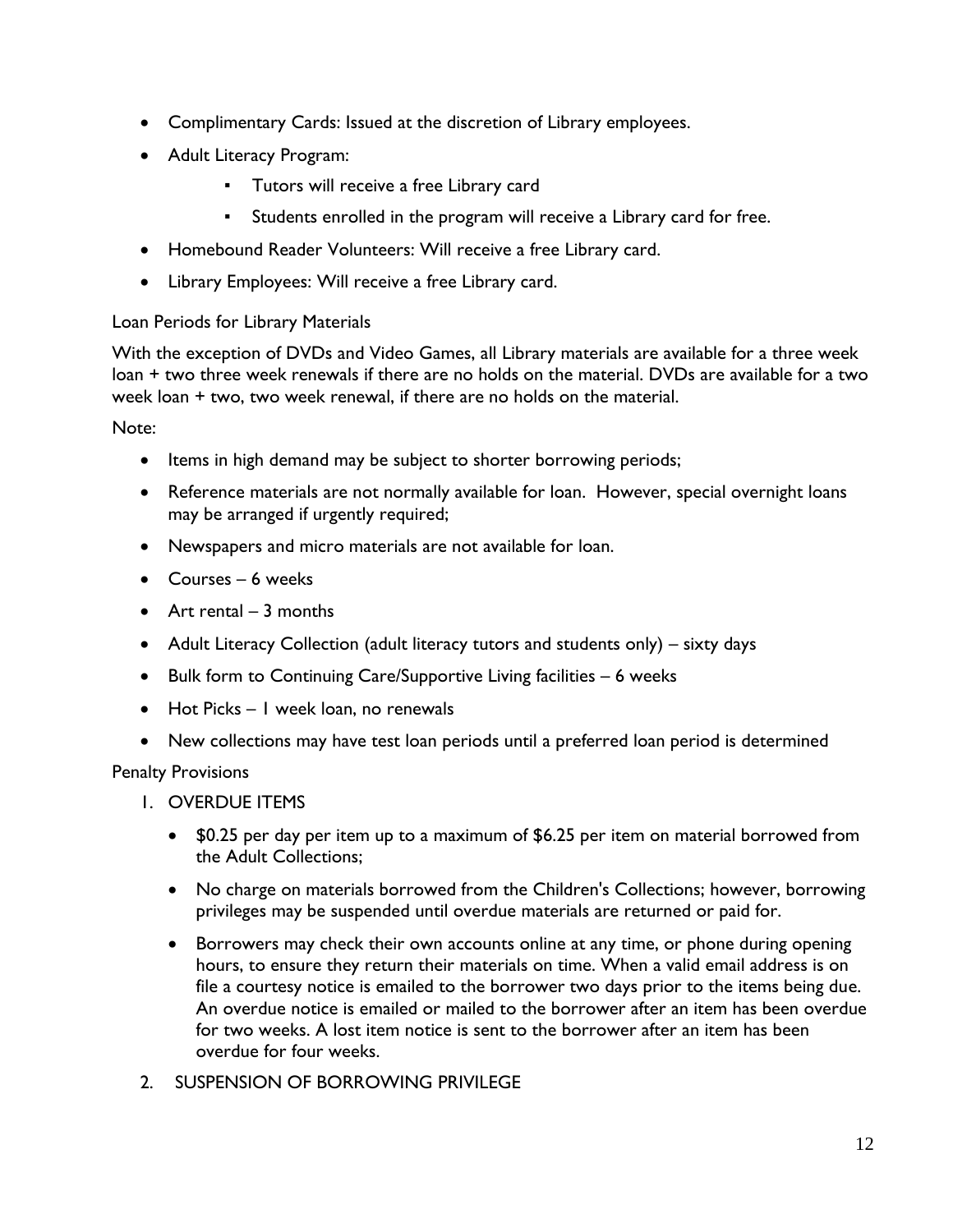- Complimentary Cards: Issued at the discretion of Library employees.
- Adult Literacy Program:
  - Tutors will receive a free Library card
  - Students enrolled in the program will receive a Library card for free.
- Homebound Reader Volunteers: Will receive a free Library card.
- Library Employees: Will receive a free Library card.

Loan Periods for Library Materials

With the exception of DVDs and Video Games, all Library materials are available for a three week loan + two three week renewals if there are no holds on the material. DVDs are available for a two week loan + two, two week renewal, if there are no holds on the material.

Note:

- Items in high demand may be subject to shorter borrowing periods;
- Reference materials are not normally available for loan. However, special overnight loans may be arranged if urgently required;
- Newspapers and micro materials are not available for loan.
- Courses – 6 weeks
- Art rental – 3 months
- Adult Literacy Collection (adult literacy tutors and students only) – sixty days
- Bulk form to Continuing Care/Supportive Living facilities – 6 weeks
- Hot Picks – 1 week loan, no renewals
- New collections may have test loan periods until a preferred loan period is determined

Penalty Provisions

1. OVERDUE ITEMS
   - $0.25 per day per item up to a maximum of $6.25 per item on material borrowed from the Adult Collections;
   - No charge on materials borrowed from the Children's Collections; however, borrowing privileges may be suspended until overdue materials are returned or paid for.
   - Borrowers may check their own accounts online at any time, or phone during opening hours, to ensure they return their materials on time. When a valid email address is on file a courtesy notice is emailed to the borrower two days prior to the items being due. An overdue notice is emailed or mailed to the borrower after an item has been overdue for two weeks. A lost item notice is sent to the borrower after an item has been overdue for four weeks.
2. SUSPENSION OF BORROWING PRIVILEGE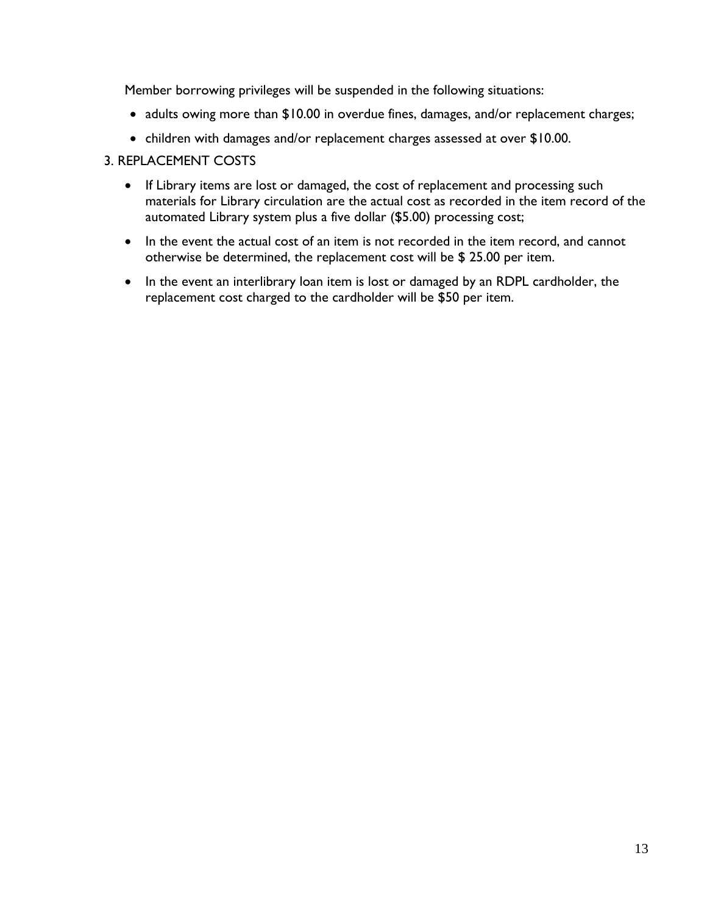Member borrowing privileges will be suspended in the following situations:

- adults owing more than $10.00 in overdue fines, damages, and/or replacement charges;
- children with damages and/or replacement charges assessed at over $10.00.

3. REPLACEMENT COSTS

- If Library items are lost or damaged, the cost of replacement and processing such materials for Library circulation are the actual cost as recorded in the item record of the automated Library system plus a five dollar ($5.00) processing cost;
- In the event the actual cost of an item is not recorded in the item record, and cannot otherwise be determined, the replacement cost will be $ 25.00 per item.
- In the event an interlibrary loan item is lost or damaged by an RDPL cardholder, the replacement cost charged to the cardholder will be $50 per item.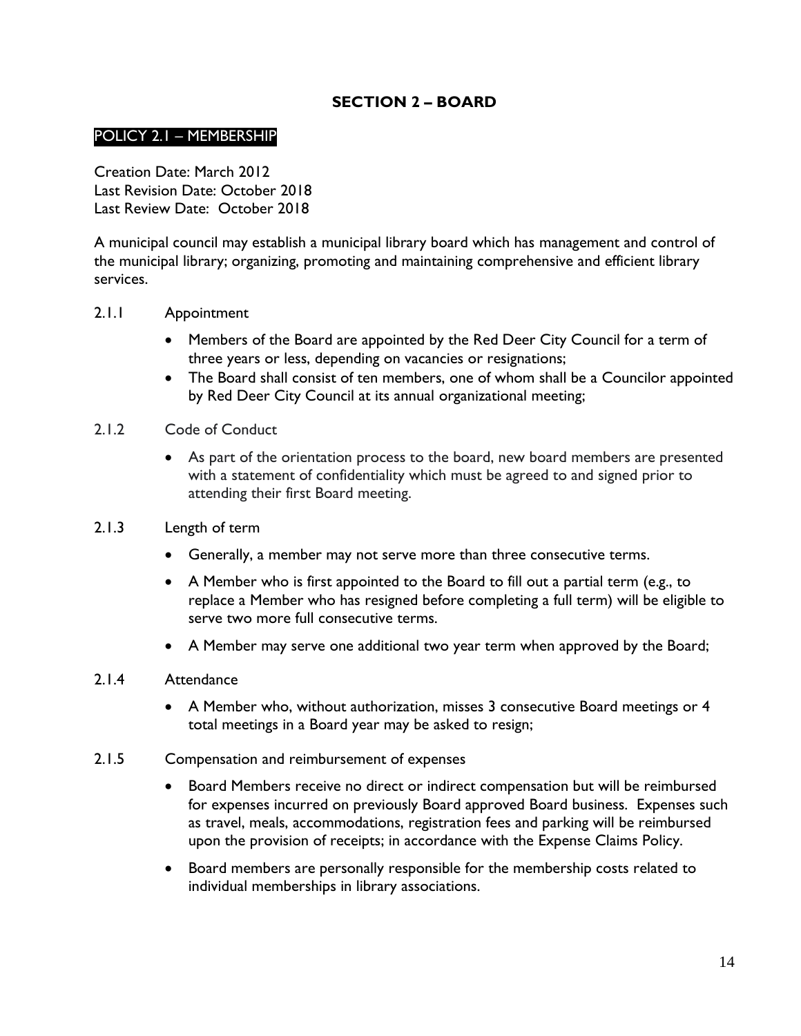## SECTION 2 – BOARD

### POLICY 2.1 – MEMBERSHIP

Creation Date: March 2012
Last Revision Date: October 2018
Last Review Date: October 2018

A municipal council may establish a municipal library board which has management and control of the municipal library; organizing, promoting and maintaining comprehensive and efficient library services.

2.1.1 Appointment

- Members of the Board are appointed by the Red Deer City Council for a term of three years or less, depending on vacancies or resignations;
- The Board shall consist of ten members, one of whom shall be a Councilor appointed by Red Deer City Council at its annual organizational meeting;

2.1.2 Code of Conduct

- As part of the orientation process to the board, new board members are presented with a statement of confidentiality which must be agreed to and signed prior to attending their first Board meeting.

2.1.3 Length of term

- Generally, a member may not serve more than three consecutive terms.
- A Member who is first appointed to the Board to fill out a partial term (e.g., to replace a Member who has resigned before completing a full term) will be eligible to serve two more full consecutive terms.
- A Member may serve one additional two year term when approved by the Board;

2.1.4 Attendance

- A Member who, without authorization, misses 3 consecutive Board meetings or 4 total meetings in a Board year may be asked to resign;

2.1.5 Compensation and reimbursement of expenses

- Board Members receive no direct or indirect compensation but will be reimbursed for expenses incurred on previously Board approved Board business. Expenses such as travel, meals, accommodations, registration fees and parking will be reimbursed upon the provision of receipts; in accordance with the Expense Claims Policy.
- Board members are personally responsible for the membership costs related to individual memberships in library associations.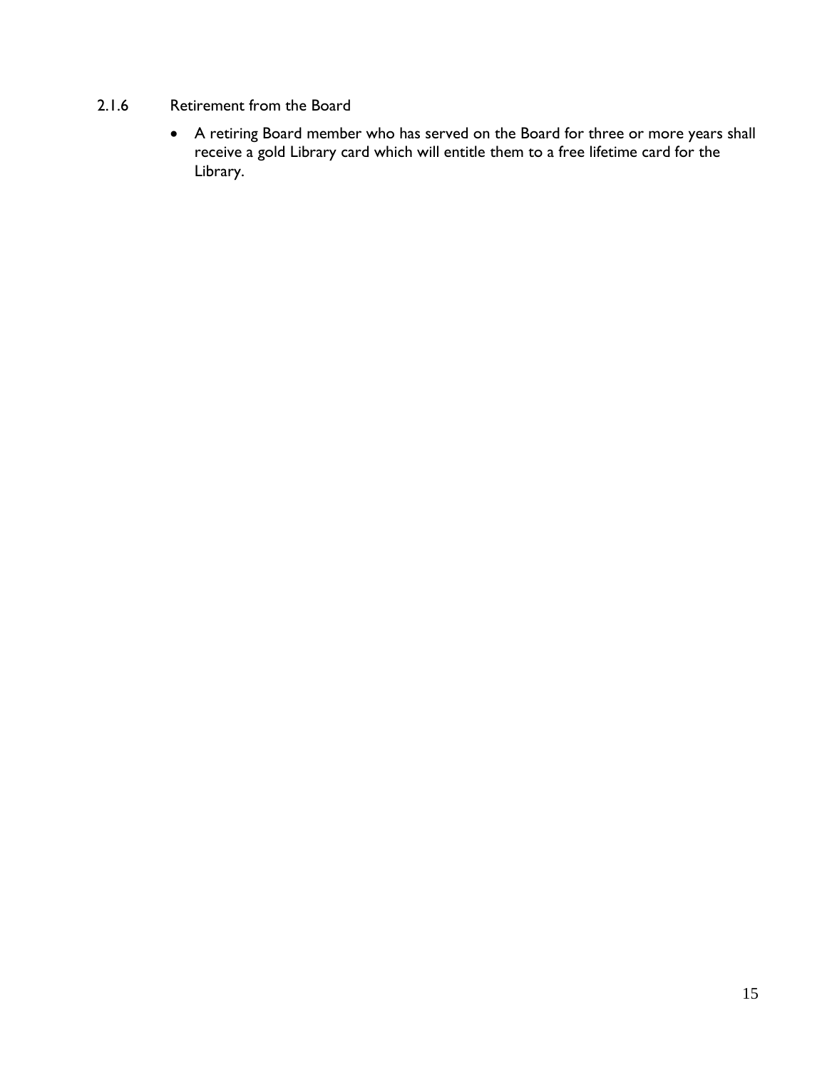### 2.1.6 Retirement from the Board

- A retiring Board member who has served on the Board for three or more years shall receive a gold Library card which will entitle them to a free lifetime card for the Library.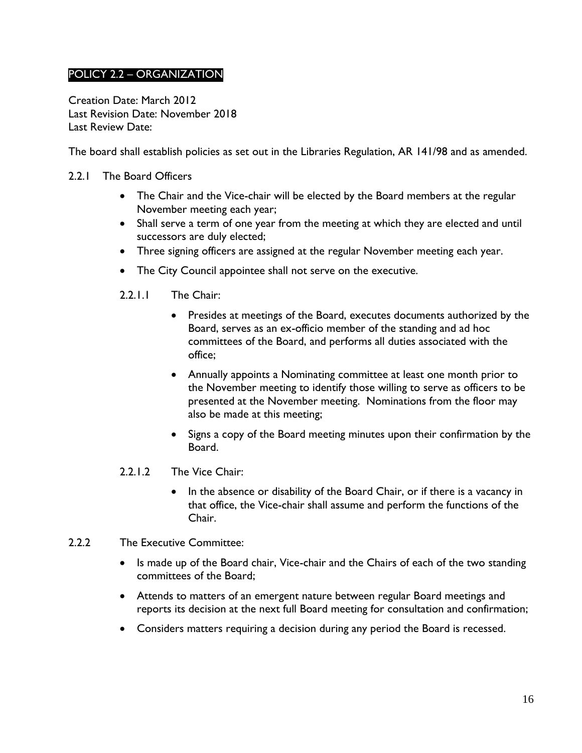## POLICY 2.2 – ORGANIZATION

Creation Date: March 2012
Last Revision Date: November 2018
Last Review Date:

The board shall establish policies as set out in the Libraries Regulation, AR 141/98 and as amended.

### 2.2.1 The Board Officers

- The Chair and the Vice-chair will be elected by the Board members at the regular November meeting each year;
- Shall serve a term of one year from the meeting at which they are elected and until successors are duly elected;
- Three signing officers are assigned at the regular November meeting each year.
- The City Council appointee shall not serve on the executive.

#### 2.2.1.1 The Chair:

- Presides at meetings of the Board, executes documents authorized by the Board, serves as an ex-officio member of the standing and ad hoc committees of the Board, and performs all duties associated with the office;
- Annually appoints a Nominating committee at least one month prior to the November meeting to identify those willing to serve as officers to be presented at the November meeting. Nominations from the floor may also be made at this meeting;
- Signs a copy of the Board meeting minutes upon their confirmation by the Board.

#### 2.2.1.2 The Vice Chair:

- In the absence or disability of the Board Chair, or if there is a vacancy in that office, the Vice-chair shall assume and perform the functions of the Chair.

### 2.2.2 The Executive Committee:

- Is made up of the Board chair, Vice-chair and the Chairs of each of the two standing committees of the Board;
- Attends to matters of an emergent nature between regular Board meetings and reports its decision at the next full Board meeting for consultation and confirmation;
- Considers matters requiring a decision during any period the Board is recessed.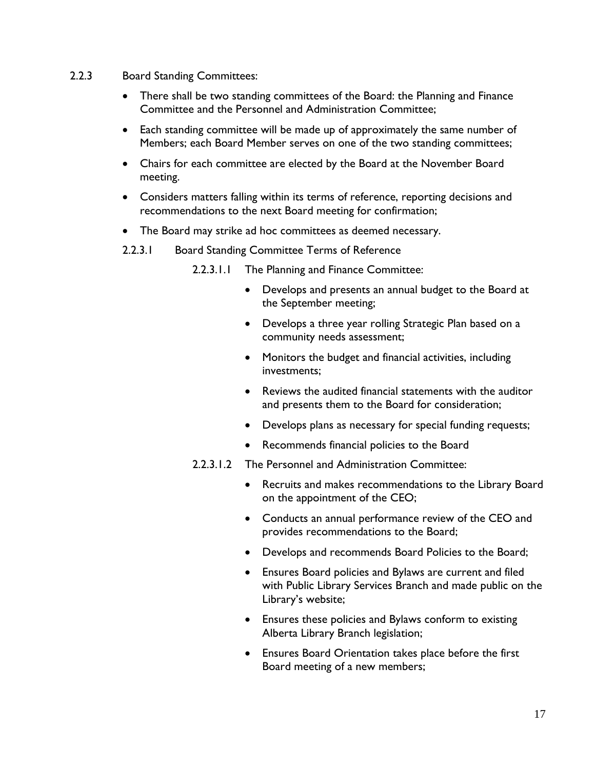2.2.3 Board Standing Committees:

- There shall be two standing committees of the Board: the Planning and Finance Committee and the Personnel and Administration Committee;
- Each standing committee will be made up of approximately the same number of Members; each Board Member serves on one of the two standing committees;
- Chairs for each committee are elected by the Board at the November Board meeting.
- Considers matters falling within its terms of reference, reporting decisions and recommendations to the next Board meeting for confirmation;
- The Board may strike ad hoc committees as deemed necessary.

2.2.3.1 Board Standing Committee Terms of Reference

2.2.3.1.1 The Planning and Finance Committee:

- Develops and presents an annual budget to the Board at the September meeting;
- Develops a three year rolling Strategic Plan based on a community needs assessment;
- Monitors the budget and financial activities, including investments;
- Reviews the audited financial statements with the auditor and presents them to the Board for consideration;
- Develops plans as necessary for special funding requests;
- Recommends financial policies to the Board

2.2.3.1.2 The Personnel and Administration Committee:

- Recruits and makes recommendations to the Library Board on the appointment of the CEO;
- Conducts an annual performance review of the CEO and provides recommendations to the Board;
- Develops and recommends Board Policies to the Board;
- Ensures Board policies and Bylaws are current and filed with Public Library Services Branch and made public on the Library's website;
- Ensures these policies and Bylaws conform to existing Alberta Library Branch legislation;
- Ensures Board Orientation takes place before the first Board meeting of a new members;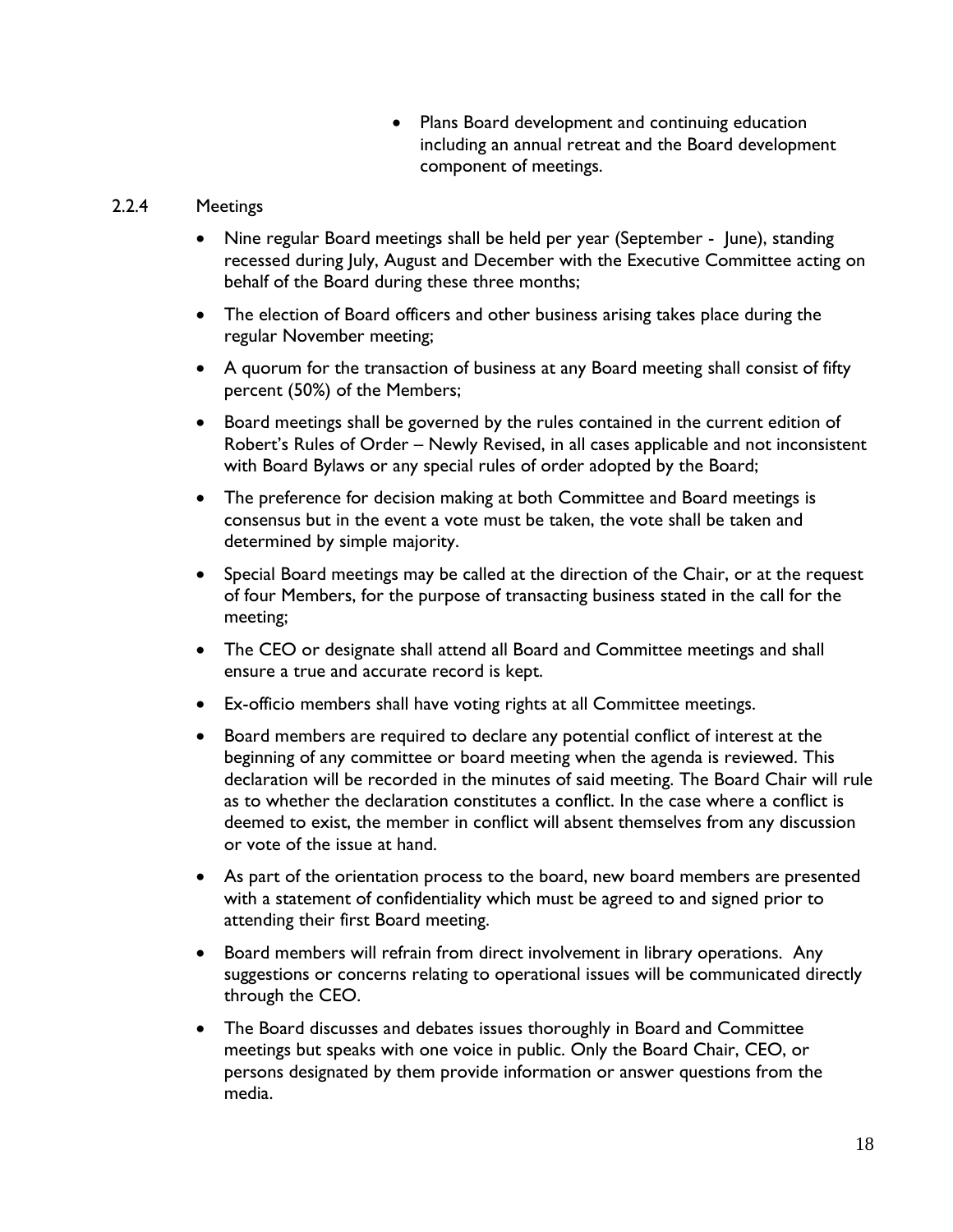- Plans Board development and continuing education including an annual retreat and the Board development component of meetings.

### 2.2.4 Meetings

- Nine regular Board meetings shall be held per year (September - June), standing recessed during July, August and December with the Executive Committee acting on behalf of the Board during these three months;
- The election of Board officers and other business arising takes place during the regular November meeting;
- A quorum for the transaction of business at any Board meeting shall consist of fifty percent (50%) of the Members;
- Board meetings shall be governed by the rules contained in the current edition of Robert's Rules of Order – Newly Revised, in all cases applicable and not inconsistent with Board Bylaws or any special rules of order adopted by the Board;
- The preference for decision making at both Committee and Board meetings is consensus but in the event a vote must be taken, the vote shall be taken and determined by simple majority.
- Special Board meetings may be called at the direction of the Chair, or at the request of four Members, for the purpose of transacting business stated in the call for the meeting;
- The CEO or designate shall attend all Board and Committee meetings and shall ensure a true and accurate record is kept.
- Ex-officio members shall have voting rights at all Committee meetings.
- Board members are required to declare any potential conflict of interest at the beginning of any committee or board meeting when the agenda is reviewed. This declaration will be recorded in the minutes of said meeting. The Board Chair will rule as to whether the declaration constitutes a conflict. In the case where a conflict is deemed to exist, the member in conflict will absent themselves from any discussion or vote of the issue at hand.
- As part of the orientation process to the board, new board members are presented with a statement of confidentiality which must be agreed to and signed prior to attending their first Board meeting.
- Board members will refrain from direct involvement in library operations. Any suggestions or concerns relating to operational issues will be communicated directly through the CEO.
- The Board discusses and debates issues thoroughly in Board and Committee meetings but speaks with one voice in public. Only the Board Chair, CEO, or persons designated by them provide information or answer questions from the media.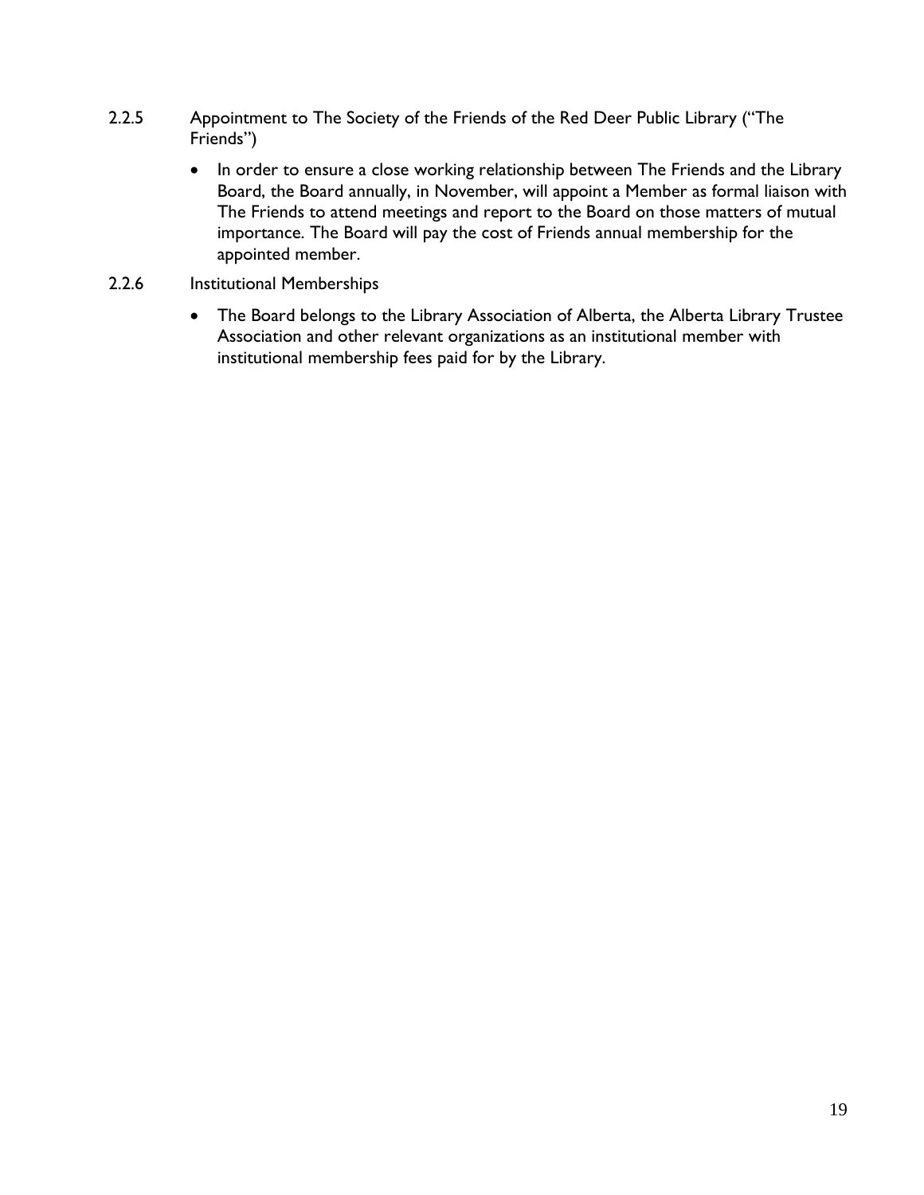### 2.2.5 Appointment to The Society of the Friends of the Red Deer Public Library ("The Friends")

- In order to ensure a close working relationship between The Friends and the Library Board, the Board annually, in November, will appoint a Member as formal liaison with The Friends to attend meetings and report to the Board on those matters of mutual importance. The Board will pay the cost of Friends annual membership for the appointed member.

### 2.2.6 Institutional Memberships

- The Board belongs to the Library Association of Alberta, the Alberta Library Trustee Association and other relevant organizations as an institutional member with institutional membership fees paid for by the Library.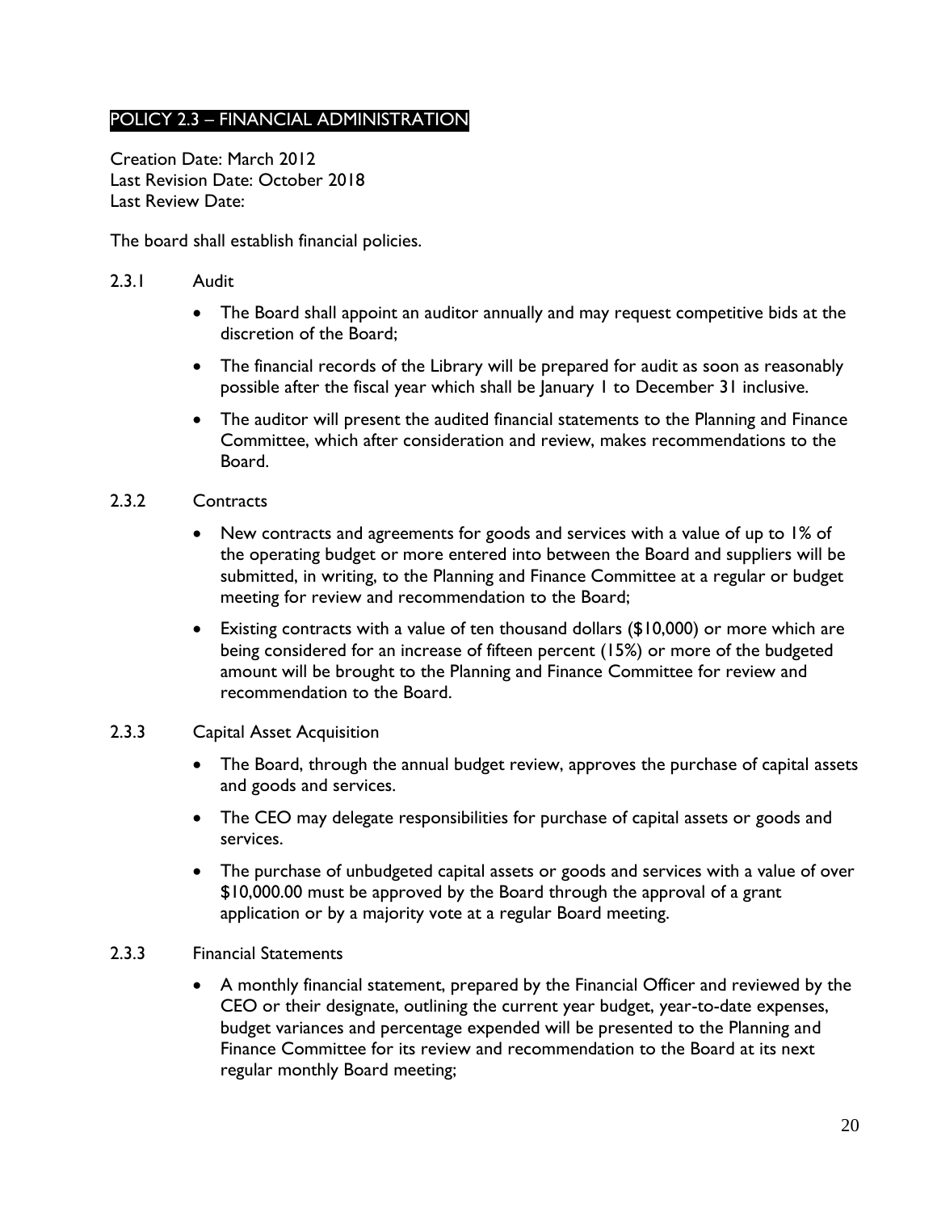## POLICY 2.3 – FINANCIAL ADMINISTRATION

Creation Date: March 2012
Last Revision Date: October 2018
Last Review Date:

The board shall establish financial policies.

2.3.1 Audit

- The Board shall appoint an auditor annually and may request competitive bids at the discretion of the Board;
- The financial records of the Library will be prepared for audit as soon as reasonably possible after the fiscal year which shall be January 1 to December 31 inclusive.
- The auditor will present the audited financial statements to the Planning and Finance Committee, which after consideration and review, makes recommendations to the Board.

2.3.2 Contracts

- New contracts and agreements for goods and services with a value of up to 1% of the operating budget or more entered into between the Board and suppliers will be submitted, in writing, to the Planning and Finance Committee at a regular or budget meeting for review and recommendation to the Board;
- Existing contracts with a value of ten thousand dollars ($10,000) or more which are being considered for an increase of fifteen percent (15%) or more of the budgeted amount will be brought to the Planning and Finance Committee for review and recommendation to the Board.

2.3.3 Capital Asset Acquisition

- The Board, through the annual budget review, approves the purchase of capital assets and goods and services.
- The CEO may delegate responsibilities for purchase of capital assets or goods and services.
- The purchase of unbudgeted capital assets or goods and services with a value of over $10,000.00 must be approved by the Board through the approval of a grant application or by a majority vote at a regular Board meeting.

2.3.3 Financial Statements

- A monthly financial statement, prepared by the Financial Officer and reviewed by the CEO or their designate, outlining the current year budget, year-to-date expenses, budget variances and percentage expended will be presented to the Planning and Finance Committee for its review and recommendation to the Board at its next regular monthly Board meeting;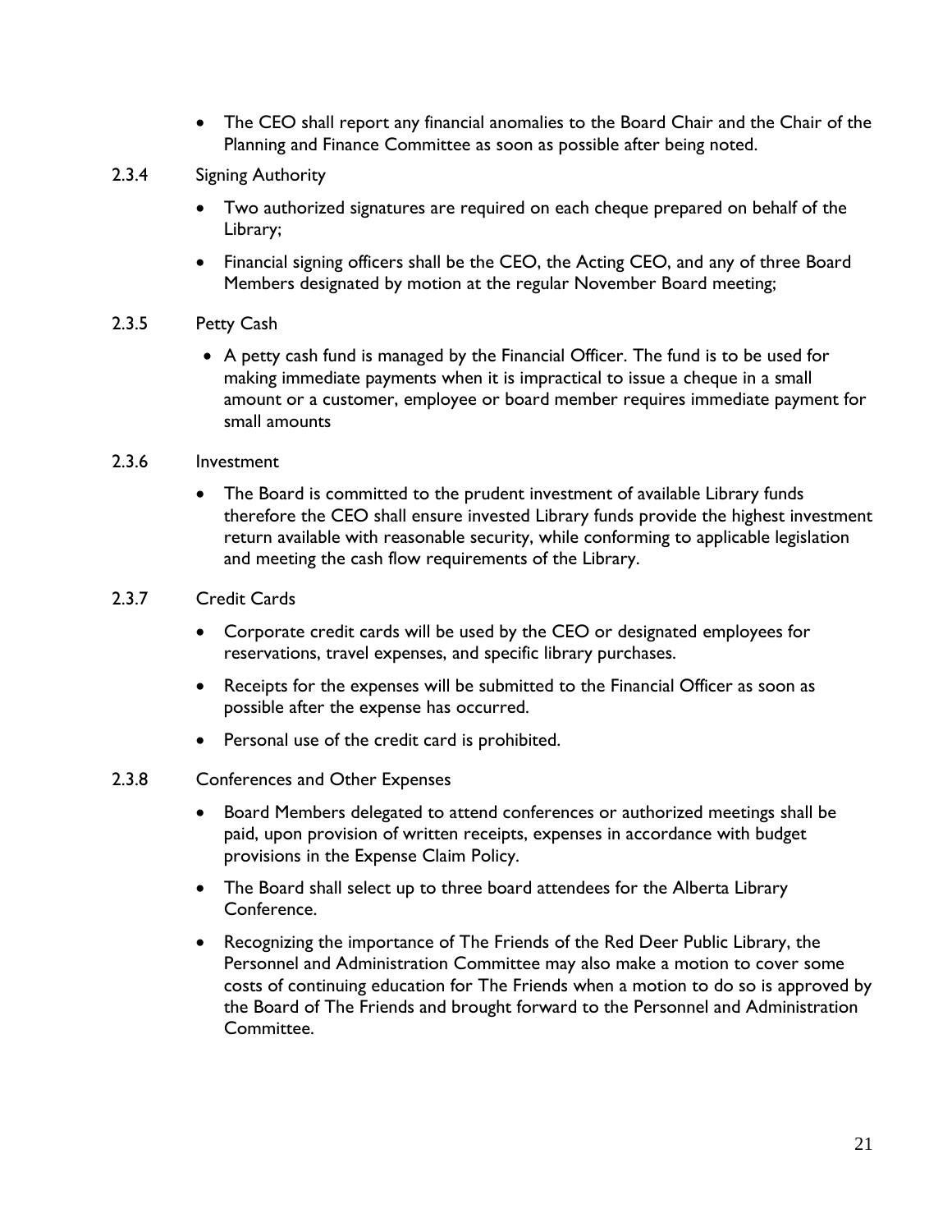- The CEO shall report any financial anomalies to the Board Chair and the Chair of the Planning and Finance Committee as soon as possible after being noted.

2.3.4 Signing Authority

- Two authorized signatures are required on each cheque prepared on behalf of the Library;
- Financial signing officers shall be the CEO, the Acting CEO, and any of three Board Members designated by motion at the regular November Board meeting;

2.3.5 Petty Cash

- A petty cash fund is managed by the Financial Officer. The fund is to be used for making immediate payments when it is impractical to issue a cheque in a small amount or a customer, employee or board member requires immediate payment for small amounts

2.3.6 Investment

- The Board is committed to the prudent investment of available Library funds therefore the CEO shall ensure invested Library funds provide the highest investment return available with reasonable security, while conforming to applicable legislation and meeting the cash flow requirements of the Library.

2.3.7 Credit Cards

- Corporate credit cards will be used by the CEO or designated employees for reservations, travel expenses, and specific library purchases.
- Receipts for the expenses will be submitted to the Financial Officer as soon as possible after the expense has occurred.
- Personal use of the credit card is prohibited.

2.3.8 Conferences and Other Expenses

- Board Members delegated to attend conferences or authorized meetings shall be paid, upon provision of written receipts, expenses in accordance with budget provisions in the Expense Claim Policy.
- The Board shall select up to three board attendees for the Alberta Library Conference.
- Recognizing the importance of The Friends of the Red Deer Public Library, the Personnel and Administration Committee may also make a motion to cover some costs of continuing education for The Friends when a motion to do so is approved by the Board of The Friends and brought forward to the Personnel and Administration Committee.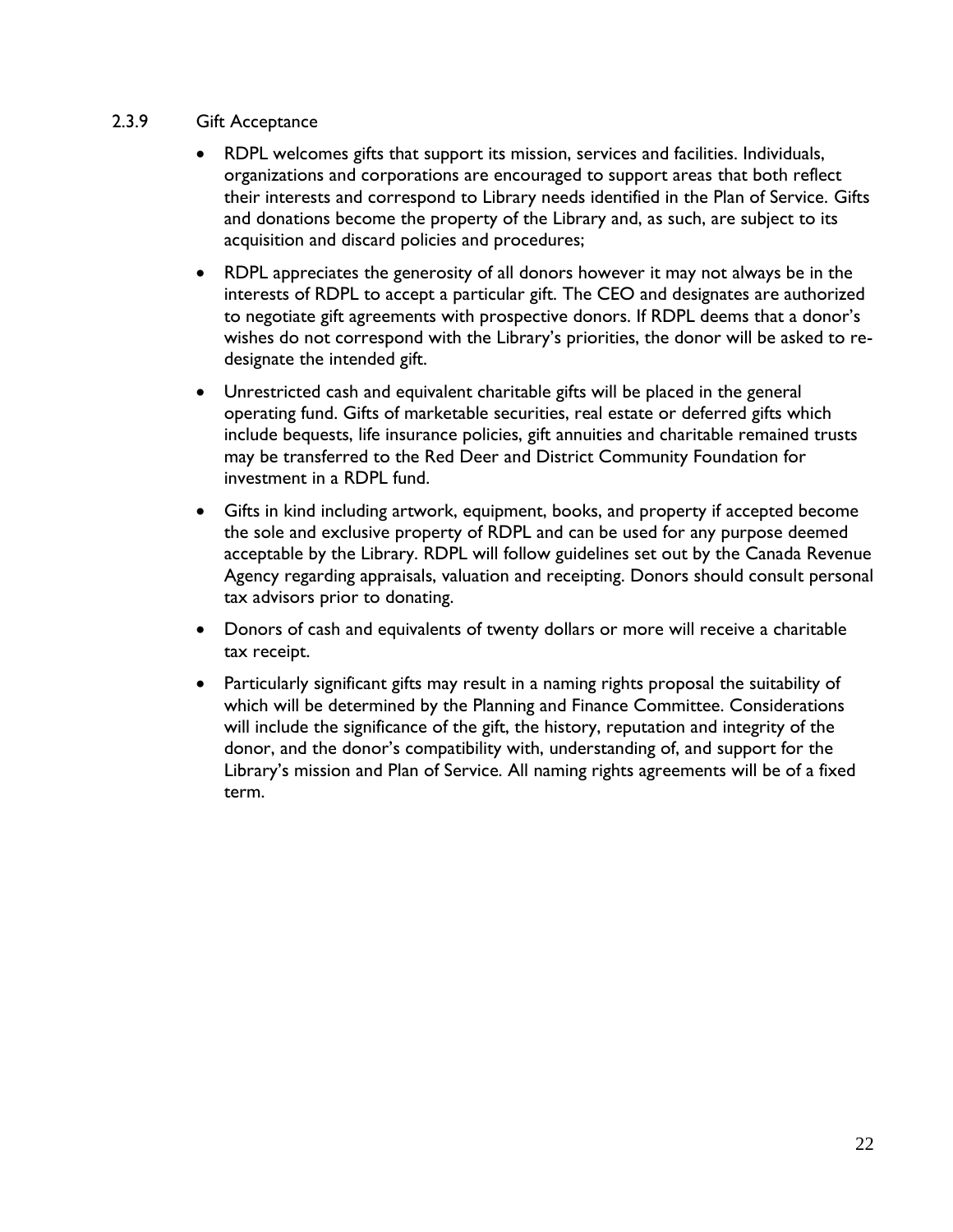### 2.3.9 Gift Acceptance

- RDPL welcomes gifts that support its mission, services and facilities. Individuals, organizations and corporations are encouraged to support areas that both reflect their interests and correspond to Library needs identified in the Plan of Service. Gifts and donations become the property of the Library and, as such, are subject to its acquisition and discard policies and procedures;
- RDPL appreciates the generosity of all donors however it may not always be in the interests of RDPL to accept a particular gift. The CEO and designates are authorized to negotiate gift agreements with prospective donors. If RDPL deems that a donor's wishes do not correspond with the Library's priorities, the donor will be asked to re-designate the intended gift.
- Unrestricted cash and equivalent charitable gifts will be placed in the general operating fund. Gifts of marketable securities, real estate or deferred gifts which include bequests, life insurance policies, gift annuities and charitable remained trusts may be transferred to the Red Deer and District Community Foundation for investment in a RDPL fund.
- Gifts in kind including artwork, equipment, books, and property if accepted become the sole and exclusive property of RDPL and can be used for any purpose deemed acceptable by the Library. RDPL will follow guidelines set out by the Canada Revenue Agency regarding appraisals, valuation and receipting. Donors should consult personal tax advisors prior to donating.
- Donors of cash and equivalents of twenty dollars or more will receive a charitable tax receipt.
- Particularly significant gifts may result in a naming rights proposal the suitability of which will be determined by the Planning and Finance Committee. Considerations will include the significance of the gift, the history, reputation and integrity of the donor, and the donor's compatibility with, understanding of, and support for the Library's mission and Plan of Service. All naming rights agreements will be of a fixed term.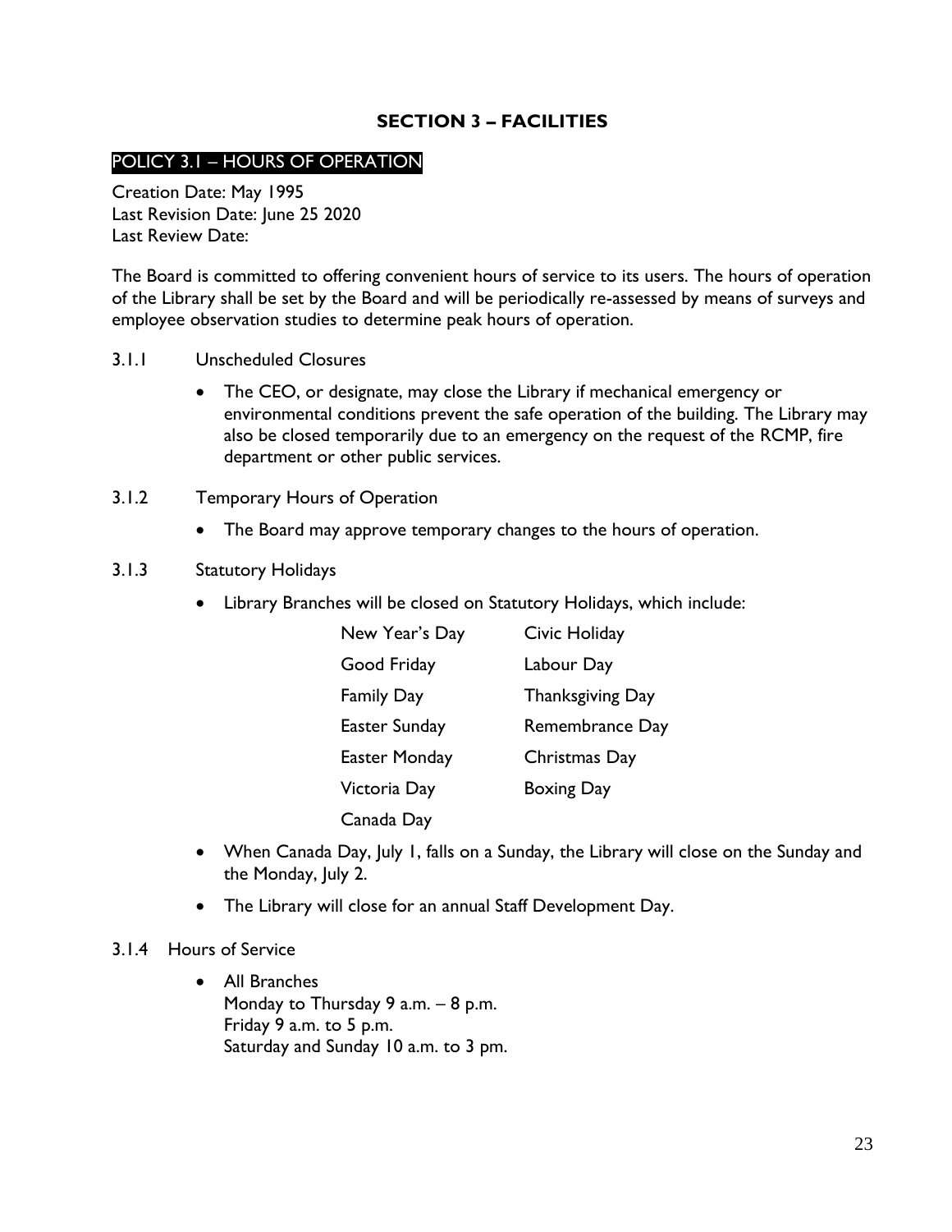## SECTION 3 – FACILITIES

### POLICY 3.1 – HOURS OF OPERATION

Creation Date: May 1995
Last Revision Date: June 25 2020
Last Review Date:

The Board is committed to offering convenient hours of service to its users. The hours of operation of the Library shall be set by the Board and will be periodically re-assessed by means of surveys and employee observation studies to determine peak hours of operation.

3.1.1 Unscheduled Closures

- The CEO, or designate, may close the Library if mechanical emergency or environmental conditions prevent the safe operation of the building. The Library may also be closed temporarily due to an emergency on the request of the RCMP, fire department or other public services.

3.1.2 Temporary Hours of Operation

- The Board may approve temporary changes to the hours of operation.

3.1.3 Statutory Holidays

- Library Branches will be closed on Statutory Holidays, which include:

| | |
|---|---|
| New Year's Day | Civic Holiday |
| Good Friday | Labour Day |
| Family Day | Thanksgiving Day |
| Easter Sunday | Remembrance Day |
| Easter Monday | Christmas Day |
| Victoria Day | Boxing Day |
| Canada Day | |

- When Canada Day, July 1, falls on a Sunday, the Library will close on the Sunday and the Monday, July 2.
- The Library will close for an annual Staff Development Day.

3.1.4 Hours of Service

- All Branches
  Monday to Thursday 9 a.m. – 8 p.m.
  Friday 9 a.m. to 5 p.m.
  Saturday and Sunday 10 a.m. to 3 pm.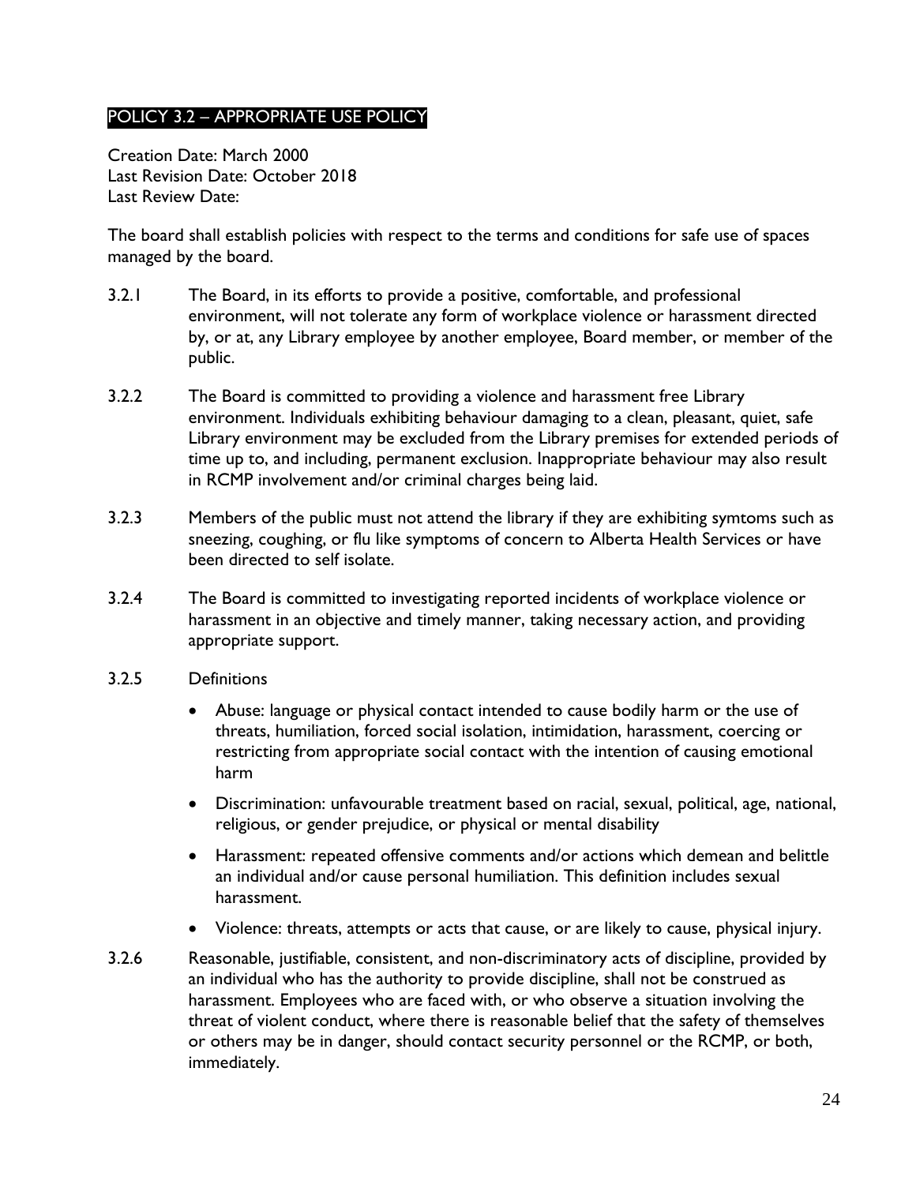## POLICY 3.2 – APPROPRIATE USE POLICY

Creation Date: March 2000
Last Revision Date: October 2018
Last Review Date:

The board shall establish policies with respect to the terms and conditions for safe use of spaces managed by the board.

3.2.1 The Board, in its efforts to provide a positive, comfortable, and professional environment, will not tolerate any form of workplace violence or harassment directed by, or at, any Library employee by another employee, Board member, or member of the public.

3.2.2 The Board is committed to providing a violence and harassment free Library environment. Individuals exhibiting behaviour damaging to a clean, pleasant, quiet, safe Library environment may be excluded from the Library premises for extended periods of time up to, and including, permanent exclusion. Inappropriate behaviour may also result in RCMP involvement and/or criminal charges being laid.

3.2.3 Members of the public must not attend the library if they are exhibiting symtoms such as sneezing, coughing, or flu like symptoms of concern to Alberta Health Services or have been directed to self isolate.

3.2.4 The Board is committed to investigating reported incidents of workplace violence or harassment in an objective and timely manner, taking necessary action, and providing appropriate support.

3.2.5 Definitions

- Abuse: language or physical contact intended to cause bodily harm or the use of threats, humiliation, forced social isolation, intimidation, harassment, coercing or restricting from appropriate social contact with the intention of causing emotional harm
- Discrimination: unfavourable treatment based on racial, sexual, political, age, national, religious, or gender prejudice, or physical or mental disability
- Harassment: repeated offensive comments and/or actions which demean and belittle an individual and/or cause personal humiliation. This definition includes sexual harassment.
- Violence: threats, attempts or acts that cause, or are likely to cause, physical injury.

3.2.6 Reasonable, justifiable, consistent, and non-discriminatory acts of discipline, provided by an individual who has the authority to provide discipline, shall not be construed as harassment. Employees who are faced with, or who observe a situation involving the threat of violent conduct, where there is reasonable belief that the safety of themselves or others may be in danger, should contact security personnel or the RCMP, or both, immediately.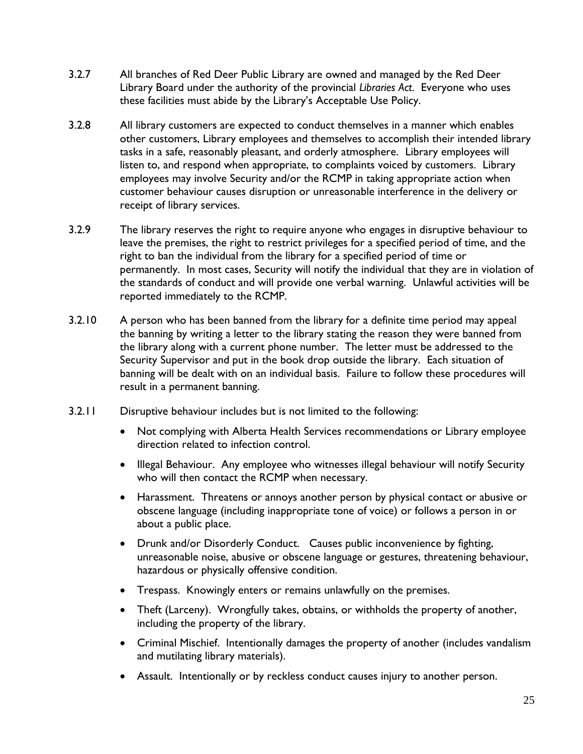3.2.7 All branches of Red Deer Public Library are owned and managed by the Red Deer Library Board under the authority of the provincial *Libraries Act*. Everyone who uses these facilities must abide by the Library's Acceptable Use Policy.

3.2.8 All library customers are expected to conduct themselves in a manner which enables other customers, Library employees and themselves to accomplish their intended library tasks in a safe, reasonably pleasant, and orderly atmosphere. Library employees will listen to, and respond when appropriate, to complaints voiced by customers. Library employees may involve Security and/or the RCMP in taking appropriate action when customer behaviour causes disruption or unreasonable interference in the delivery or receipt of library services.

3.2.9 The library reserves the right to require anyone who engages in disruptive behaviour to leave the premises, the right to restrict privileges for a specified period of time, and the right to ban the individual from the library for a specified period of time or permanently. In most cases, Security will notify the individual that they are in violation of the standards of conduct and will provide one verbal warning. Unlawful activities will be reported immediately to the RCMP.

3.2.10 A person who has been banned from the library for a definite time period may appeal the banning by writing a letter to the library stating the reason they were banned from the library along with a current phone number. The letter must be addressed to the Security Supervisor and put in the book drop outside the library. Each situation of banning will be dealt with on an individual basis. Failure to follow these procedures will result in a permanent banning.

3.2.11 Disruptive behaviour includes but is not limited to the following:

- Not complying with Alberta Health Services recommendations or Library employee direction related to infection control.
- Illegal Behaviour. Any employee who witnesses illegal behaviour will notify Security who will then contact the RCMP when necessary.
- Harassment. Threatens or annoys another person by physical contact or abusive or obscene language (including inappropriate tone of voice) or follows a person in or about a public place.
- Drunk and/or Disorderly Conduct. Causes public inconvenience by fighting, unreasonable noise, abusive or obscene language or gestures, threatening behaviour, hazardous or physically offensive condition.
- Trespass. Knowingly enters or remains unlawfully on the premises.
- Theft (Larceny). Wrongfully takes, obtains, or withholds the property of another, including the property of the library.
- Criminal Mischief. Intentionally damages the property of another (includes vandalism and mutilating library materials).
- Assault. Intentionally or by reckless conduct causes injury to another person.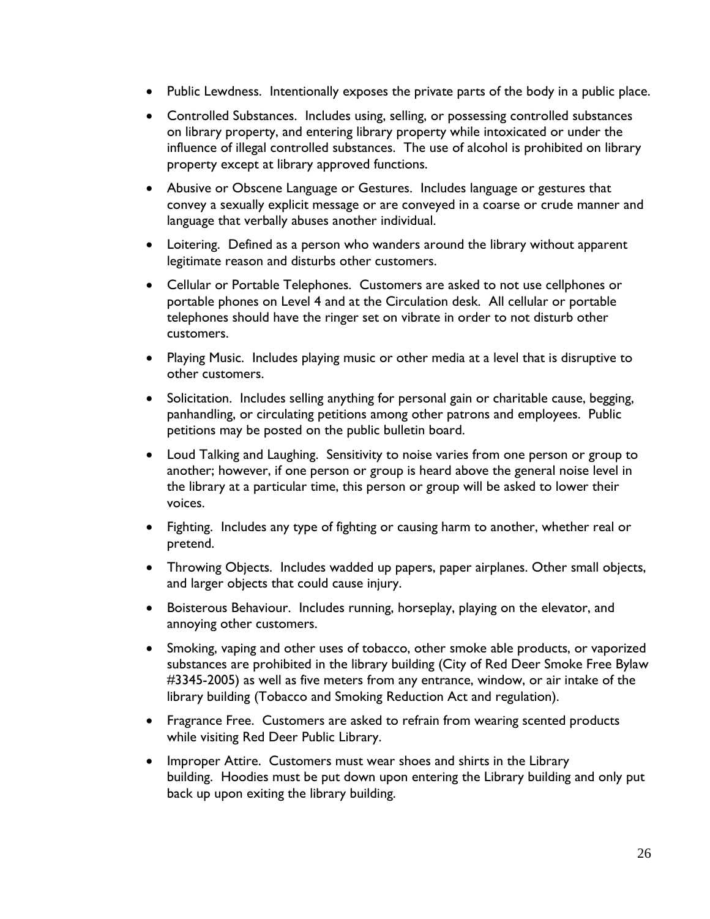- Public Lewdness. Intentionally exposes the private parts of the body in a public place.
- Controlled Substances. Includes using, selling, or possessing controlled substances on library property, and entering library property while intoxicated or under the influence of illegal controlled substances. The use of alcohol is prohibited on library property except at library approved functions.
- Abusive or Obscene Language or Gestures. Includes language or gestures that convey a sexually explicit message or are conveyed in a coarse or crude manner and language that verbally abuses another individual.
- Loitering. Defined as a person who wanders around the library without apparent legitimate reason and disturbs other customers.
- Cellular or Portable Telephones. Customers are asked to not use cellphones or portable phones on Level 4 and at the Circulation desk. All cellular or portable telephones should have the ringer set on vibrate in order to not disturb other customers.
- Playing Music. Includes playing music or other media at a level that is disruptive to other customers.
- Solicitation. Includes selling anything for personal gain or charitable cause, begging, panhandling, or circulating petitions among other patrons and employees. Public petitions may be posted on the public bulletin board.
- Loud Talking and Laughing. Sensitivity to noise varies from one person or group to another; however, if one person or group is heard above the general noise level in the library at a particular time, this person or group will be asked to lower their voices.
- Fighting. Includes any type of fighting or causing harm to another, whether real or pretend.
- Throwing Objects. Includes wadded up papers, paper airplanes. Other small objects, and larger objects that could cause injury.
- Boisterous Behaviour. Includes running, horseplay, playing on the elevator, and annoying other customers.
- Smoking, vaping and other uses of tobacco, other smoke able products, or vaporized substances are prohibited in the library building (City of Red Deer Smoke Free Bylaw #3345-2005) as well as five meters from any entrance, window, or air intake of the library building (Tobacco and Smoking Reduction Act and regulation).
- Fragrance Free. Customers are asked to refrain from wearing scented products while visiting Red Deer Public Library.
- Improper Attire. Customers must wear shoes and shirts in the Library building. Hoodies must be put down upon entering the Library building and only put back up upon exiting the library building.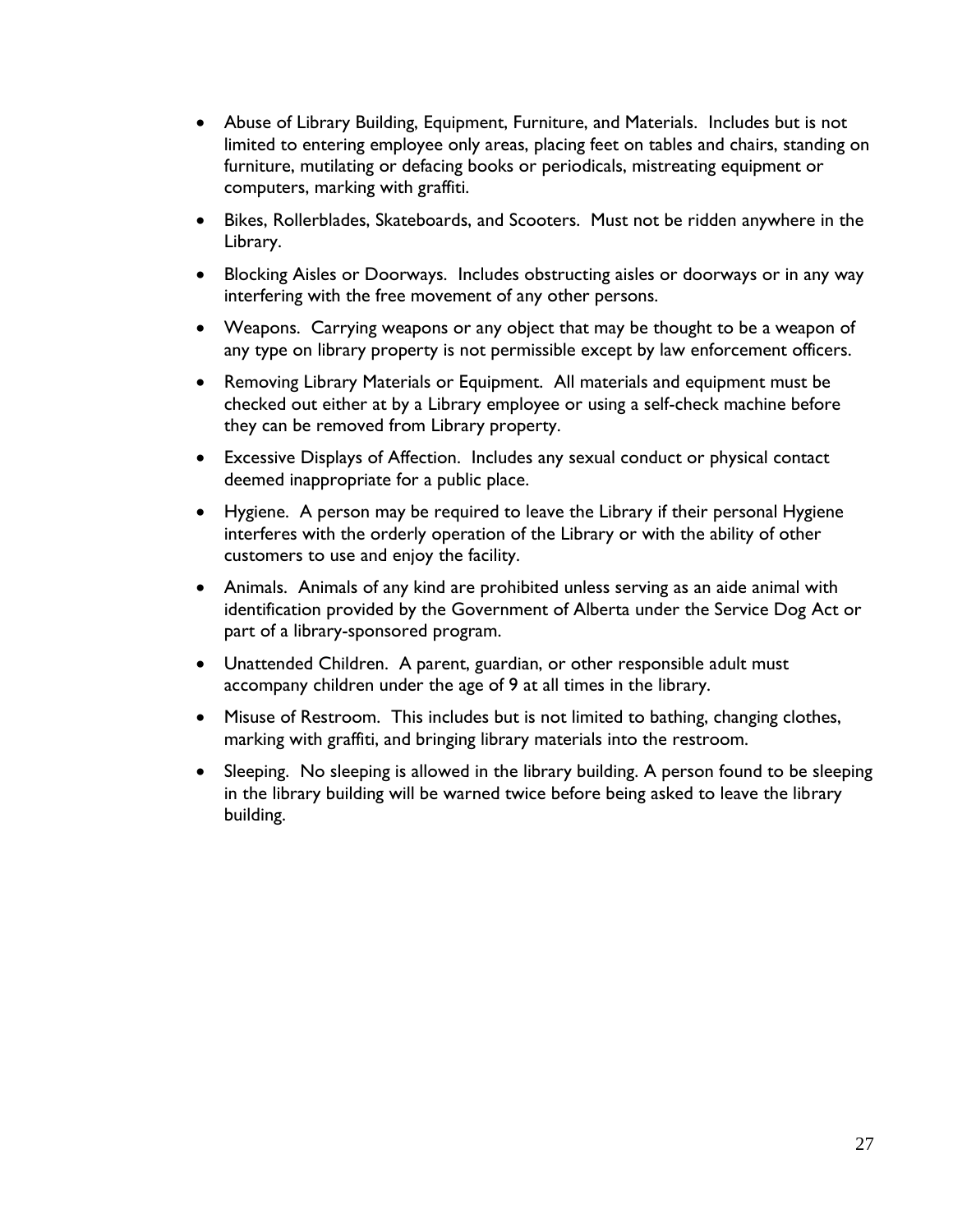- Abuse of Library Building, Equipment, Furniture, and Materials. Includes but is not limited to entering employee only areas, placing feet on tables and chairs, standing on furniture, mutilating or defacing books or periodicals, mistreating equipment or computers, marking with graffiti.
- Bikes, Rollerblades, Skateboards, and Scooters. Must not be ridden anywhere in the Library.
- Blocking Aisles or Doorways. Includes obstructing aisles or doorways or in any way interfering with the free movement of any other persons.
- Weapons. Carrying weapons or any object that may be thought to be a weapon of any type on library property is not permissible except by law enforcement officers.
- Removing Library Materials or Equipment. All materials and equipment must be checked out either at by a Library employee or using a self-check machine before they can be removed from Library property.
- Excessive Displays of Affection. Includes any sexual conduct or physical contact deemed inappropriate for a public place.
- Hygiene. A person may be required to leave the Library if their personal Hygiene interferes with the orderly operation of the Library or with the ability of other customers to use and enjoy the facility.
- Animals. Animals of any kind are prohibited unless serving as an aide animal with identification provided by the Government of Alberta under the Service Dog Act or part of a library-sponsored program.
- Unattended Children. A parent, guardian, or other responsible adult must accompany children under the age of 9 at all times in the library.
- Misuse of Restroom. This includes but is not limited to bathing, changing clothes, marking with graffiti, and bringing library materials into the restroom.
- Sleeping. No sleeping is allowed in the library building. A person found to be sleeping in the library building will be warned twice before being asked to leave the library building.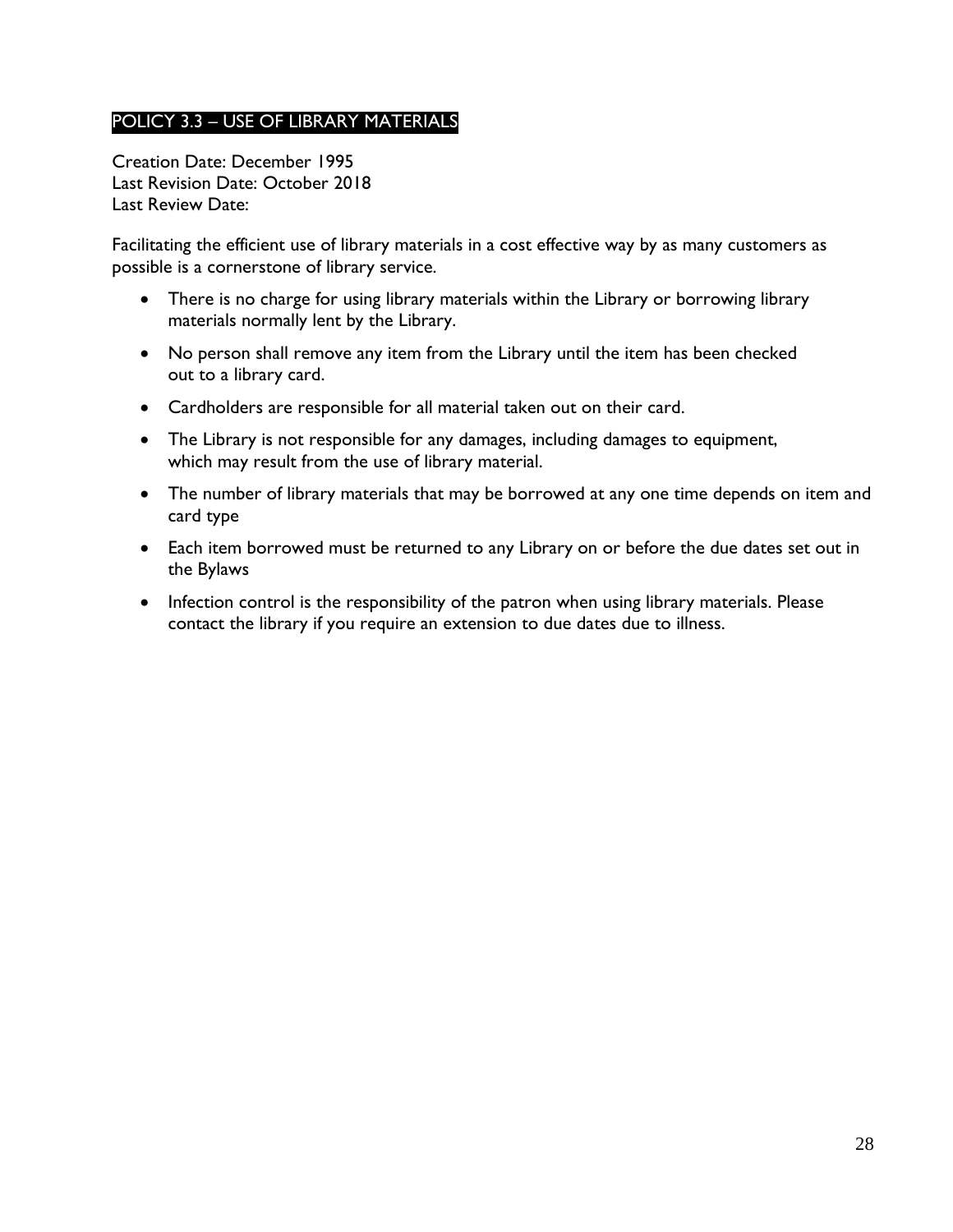## POLICY 3.3 – USE OF LIBRARY MATERIALS

Creation Date: December 1995
Last Revision Date: October 2018
Last Review Date:

Facilitating the efficient use of library materials in a cost effective way by as many customers as possible is a cornerstone of library service.

- There is no charge for using library materials within the Library or borrowing library materials normally lent by the Library.
- No person shall remove any item from the Library until the item has been checked out to a library card.
- Cardholders are responsible for all material taken out on their card.
- The Library is not responsible for any damages, including damages to equipment, which may result from the use of library material.
- The number of library materials that may be borrowed at any one time depends on item and card type
- Each item borrowed must be returned to any Library on or before the due dates set out in the Bylaws
- Infection control is the responsibility of the patron when using library materials. Please contact the library if you require an extension to due dates due to illness.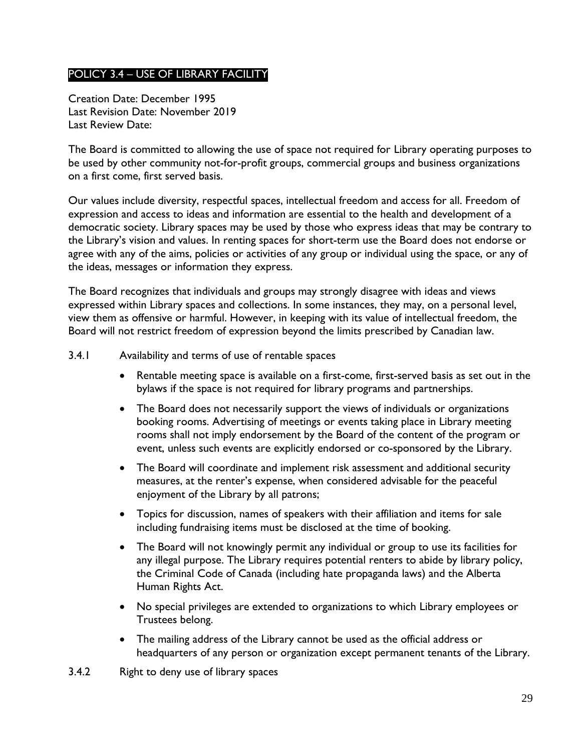## POLICY 3.4 – USE OF LIBRARY FACILITY

Creation Date: December 1995
Last Revision Date: November 2019
Last Review Date:

The Board is committed to allowing the use of space not required for Library operating purposes to be used by other community not-for-profit groups, commercial groups and business organizations on a first come, first served basis.

Our values include diversity, respectful spaces, intellectual freedom and access for all. Freedom of expression and access to ideas and information are essential to the health and development of a democratic society. Library spaces may be used by those who express ideas that may be contrary to the Library's vision and values. In renting spaces for short-term use the Board does not endorse or agree with any of the aims, policies or activities of any group or individual using the space, or any of the ideas, messages or information they express.

The Board recognizes that individuals and groups may strongly disagree with ideas and views expressed within Library spaces and collections. In some instances, they may, on a personal level, view them as offensive or harmful. However, in keeping with its value of intellectual freedom, the Board will not restrict freedom of expression beyond the limits prescribed by Canadian law.

3.4.1 Availability and terms of use of rentable spaces

- Rentable meeting space is available on a first-come, first-served basis as set out in the bylaws if the space is not required for library programs and partnerships.
- The Board does not necessarily support the views of individuals or organizations booking rooms. Advertising of meetings or events taking place in Library meeting rooms shall not imply endorsement by the Board of the content of the program or event, unless such events are explicitly endorsed or co-sponsored by the Library.
- The Board will coordinate and implement risk assessment and additional security measures, at the renter's expense, when considered advisable for the peaceful enjoyment of the Library by all patrons;
- Topics for discussion, names of speakers with their affiliation and items for sale including fundraising items must be disclosed at the time of booking.
- The Board will not knowingly permit any individual or group to use its facilities for any illegal purpose. The Library requires potential renters to abide by library policy, the Criminal Code of Canada (including hate propaganda laws) and the Alberta Human Rights Act.
- No special privileges are extended to organizations to which Library employees or Trustees belong.
- The mailing address of the Library cannot be used as the official address or headquarters of any person or organization except permanent tenants of the Library.

3.4.2 Right to deny use of library spaces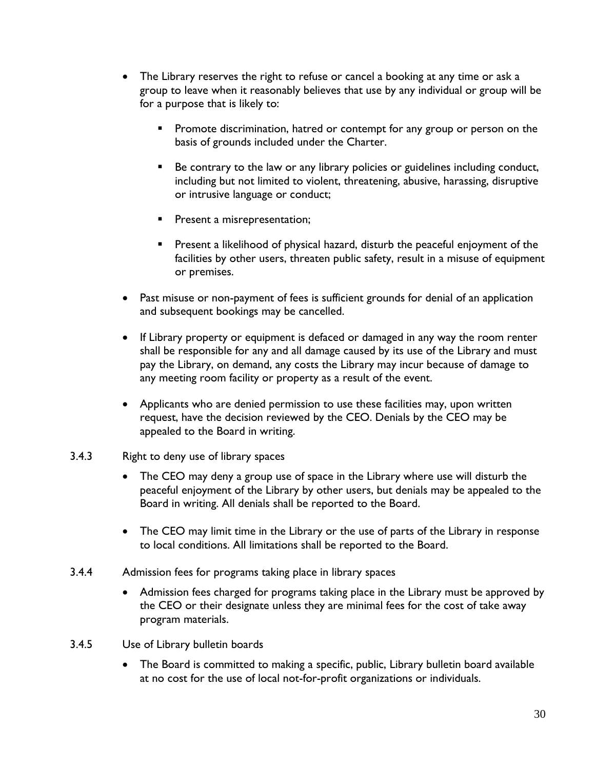- The Library reserves the right to refuse or cancel a booking at any time or ask a group to leave when it reasonably believes that use by any individual or group will be for a purpose that is likely to:
  - Promote discrimination, hatred or contempt for any group or person on the basis of grounds included under the Charter.
  - Be contrary to the law or any library policies or guidelines including conduct, including but not limited to violent, threatening, abusive, harassing, disruptive or intrusive language or conduct;
  - Present a misrepresentation;
  - Present a likelihood of physical hazard, disturb the peaceful enjoyment of the facilities by other users, threaten public safety, result in a misuse of equipment or premises.
- Past misuse or non-payment of fees is sufficient grounds for denial of an application and subsequent bookings may be cancelled.
- If Library property or equipment is defaced or damaged in any way the room renter shall be responsible for any and all damage caused by its use of the Library and must pay the Library, on demand, any costs the Library may incur because of damage to any meeting room facility or property as a result of the event.
- Applicants who are denied permission to use these facilities may, upon written request, have the decision reviewed by the CEO. Denials by the CEO may be appealed to the Board in writing.

3.4.3 Right to deny use of library spaces

- The CEO may deny a group use of space in the Library where use will disturb the peaceful enjoyment of the Library by other users, but denials may be appealed to the Board in writing. All denials shall be reported to the Board.
- The CEO may limit time in the Library or the use of parts of the Library in response to local conditions. All limitations shall be reported to the Board.

3.4.4 Admission fees for programs taking place in library spaces

- Admission fees charged for programs taking place in the Library must be approved by the CEO or their designate unless they are minimal fees for the cost of take away program materials.

3.4.5 Use of Library bulletin boards

- The Board is committed to making a specific, public, Library bulletin board available at no cost for the use of local not-for-profit organizations or individuals.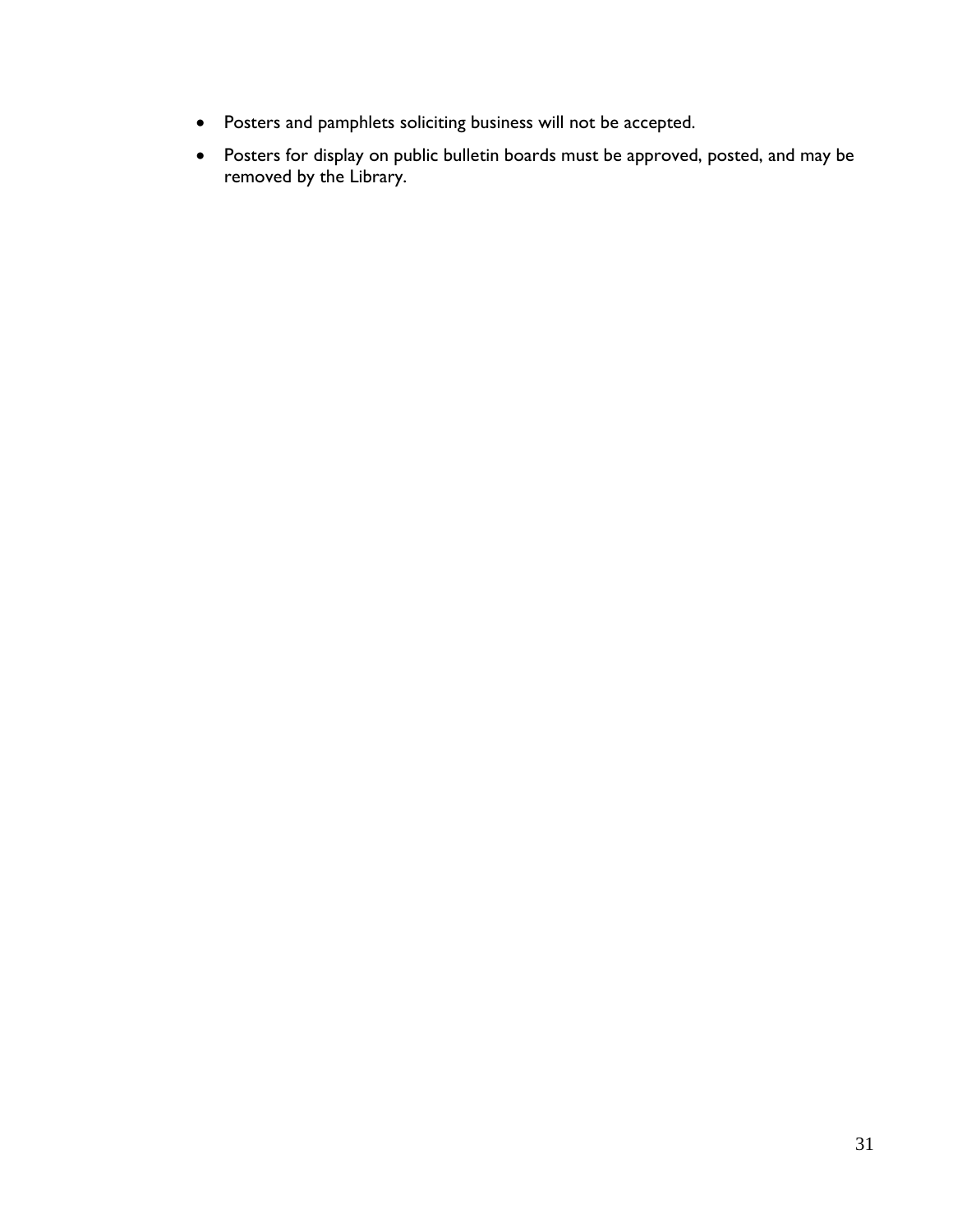- Posters and pamphlets soliciting business will not be accepted.
- Posters for display on public bulletin boards must be approved, posted, and may be removed by the Library.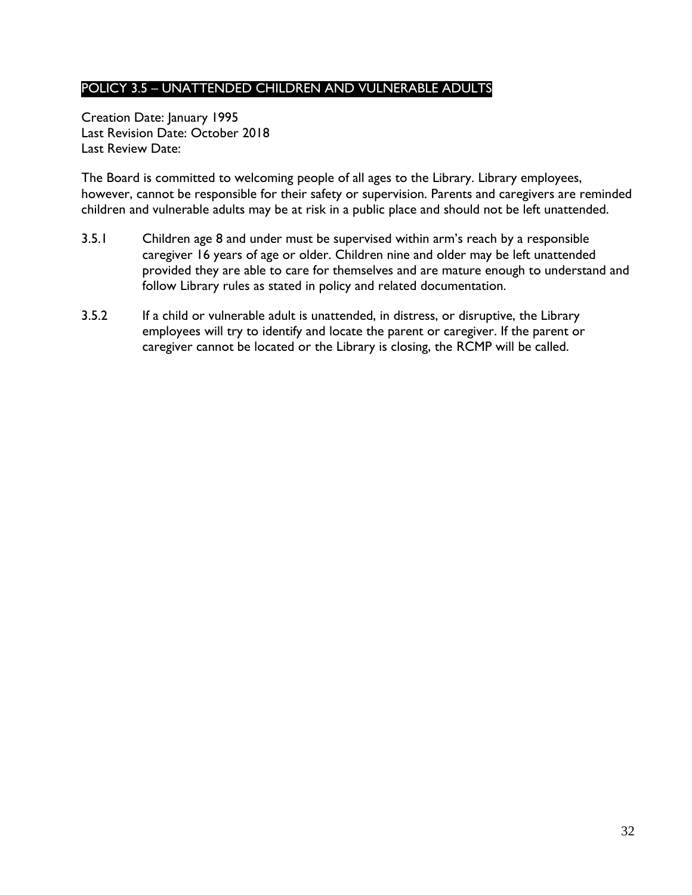## POLICY 3.5 – UNATTENDED CHILDREN AND VULNERABLE ADULTS

Creation Date: January 1995
Last Revision Date: October 2018
Last Review Date:

The Board is committed to welcoming people of all ages to the Library. Library employees, however, cannot be responsible for their safety or supervision. Parents and caregivers are reminded children and vulnerable adults may be at risk in a public place and should not be left unattended.

3.5.1 Children age 8 and under must be supervised within arm's reach by a responsible caregiver 16 years of age or older. Children nine and older may be left unattended provided they are able to care for themselves and are mature enough to understand and follow Library rules as stated in policy and related documentation.

3.5.2 If a child or vulnerable adult is unattended, in distress, or disruptive, the Library employees will try to identify and locate the parent or caregiver. If the parent or caregiver cannot be located or the Library is closing, the RCMP will be called.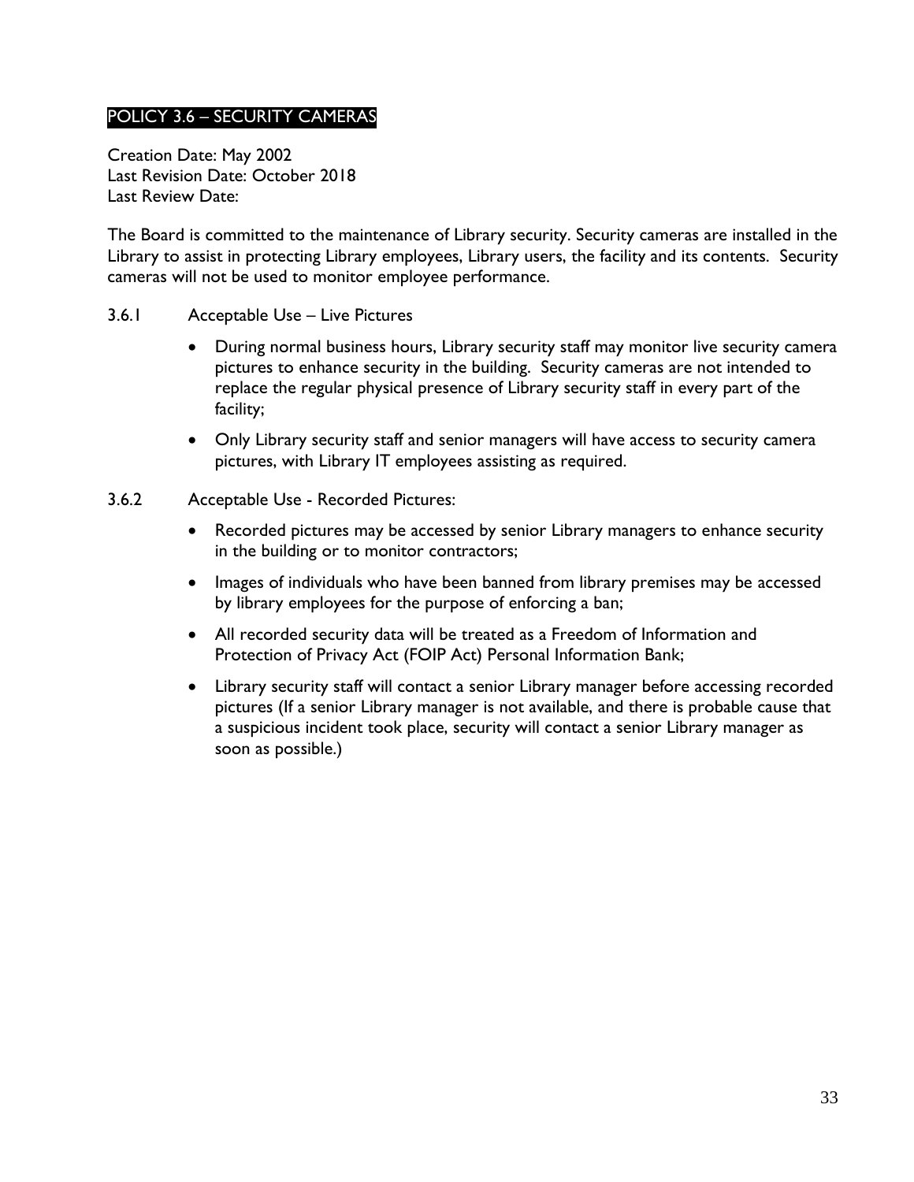## POLICY 3.6 – SECURITY CAMERAS

Creation Date: May 2002
Last Revision Date: October 2018
Last Review Date:

The Board is committed to the maintenance of Library security. Security cameras are installed in the Library to assist in protecting Library employees, Library users, the facility and its contents. Security cameras will not be used to monitor employee performance.

3.6.1 Acceptable Use – Live Pictures

- During normal business hours, Library security staff may monitor live security camera pictures to enhance security in the building. Security cameras are not intended to replace the regular physical presence of Library security staff in every part of the facility;
- Only Library security staff and senior managers will have access to security camera pictures, with Library IT employees assisting as required.

3.6.2 Acceptable Use - Recorded Pictures:

- Recorded pictures may be accessed by senior Library managers to enhance security in the building or to monitor contractors;
- Images of individuals who have been banned from library premises may be accessed by library employees for the purpose of enforcing a ban;
- All recorded security data will be treated as a Freedom of Information and Protection of Privacy Act (FOIP Act) Personal Information Bank;
- Library security staff will contact a senior Library manager before accessing recorded pictures (If a senior Library manager is not available, and there is probable cause that a suspicious incident took place, security will contact a senior Library manager as soon as possible.)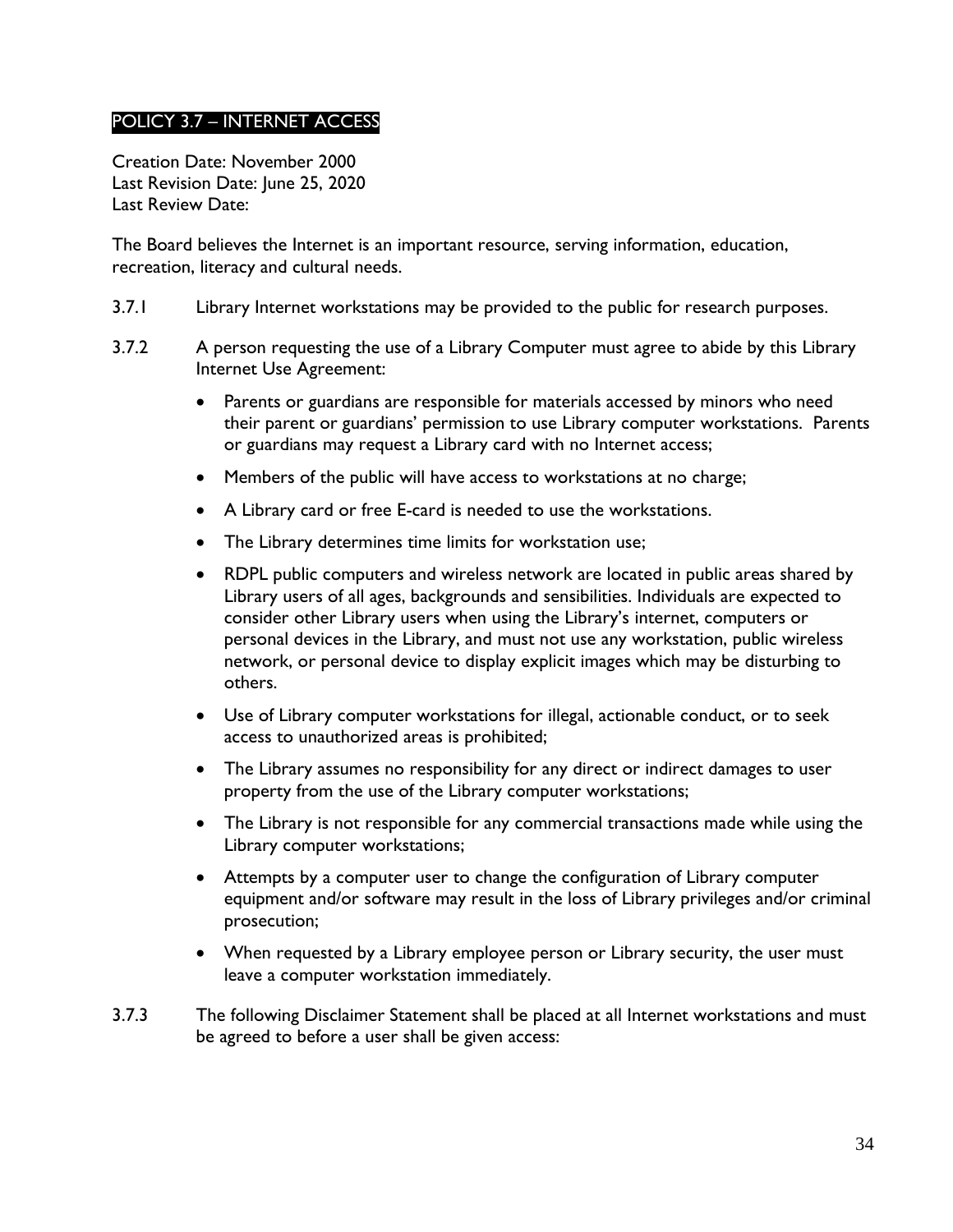## POLICY 3.7 – INTERNET ACCESS

Creation Date: November 2000
Last Revision Date: June 25, 2020
Last Review Date:

The Board believes the Internet is an important resource, serving information, education, recreation, literacy and cultural needs.

3.7.1 Library Internet workstations may be provided to the public for research purposes.

3.7.2 A person requesting the use of a Library Computer must agree to abide by this Library Internet Use Agreement:

- Parents or guardians are responsible for materials accessed by minors who need their parent or guardians' permission to use Library computer workstations. Parents or guardians may request a Library card with no Internet access;
- Members of the public will have access to workstations at no charge;
- A Library card or free E-card is needed to use the workstations.
- The Library determines time limits for workstation use;
- RDPL public computers and wireless network are located in public areas shared by Library users of all ages, backgrounds and sensibilities. Individuals are expected to consider other Library users when using the Library's internet, computers or personal devices in the Library, and must not use any workstation, public wireless network, or personal device to display explicit images which may be disturbing to others.
- Use of Library computer workstations for illegal, actionable conduct, or to seek access to unauthorized areas is prohibited;
- The Library assumes no responsibility for any direct or indirect damages to user property from the use of the Library computer workstations;
- The Library is not responsible for any commercial transactions made while using the Library computer workstations;
- Attempts by a computer user to change the configuration of Library computer equipment and/or software may result in the loss of Library privileges and/or criminal prosecution;
- When requested by a Library employee person or Library security, the user must leave a computer workstation immediately.

3.7.3 The following Disclaimer Statement shall be placed at all Internet workstations and must be agreed to before a user shall be given access: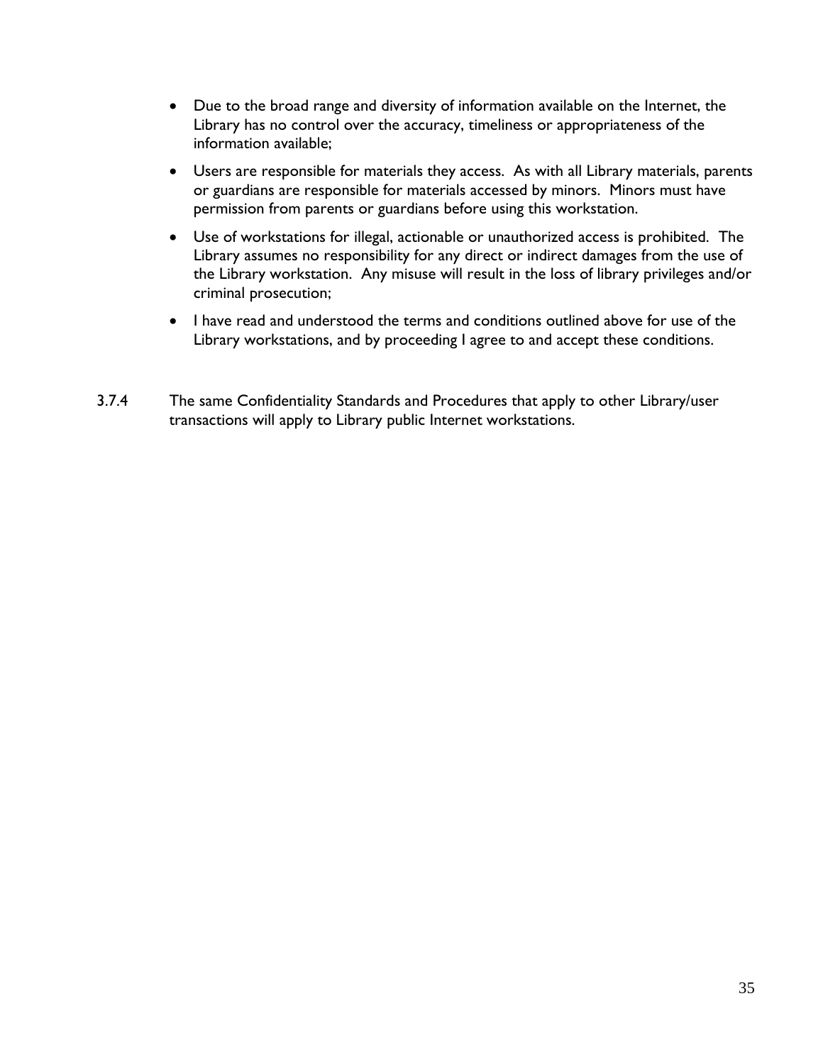- Due to the broad range and diversity of information available on the Internet, the Library has no control over the accuracy, timeliness or appropriateness of the information available;
- Users are responsible for materials they access. As with all Library materials, parents or guardians are responsible for materials accessed by minors. Minors must have permission from parents or guardians before using this workstation.
- Use of workstations for illegal, actionable or unauthorized access is prohibited. The Library assumes no responsibility for any direct or indirect damages from the use of the Library workstation. Any misuse will result in the loss of library privileges and/or criminal prosecution;
- I have read and understood the terms and conditions outlined above for use of the Library workstations, and by proceeding I agree to and accept these conditions.

3.7.4 The same Confidentiality Standards and Procedures that apply to other Library/user transactions will apply to Library public Internet workstations.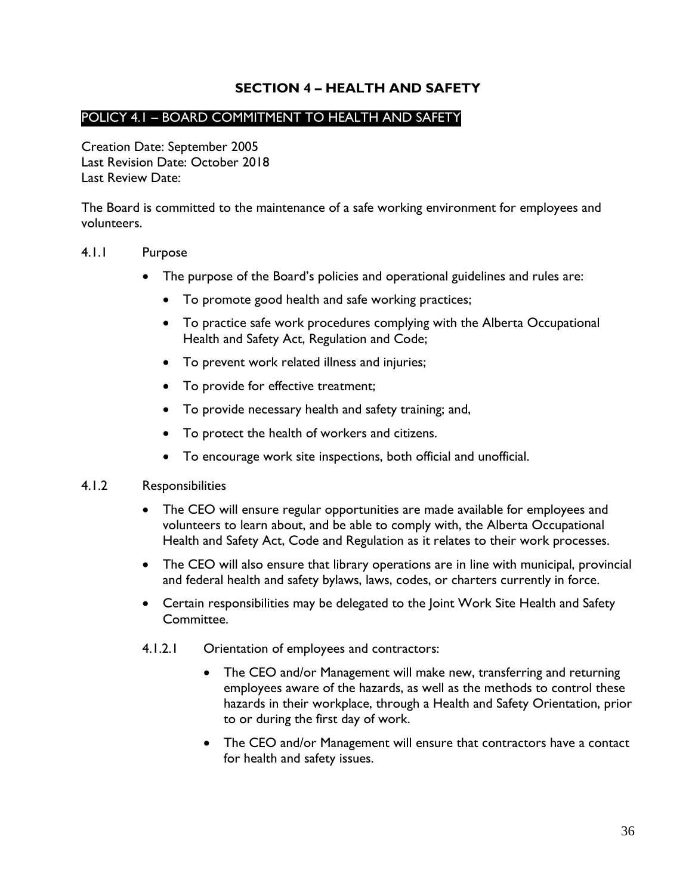# SECTION 4 – HEALTH AND SAFETY

## POLICY 4.1 – BOARD COMMITMENT TO HEALTH AND SAFETY

Creation Date: September 2005
Last Revision Date: October 2018
Last Review Date:

The Board is committed to the maintenance of a safe working environment for employees and volunteers.

4.1.1 Purpose

- The purpose of the Board's policies and operational guidelines and rules are:
  - To promote good health and safe working practices;
  - To practice safe work procedures complying with the Alberta Occupational Health and Safety Act, Regulation and Code;
  - To prevent work related illness and injuries;
  - To provide for effective treatment;
  - To provide necessary health and safety training; and,
  - To protect the health of workers and citizens.
  - To encourage work site inspections, both official and unofficial.

4.1.2 Responsibilities

- The CEO will ensure regular opportunities are made available for employees and volunteers to learn about, and be able to comply with, the Alberta Occupational Health and Safety Act, Code and Regulation as it relates to their work processes.
- The CEO will also ensure that library operations are in line with municipal, provincial and federal health and safety bylaws, laws, codes, or charters currently in force.
- Certain responsibilities may be delegated to the Joint Work Site Health and Safety Committee.

4.1.2.1 Orientation of employees and contractors:

- The CEO and/or Management will make new, transferring and returning employees aware of the hazards, as well as the methods to control these hazards in their workplace, through a Health and Safety Orientation, prior to or during the first day of work.
- The CEO and/or Management will ensure that contractors have a contact for health and safety issues.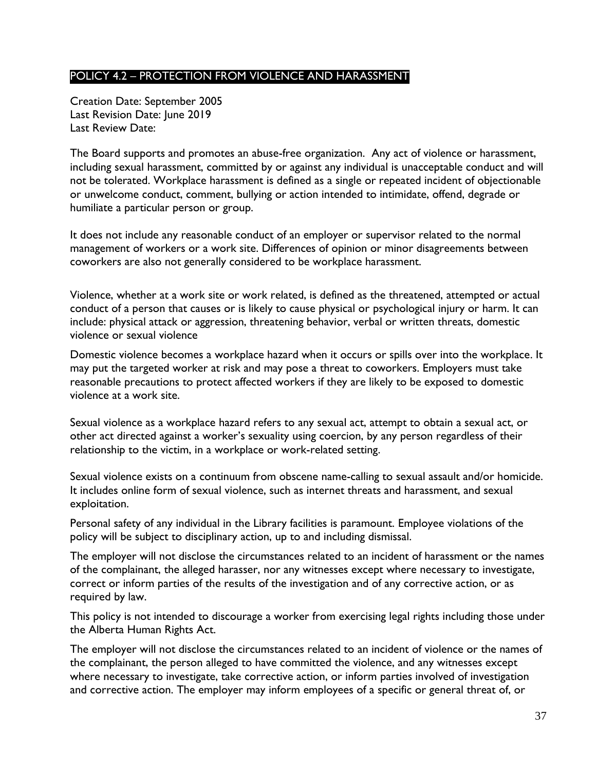## POLICY 4.2 – PROTECTION FROM VIOLENCE AND HARASSMENT

Creation Date: September 2005
Last Revision Date: June 2019
Last Review Date:

The Board supports and promotes an abuse-free organization. Any act of violence or harassment, including sexual harassment, committed by or against any individual is unacceptable conduct and will not be tolerated. Workplace harassment is defined as a single or repeated incident of objectionable or unwelcome conduct, comment, bullying or action intended to intimidate, offend, degrade or humiliate a particular person or group.

It does not include any reasonable conduct of an employer or supervisor related to the normal management of workers or a work site. Differences of opinion or minor disagreements between coworkers are also not generally considered to be workplace harassment.

Violence, whether at a work site or work related, is defined as the threatened, attempted or actual conduct of a person that causes or is likely to cause physical or psychological injury or harm. It can include: physical attack or aggression, threatening behavior, verbal or written threats, domestic violence or sexual violence

Domestic violence becomes a workplace hazard when it occurs or spills over into the workplace. It may put the targeted worker at risk and may pose a threat to coworkers. Employers must take reasonable precautions to protect affected workers if they are likely to be exposed to domestic violence at a work site.

Sexual violence as a workplace hazard refers to any sexual act, attempt to obtain a sexual act, or other act directed against a worker's sexuality using coercion, by any person regardless of their relationship to the victim, in a workplace or work-related setting.

Sexual violence exists on a continuum from obscene name-calling to sexual assault and/or homicide. It includes online form of sexual violence, such as internet threats and harassment, and sexual exploitation.

Personal safety of any individual in the Library facilities is paramount. Employee violations of the policy will be subject to disciplinary action, up to and including dismissal.

The employer will not disclose the circumstances related to an incident of harassment or the names of the complainant, the alleged harasser, nor any witnesses except where necessary to investigate, correct or inform parties of the results of the investigation and of any corrective action, or as required by law.

This policy is not intended to discourage a worker from exercising legal rights including those under the Alberta Human Rights Act.

The employer will not disclose the circumstances related to an incident of violence or the names of the complainant, the person alleged to have committed the violence, and any witnesses except where necessary to investigate, take corrective action, or inform parties involved of investigation and corrective action. The employer may inform employees of a specific or general threat of, or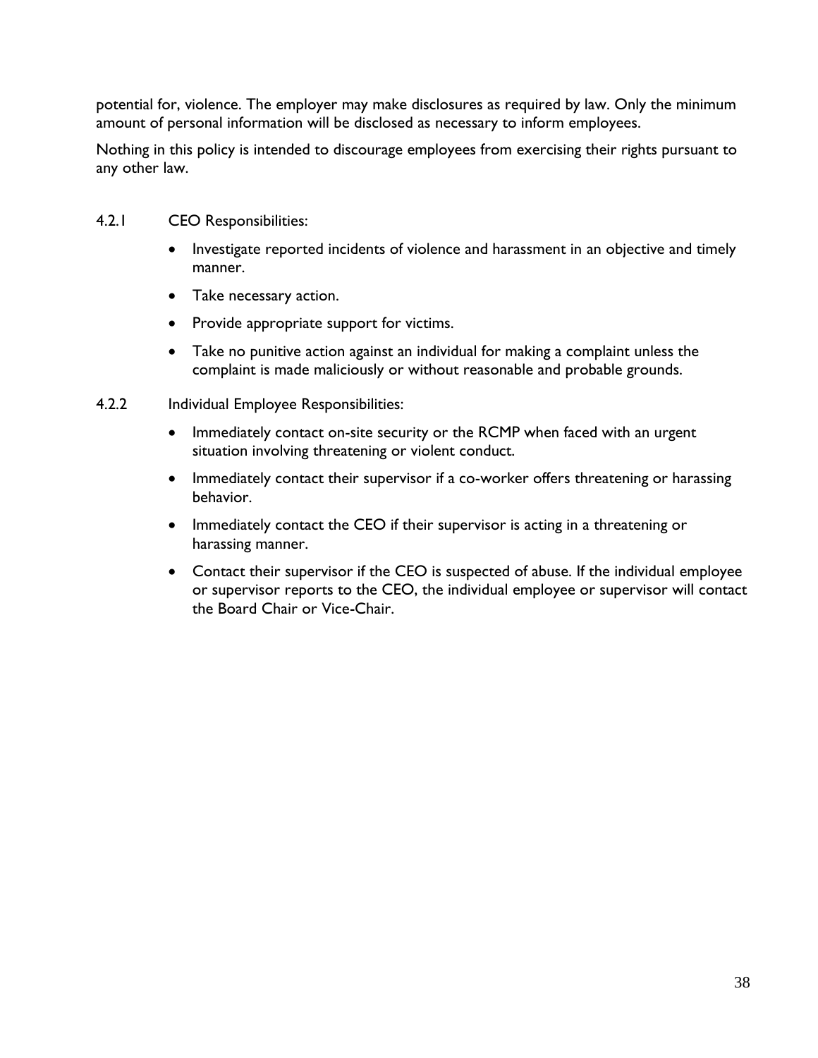potential for, violence. The employer may make disclosures as required by law. Only the minimum amount of personal information will be disclosed as necessary to inform employees.

Nothing in this policy is intended to discourage employees from exercising their rights pursuant to any other law.

4.2.1 CEO Responsibilities:

- Investigate reported incidents of violence and harassment in an objective and timely manner.
- Take necessary action.
- Provide appropriate support for victims.
- Take no punitive action against an individual for making a complaint unless the complaint is made maliciously or without reasonable and probable grounds.

4.2.2 Individual Employee Responsibilities:

- Immediately contact on-site security or the RCMP when faced with an urgent situation involving threatening or violent conduct.
- Immediately contact their supervisor if a co-worker offers threatening or harassing behavior.
- Immediately contact the CEO if their supervisor is acting in a threatening or harassing manner.
- Contact their supervisor if the CEO is suspected of abuse. If the individual employee or supervisor reports to the CEO, the individual employee or supervisor will contact the Board Chair or Vice-Chair.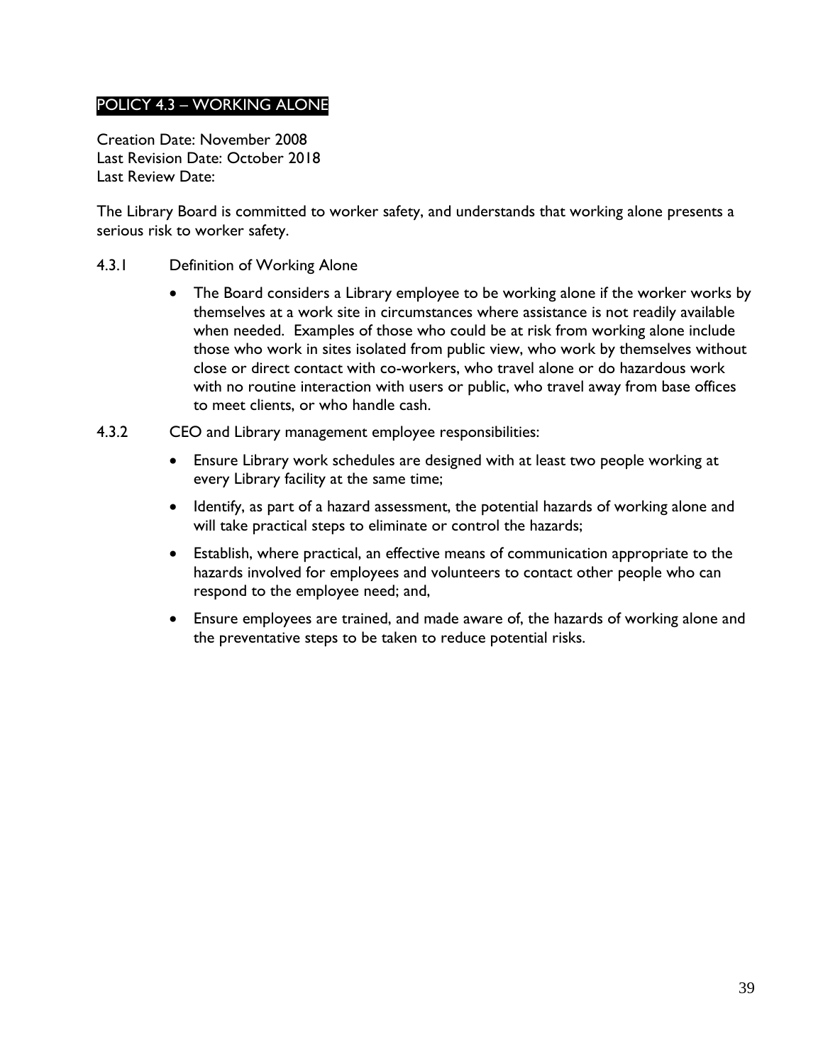## POLICY 4.3 – WORKING ALONE

Creation Date: November 2008
Last Revision Date: October 2018
Last Review Date:

The Library Board is committed to worker safety, and understands that working alone presents a serious risk to worker safety.

4.3.1 Definition of Working Alone

- The Board considers a Library employee to be working alone if the worker works by themselves at a work site in circumstances where assistance is not readily available when needed. Examples of those who could be at risk from working alone include those who work in sites isolated from public view, who work by themselves without close or direct contact with co-workers, who travel alone or do hazardous work with no routine interaction with users or public, who travel away from base offices to meet clients, or who handle cash.

4.3.2 CEO and Library management employee responsibilities:

- Ensure Library work schedules are designed with at least two people working at every Library facility at the same time;
- Identify, as part of a hazard assessment, the potential hazards of working alone and will take practical steps to eliminate or control the hazards;
- Establish, where practical, an effective means of communication appropriate to the hazards involved for employees and volunteers to contact other people who can respond to the employee need; and,
- Ensure employees are trained, and made aware of, the hazards of working alone and the preventative steps to be taken to reduce potential risks.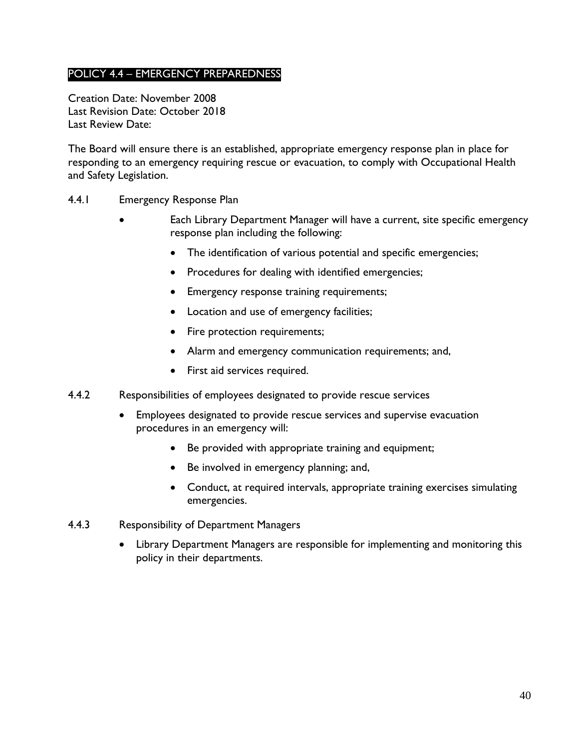## POLICY 4.4 – EMERGENCY PREPAREDNESS

Creation Date: November 2008
Last Revision Date: October 2018
Last Review Date:

The Board will ensure there is an established, appropriate emergency response plan in place for responding to an emergency requiring rescue or evacuation, to comply with Occupational Health and Safety Legislation.

4.4.1 Emergency Response Plan

- Each Library Department Manager will have a current, site specific emergency response plan including the following:
  - The identification of various potential and specific emergencies;
  - Procedures for dealing with identified emergencies;
  - Emergency response training requirements;
  - Location and use of emergency facilities;
  - Fire protection requirements;
  - Alarm and emergency communication requirements; and,
  - First aid services required.

4.4.2 Responsibilities of employees designated to provide rescue services

- Employees designated to provide rescue services and supervise evacuation procedures in an emergency will:
  - Be provided with appropriate training and equipment;
  - Be involved in emergency planning; and,
  - Conduct, at required intervals, appropriate training exercises simulating emergencies.

4.4.3 Responsibility of Department Managers

- Library Department Managers are responsible for implementing and monitoring this policy in their departments.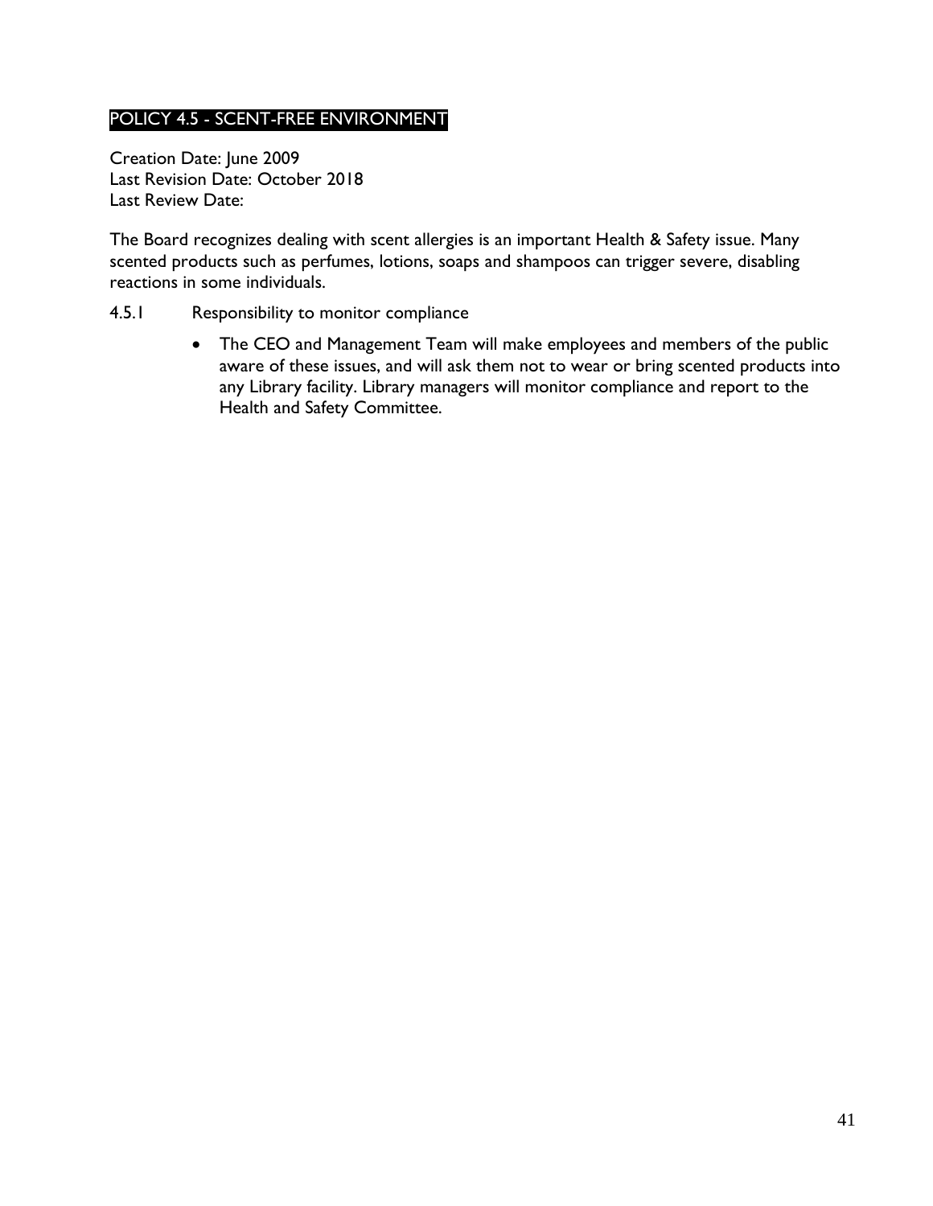## POLICY 4.5 - SCENT-FREE ENVIRONMENT

Creation Date: June 2009
Last Revision Date: October 2018
Last Review Date:

The Board recognizes dealing with scent allergies is an important Health & Safety issue. Many scented products such as perfumes, lotions, soaps and shampoos can trigger severe, disabling reactions in some individuals.

4.5.1 Responsibility to monitor compliance

- The CEO and Management Team will make employees and members of the public aware of these issues, and will ask them not to wear or bring scented products into any Library facility. Library managers will monitor compliance and report to the Health and Safety Committee.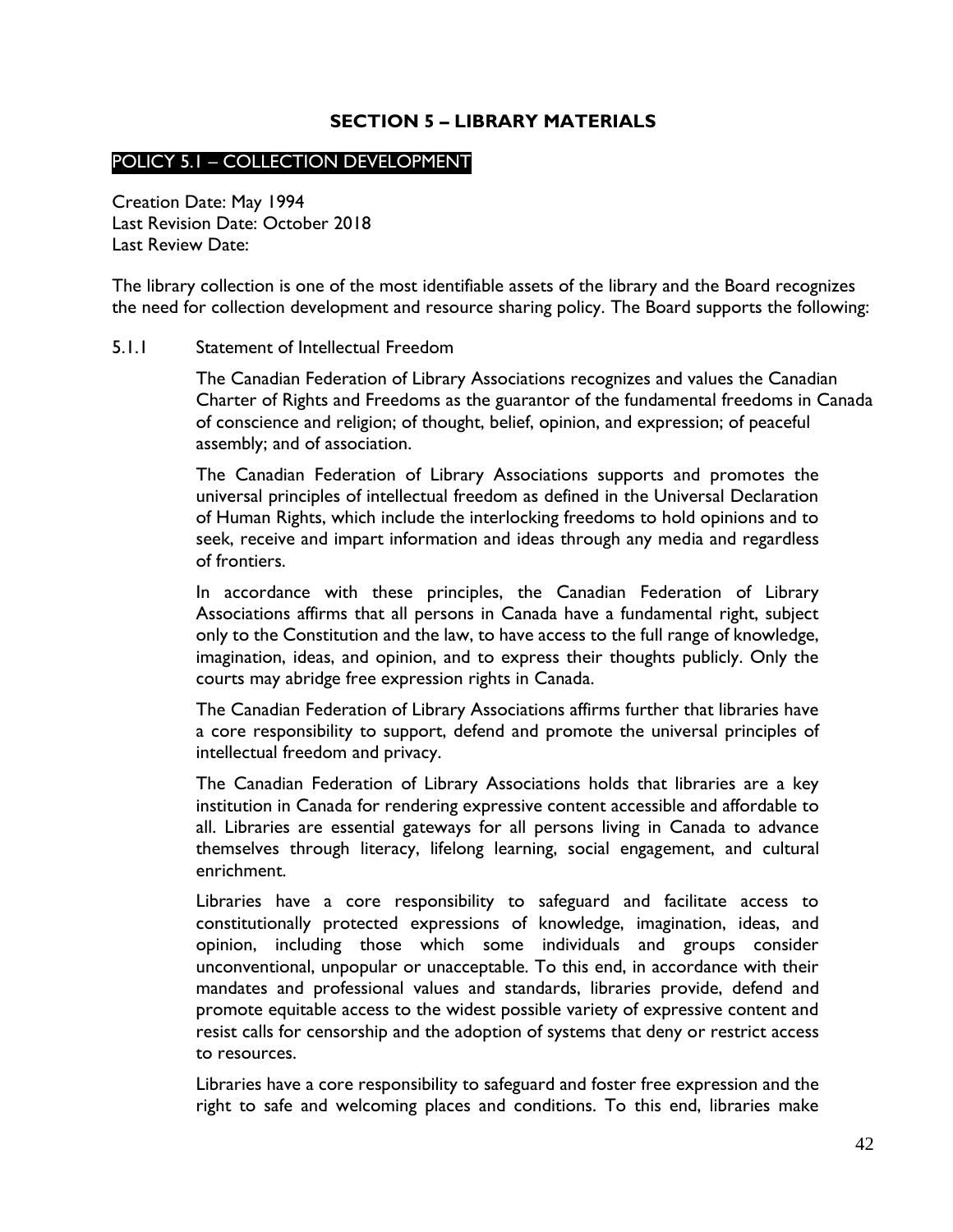## SECTION 5 – LIBRARY MATERIALS

### POLICY 5.1 – COLLECTION DEVELOPMENT

Creation Date: May 1994
Last Revision Date: October 2018
Last Review Date:

The library collection is one of the most identifiable assets of the library and the Board recognizes the need for collection development and resource sharing policy. The Board supports the following:

5.1.1 Statement of Intellectual Freedom

The Canadian Federation of Library Associations recognizes and values the Canadian Charter of Rights and Freedoms as the guarantor of the fundamental freedoms in Canada of conscience and religion; of thought, belief, opinion, and expression; of peaceful assembly; and of association.

The Canadian Federation of Library Associations supports and promotes the universal principles of intellectual freedom as defined in the Universal Declaration of Human Rights, which include the interlocking freedoms to hold opinions and to seek, receive and impart information and ideas through any media and regardless of frontiers.

In accordance with these principles, the Canadian Federation of Library Associations affirms that all persons in Canada have a fundamental right, subject only to the Constitution and the law, to have access to the full range of knowledge, imagination, ideas, and opinion, and to express their thoughts publicly. Only the courts may abridge free expression rights in Canada.

The Canadian Federation of Library Associations affirms further that libraries have a core responsibility to support, defend and promote the universal principles of intellectual freedom and privacy.

The Canadian Federation of Library Associations holds that libraries are a key institution in Canada for rendering expressive content accessible and affordable to all. Libraries are essential gateways for all persons living in Canada to advance themselves through literacy, lifelong learning, social engagement, and cultural enrichment.

Libraries have a core responsibility to safeguard and facilitate access to constitutionally protected expressions of knowledge, imagination, ideas, and opinion, including those which some individuals and groups consider unconventional, unpopular or unacceptable. To this end, in accordance with their mandates and professional values and standards, libraries provide, defend and promote equitable access to the widest possible variety of expressive content and resist calls for censorship and the adoption of systems that deny or restrict access to resources.

Libraries have a core responsibility to safeguard and foster free expression and the right to safe and welcoming places and conditions. To this end, libraries make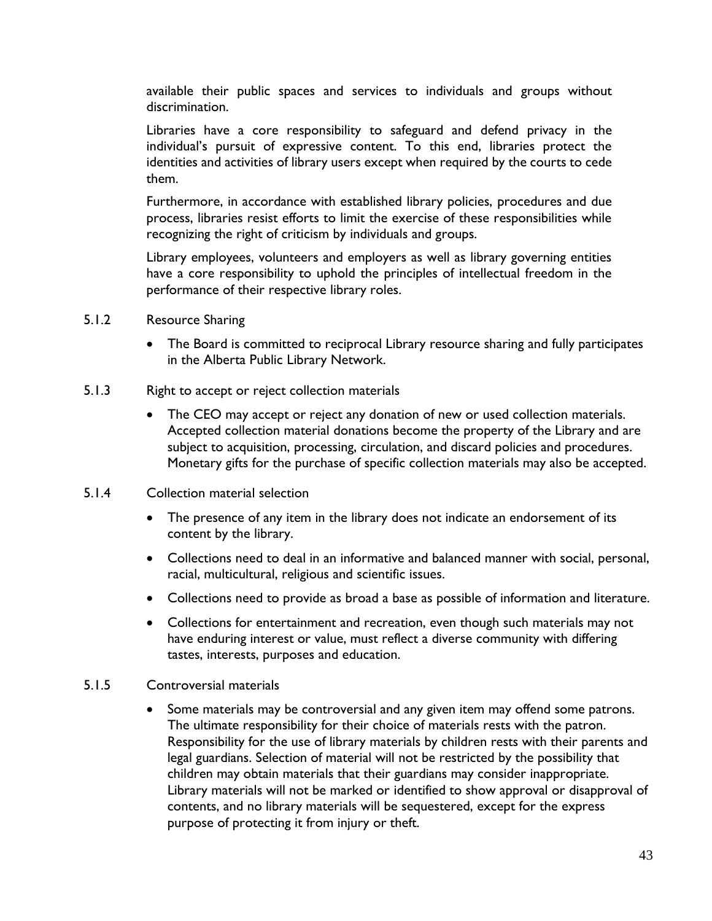available their public spaces and services to individuals and groups without discrimination.

Libraries have a core responsibility to safeguard and defend privacy in the individual's pursuit of expressive content. To this end, libraries protect the identities and activities of library users except when required by the courts to cede them.

Furthermore, in accordance with established library policies, procedures and due process, libraries resist efforts to limit the exercise of these responsibilities while recognizing the right of criticism by individuals and groups.

Library employees, volunteers and employers as well as library governing entities have a core responsibility to uphold the principles of intellectual freedom in the performance of their respective library roles.

5.1.2 Resource Sharing

- The Board is committed to reciprocal Library resource sharing and fully participates in the Alberta Public Library Network.

5.1.3 Right to accept or reject collection materials

- The CEO may accept or reject any donation of new or used collection materials. Accepted collection material donations become the property of the Library and are subject to acquisition, processing, circulation, and discard policies and procedures. Monetary gifts for the purchase of specific collection materials may also be accepted.

5.1.4 Collection material selection

- The presence of any item in the library does not indicate an endorsement of its content by the library.
- Collections need to deal in an informative and balanced manner with social, personal, racial, multicultural, religious and scientific issues.
- Collections need to provide as broad a base as possible of information and literature.
- Collections for entertainment and recreation, even though such materials may not have enduring interest or value, must reflect a diverse community with differing tastes, interests, purposes and education.

5.1.5 Controversial materials

- Some materials may be controversial and any given item may offend some patrons. The ultimate responsibility for their choice of materials rests with the patron. Responsibility for the use of library materials by children rests with their parents and legal guardians. Selection of material will not be restricted by the possibility that children may obtain materials that their guardians may consider inappropriate. Library materials will not be marked or identified to show approval or disapproval of contents, and no library materials will be sequestered, except for the express purpose of protecting it from injury or theft.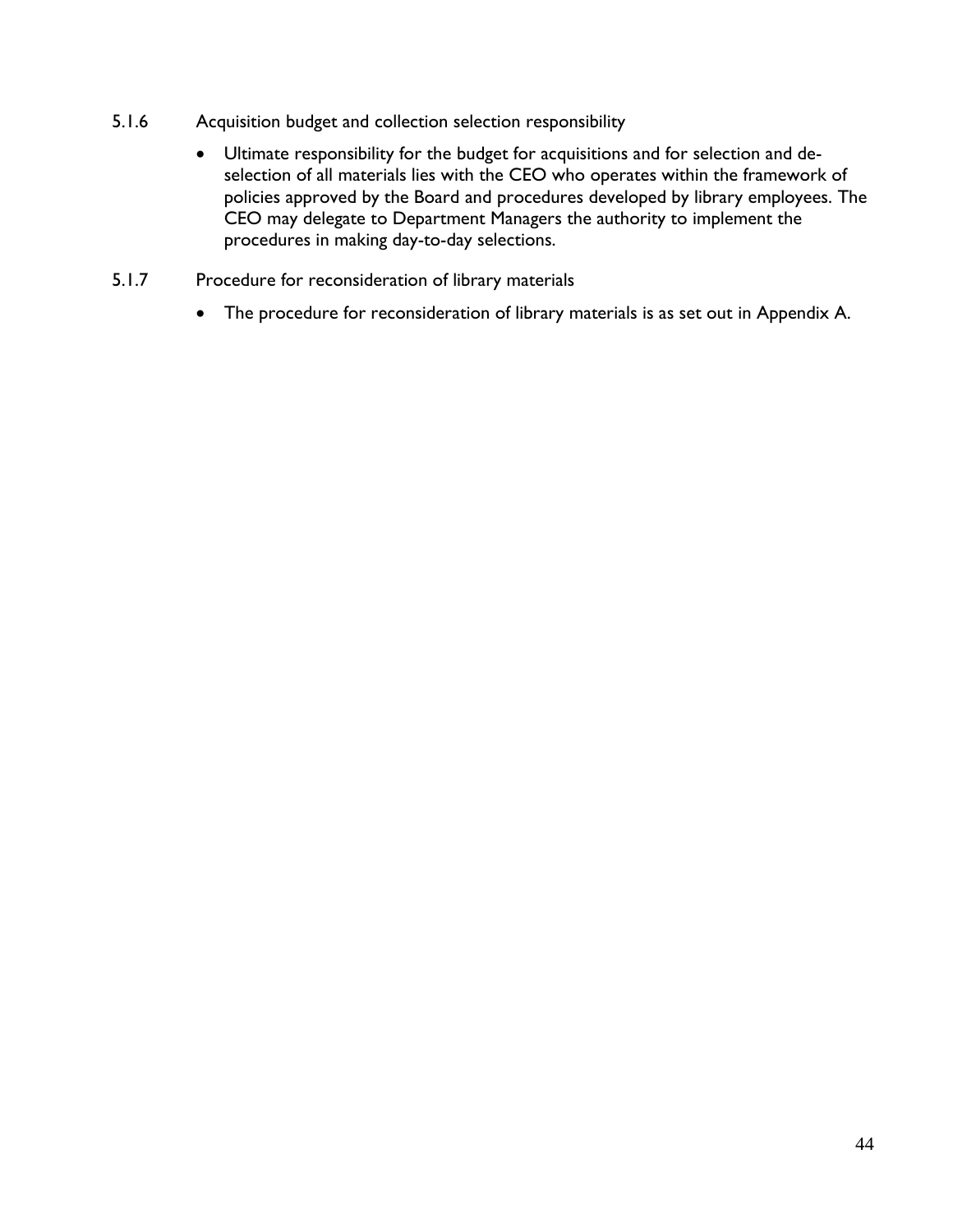5.1.6 Acquisition budget and collection selection responsibility

- Ultimate responsibility for the budget for acquisitions and for selection and de-selection of all materials lies with the CEO who operates within the framework of policies approved by the Board and procedures developed by library employees. The CEO may delegate to Department Managers the authority to implement the procedures in making day-to-day selections.

5.1.7 Procedure for reconsideration of library materials

- The procedure for reconsideration of library materials is as set out in Appendix A.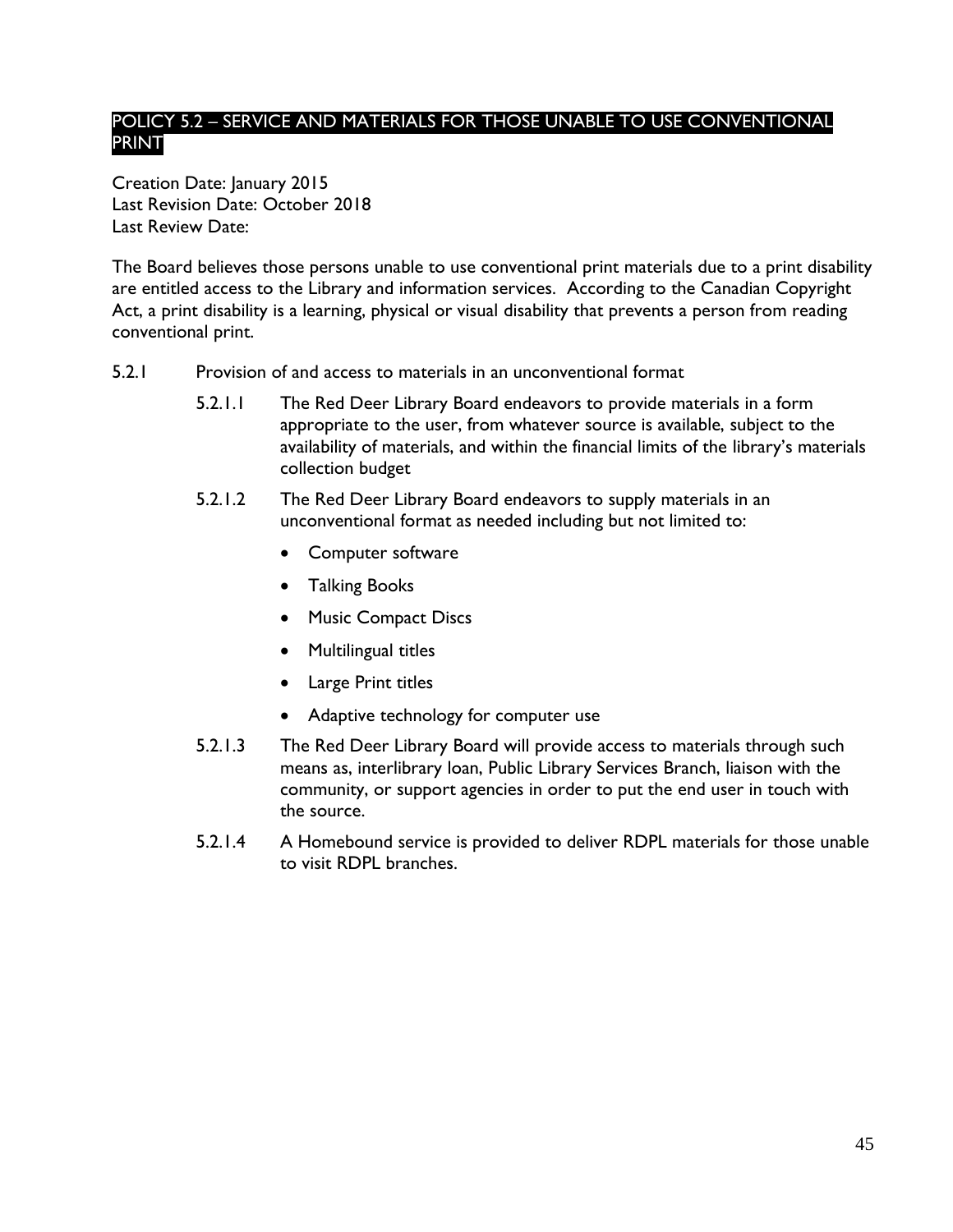## POLICY 5.2 – SERVICE AND MATERIALS FOR THOSE UNABLE TO USE CONVENTIONAL PRINT

Creation Date: January 2015
Last Revision Date: October 2018
Last Review Date:

The Board believes those persons unable to use conventional print materials due to a print disability are entitled access to the Library and information services. According to the Canadian Copyright Act, a print disability is a learning, physical or visual disability that prevents a person from reading conventional print.

5.2.1 Provision of and access to materials in an unconventional format

5.2.1.1 The Red Deer Library Board endeavors to provide materials in a form appropriate to the user, from whatever source is available, subject to the availability of materials, and within the financial limits of the library's materials collection budget

5.2.1.2 The Red Deer Library Board endeavors to supply materials in an unconventional format as needed including but not limited to:

- Computer software
- Talking Books
- Music Compact Discs
- Multilingual titles
- Large Print titles
- Adaptive technology for computer use

5.2.1.3 The Red Deer Library Board will provide access to materials through such means as, interlibrary loan, Public Library Services Branch, liaison with the community, or support agencies in order to put the end user in touch with the source.

5.2.1.4 A Homebound service is provided to deliver RDPL materials for those unable to visit RDPL branches.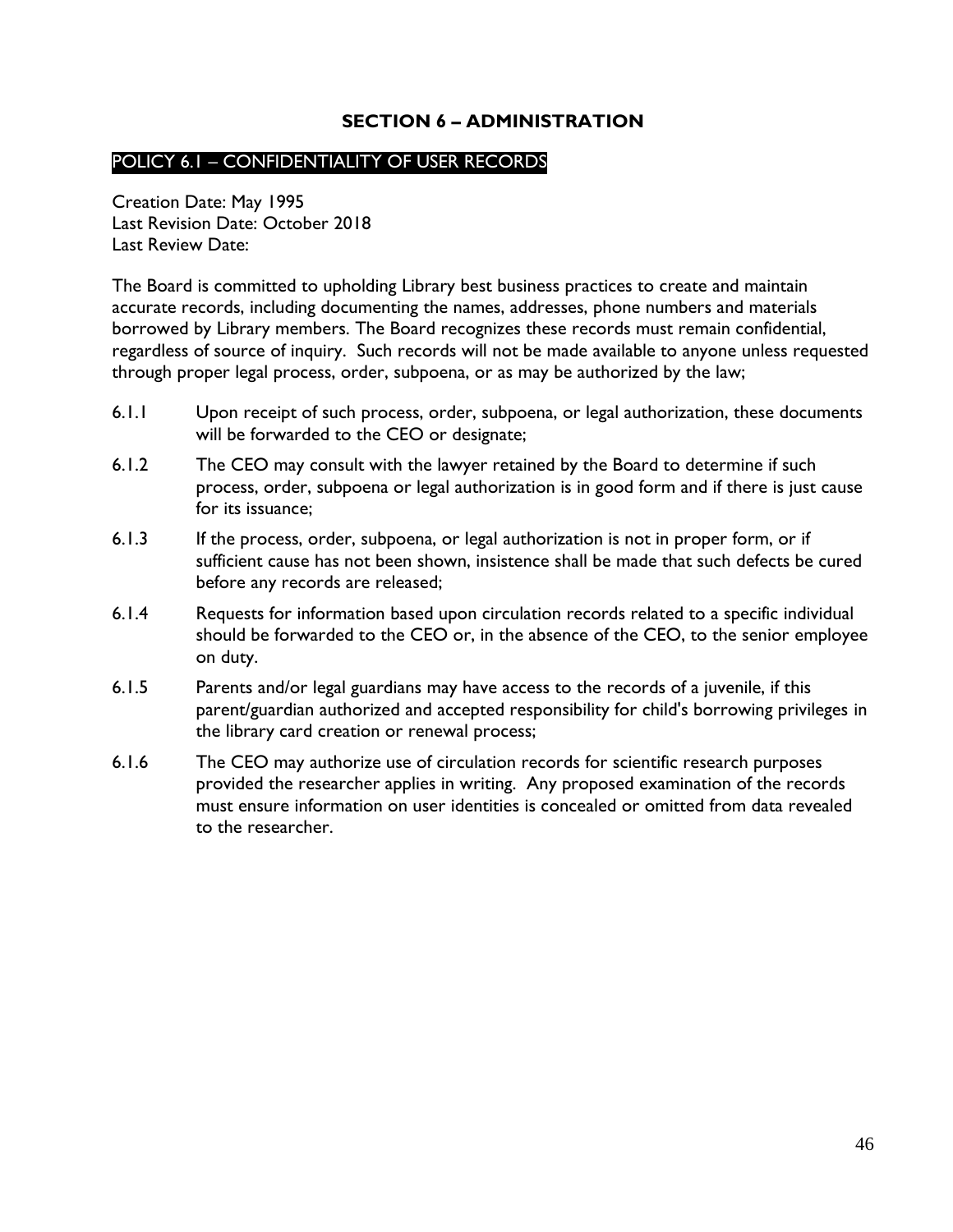# SECTION 6 – ADMINISTRATION

## POLICY 6.1 – CONFIDENTIALITY OF USER RECORDS

Creation Date: May 1995
Last Revision Date: October 2018
Last Review Date:

The Board is committed to upholding Library best business practices to create and maintain accurate records, including documenting the names, addresses, phone numbers and materials borrowed by Library members. The Board recognizes these records must remain confidential, regardless of source of inquiry. Such records will not be made available to anyone unless requested through proper legal process, order, subpoena, or as may be authorized by the law;

6.1.1 Upon receipt of such process, order, subpoena, or legal authorization, these documents will be forwarded to the CEO or designate;

6.1.2 The CEO may consult with the lawyer retained by the Board to determine if such process, order, subpoena or legal authorization is in good form and if there is just cause for its issuance;

6.1.3 If the process, order, subpoena, or legal authorization is not in proper form, or if sufficient cause has not been shown, insistence shall be made that such defects be cured before any records are released;

6.1.4 Requests for information based upon circulation records related to a specific individual should be forwarded to the CEO or, in the absence of the CEO, to the senior employee on duty.

6.1.5 Parents and/or legal guardians may have access to the records of a juvenile, if this parent/guardian authorized and accepted responsibility for child's borrowing privileges in the library card creation or renewal process;

6.1.6 The CEO may authorize use of circulation records for scientific research purposes provided the researcher applies in writing. Any proposed examination of the records must ensure information on user identities is concealed or omitted from data revealed to the researcher.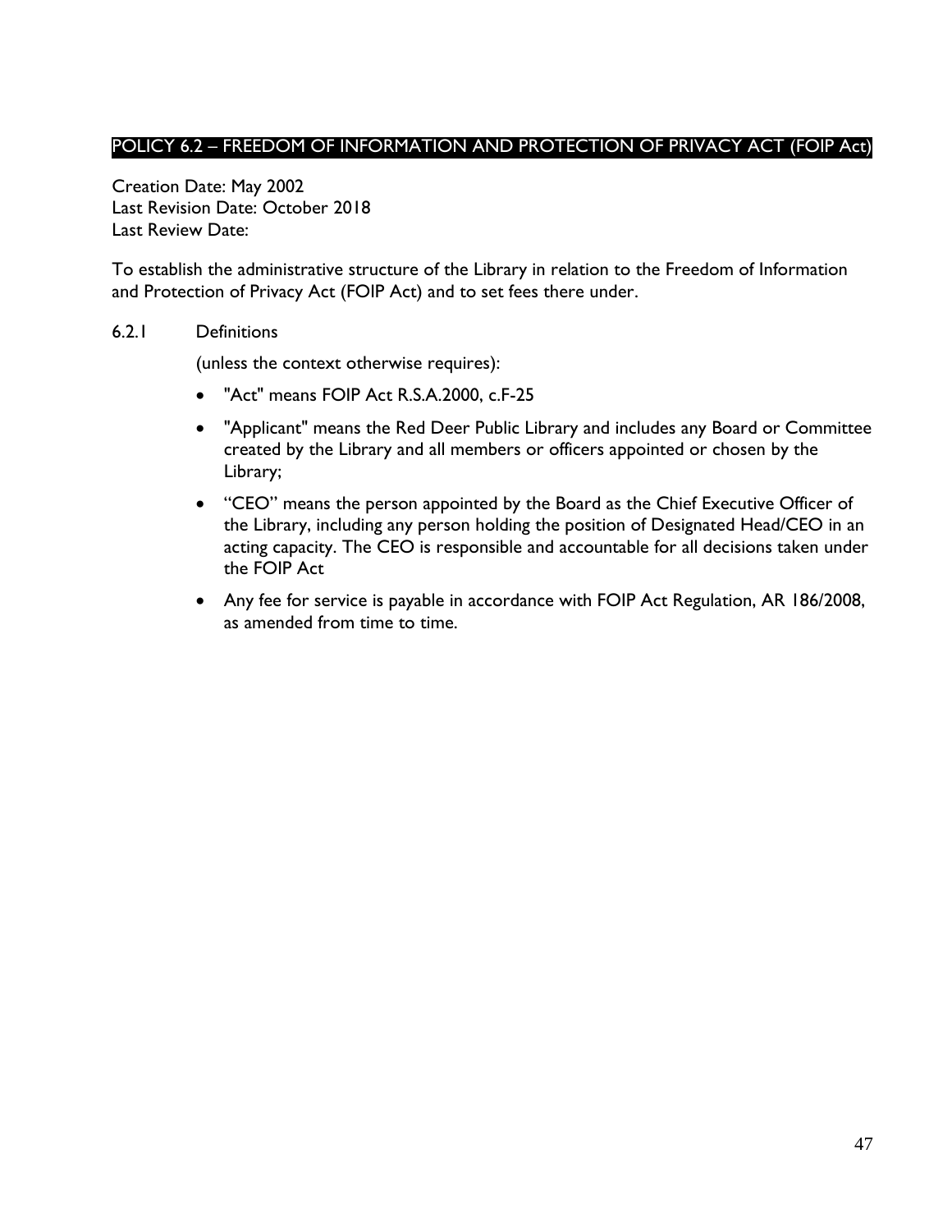## POLICY 6.2 – FREEDOM OF INFORMATION AND PROTECTION OF PRIVACY ACT (FOIP Act)

Creation Date: May 2002
Last Revision Date: October 2018
Last Review Date:

To establish the administrative structure of the Library in relation to the Freedom of Information and Protection of Privacy Act (FOIP Act) and to set fees there under.

6.2.1 Definitions

(unless the context otherwise requires):

- "Act" means FOIP Act R.S.A.2000, c.F-25
- "Applicant" means the Red Deer Public Library and includes any Board or Committee created by the Library and all members or officers appointed or chosen by the Library;
- "CEO" means the person appointed by the Board as the Chief Executive Officer of the Library, including any person holding the position of Designated Head/CEO in an acting capacity. The CEO is responsible and accountable for all decisions taken under the FOIP Act
- Any fee for service is payable in accordance with FOIP Act Regulation, AR 186/2008, as amended from time to time.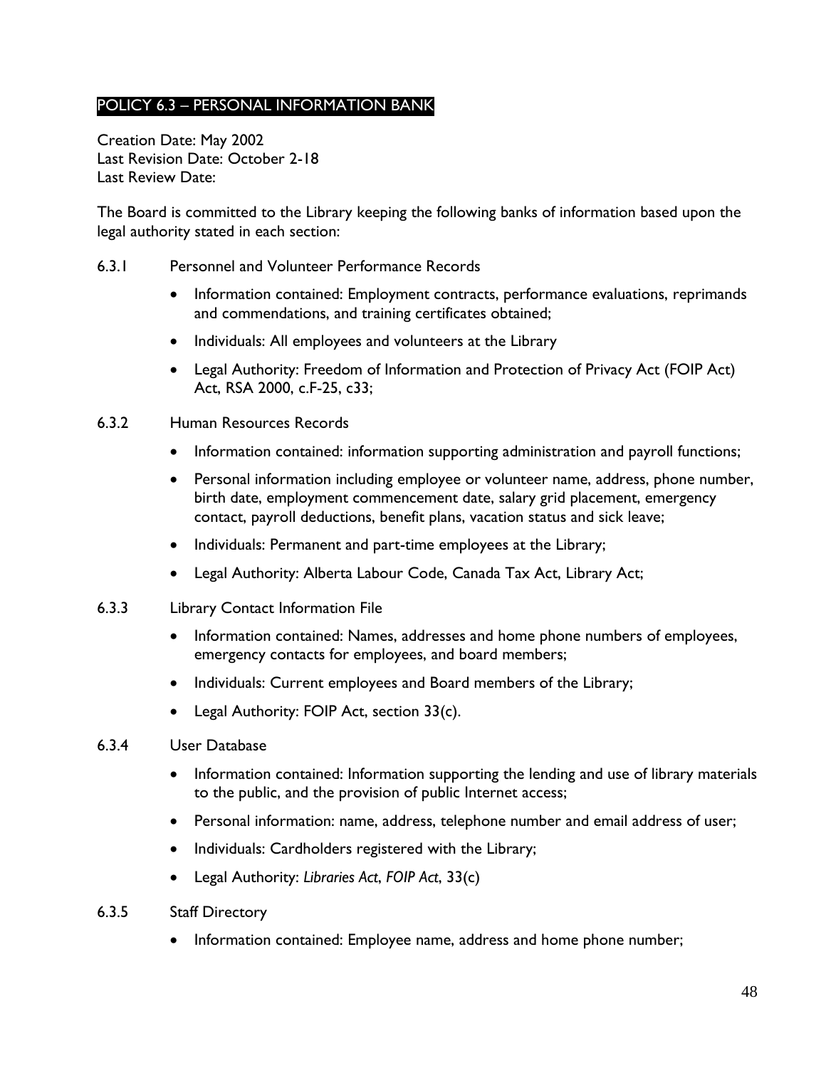## POLICY 6.3 – PERSONAL INFORMATION BANK

Creation Date: May 2002
Last Revision Date: October 2-18
Last Review Date:

The Board is committed to the Library keeping the following banks of information based upon the legal authority stated in each section:

6.3.1 Personnel and Volunteer Performance Records

- Information contained: Employment contracts, performance evaluations, reprimands and commendations, and training certificates obtained;
- Individuals: All employees and volunteers at the Library
- Legal Authority: Freedom of Information and Protection of Privacy Act (FOIP Act) Act, RSA 2000, c.F-25, c33;

6.3.2 Human Resources Records

- Information contained: information supporting administration and payroll functions;
- Personal information including employee or volunteer name, address, phone number, birth date, employment commencement date, salary grid placement, emergency contact, payroll deductions, benefit plans, vacation status and sick leave;
- Individuals: Permanent and part-time employees at the Library;
- Legal Authority: Alberta Labour Code, Canada Tax Act, Library Act;

6.3.3 Library Contact Information File

- Information contained: Names, addresses and home phone numbers of employees, emergency contacts for employees, and board members;
- Individuals: Current employees and Board members of the Library;
- Legal Authority: FOIP Act, section 33(c).

6.3.4 User Database

- Information contained: Information supporting the lending and use of library materials to the public, and the provision of public Internet access;
- Personal information: name, address, telephone number and email address of user;
- Individuals: Cardholders registered with the Library;
- Legal Authority: *Libraries Act*, *FOIP Act*, 33(c)

6.3.5 Staff Directory

- Information contained: Employee name, address and home phone number;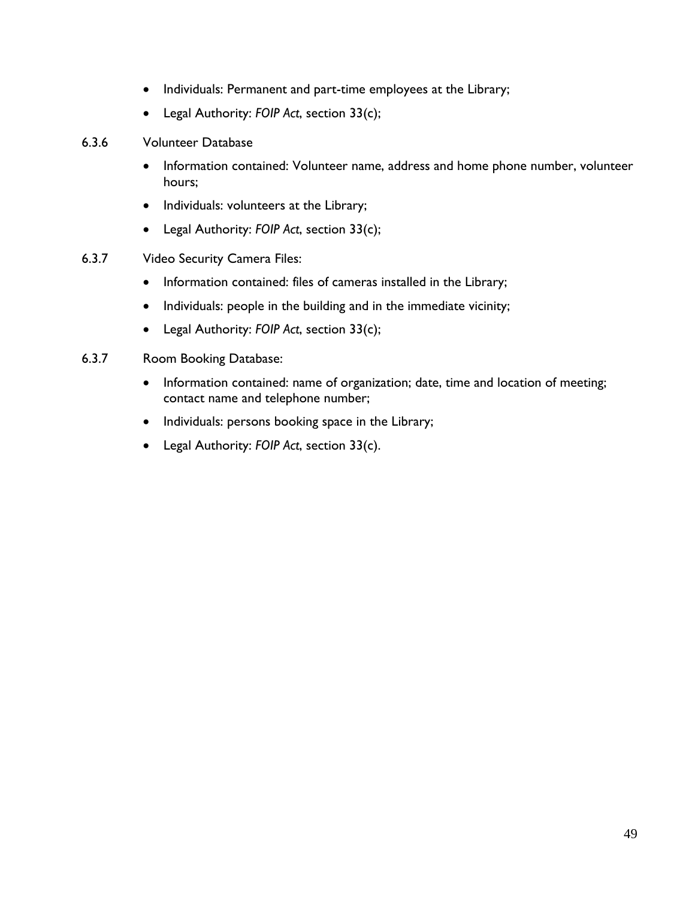- Individuals: Permanent and part-time employees at the Library;
- Legal Authority: *FOIP Act*, section 33(c);

6.3.6 Volunteer Database

- Information contained: Volunteer name, address and home phone number, volunteer hours;
- Individuals: volunteers at the Library;
- Legal Authority: *FOIP Act*, section 33(c);

6.3.7 Video Security Camera Files:

- Information contained: files of cameras installed in the Library;
- Individuals: people in the building and in the immediate vicinity;
- Legal Authority: *FOIP Act*, section 33(c);

6.3.7 Room Booking Database:

- Information contained: name of organization; date, time and location of meeting; contact name and telephone number;
- Individuals: persons booking space in the Library;
- Legal Authority: *FOIP Act*, section 33(c).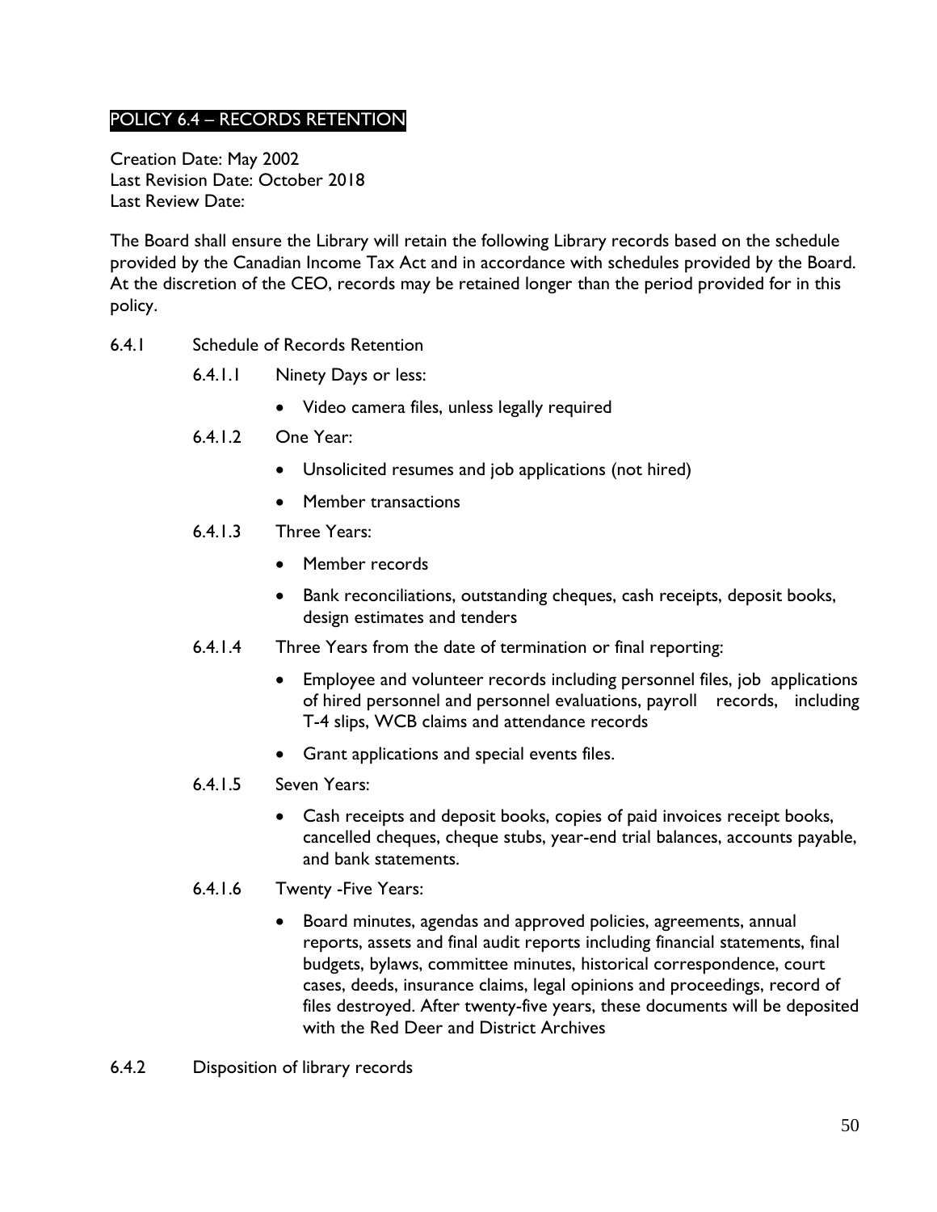## POLICY 6.4 – RECORDS RETENTION

Creation Date: May 2002
Last Revision Date: October 2018
Last Review Date:

The Board shall ensure the Library will retain the following Library records based on the schedule provided by the Canadian Income Tax Act and in accordance with schedules provided by the Board. At the discretion of the CEO, records may be retained longer than the period provided for in this policy.

6.4.1 Schedule of Records Retention

6.4.1.1 Ninety Days or less:

- Video camera files, unless legally required

6.4.1.2 One Year:

- Unsolicited resumes and job applications (not hired)
- Member transactions

6.4.1.3 Three Years:

- Member records
- Bank reconciliations, outstanding cheques, cash receipts, deposit books, design estimates and tenders

6.4.1.4 Three Years from the date of termination or final reporting:

- Employee and volunteer records including personnel files, job applications of hired personnel and personnel evaluations, payroll records, including T-4 slips, WCB claims and attendance records
- Grant applications and special events files.

6.4.1.5 Seven Years:

- Cash receipts and deposit books, copies of paid invoices receipt books, cancelled cheques, cheque stubs, year-end trial balances, accounts payable, and bank statements.

6.4.1.6 Twenty -Five Years:

- Board minutes, agendas and approved policies, agreements, annual reports, assets and final audit reports including financial statements, final budgets, bylaws, committee minutes, historical correspondence, court cases, deeds, insurance claims, legal opinions and proceedings, record of files destroyed. After twenty-five years, these documents will be deposited with the Red Deer and District Archives

6.4.2 Disposition of library records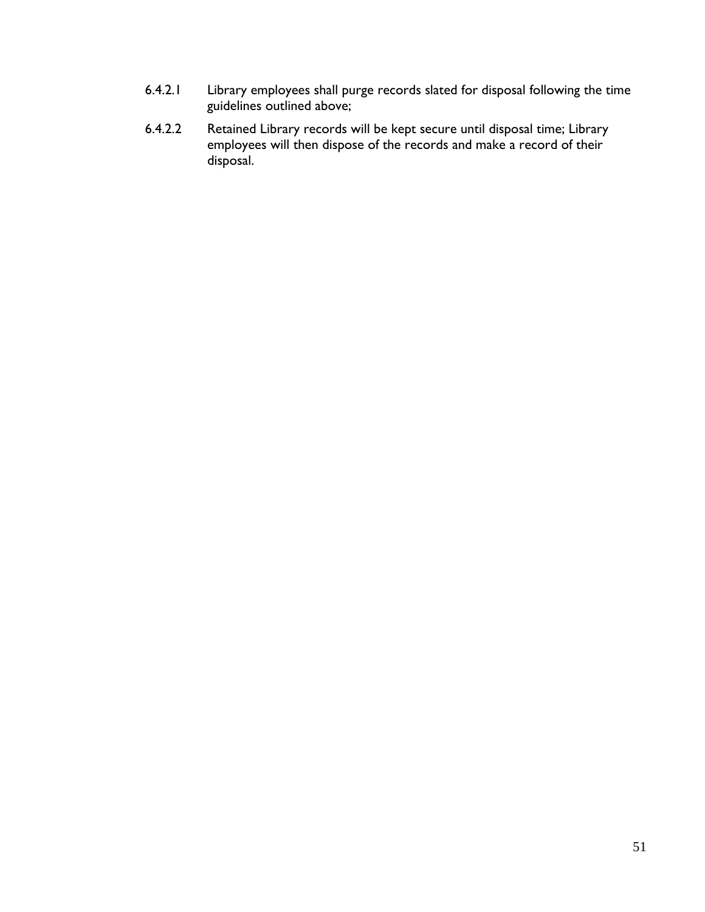6.4.2.1 Library employees shall purge records slated for disposal following the time guidelines outlined above;

6.4.2.2 Retained Library records will be kept secure until disposal time; Library employees will then dispose of the records and make a record of their disposal.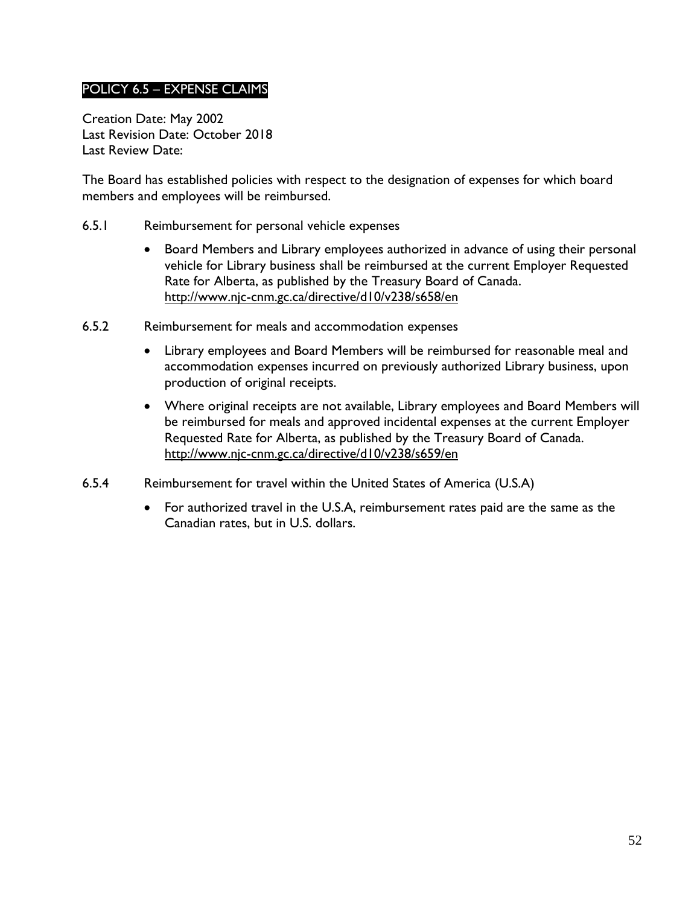## POLICY 6.5 – EXPENSE CLAIMS

Creation Date: May 2002
Last Revision Date: October 2018
Last Review Date:

The Board has established policies with respect to the designation of expenses for which board members and employees will be reimbursed.

6.5.1 Reimbursement for personal vehicle expenses

- Board Members and Library employees authorized in advance of using their personal vehicle for Library business shall be reimbursed at the current Employer Requested Rate for Alberta, as published by the Treasury Board of Canada. http://www.njc-cnm.gc.ca/directive/d10/v238/s658/en

6.5.2 Reimbursement for meals and accommodation expenses

- Library employees and Board Members will be reimbursed for reasonable meal and accommodation expenses incurred on previously authorized Library business, upon production of original receipts.
- Where original receipts are not available, Library employees and Board Members will be reimbursed for meals and approved incidental expenses at the current Employer Requested Rate for Alberta, as published by the Treasury Board of Canada. http://www.njc-cnm.gc.ca/directive/d10/v238/s659/en

6.5.4 Reimbursement for travel within the United States of America (U.S.A)

- For authorized travel in the U.S.A, reimbursement rates paid are the same as the Canadian rates, but in U.S. dollars.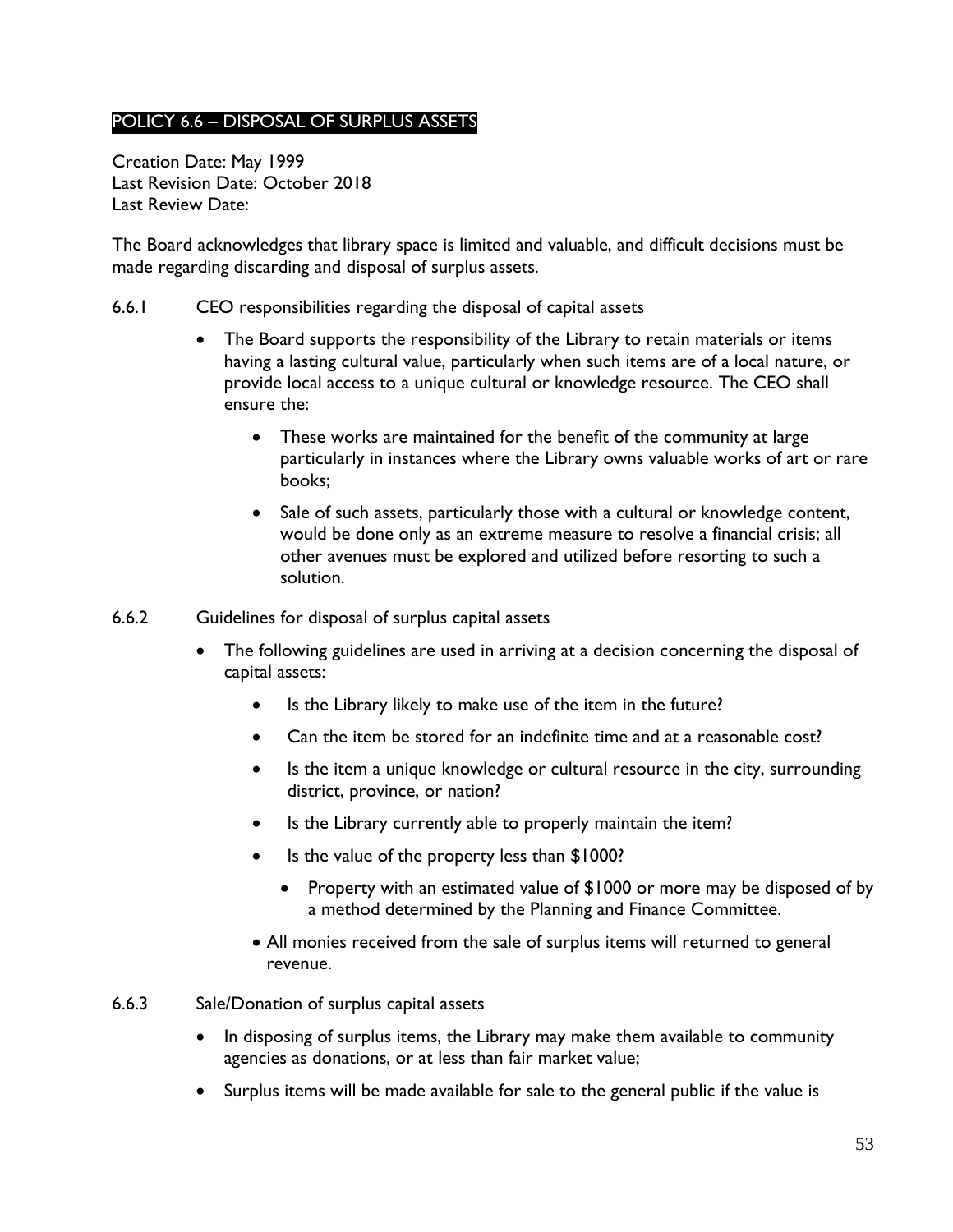## POLICY 6.6 – DISPOSAL OF SURPLUS ASSETS

Creation Date: May 1999
Last Revision Date: October 2018
Last Review Date:

The Board acknowledges that library space is limited and valuable, and difficult decisions must be made regarding discarding and disposal of surplus assets.

6.6.1 CEO responsibilities regarding the disposal of capital assets

- The Board supports the responsibility of the Library to retain materials or items having a lasting cultural value, particularly when such items are of a local nature, or provide local access to a unique cultural or knowledge resource. The CEO shall ensure the:
    - These works are maintained for the benefit of the community at large particularly in instances where the Library owns valuable works of art or rare books;
    - Sale of such assets, particularly those with a cultural or knowledge content, would be done only as an extreme measure to resolve a financial crisis; all other avenues must be explored and utilized before resorting to such a solution.

6.6.2 Guidelines for disposal of surplus capital assets

- The following guidelines are used in arriving at a decision concerning the disposal of capital assets:
    - Is the Library likely to make use of the item in the future?
    - Can the item be stored for an indefinite time and at a reasonable cost?
    - Is the item a unique knowledge or cultural resource in the city, surrounding district, province, or nation?
    - Is the Library currently able to properly maintain the item?
    - Is the value of the property less than $1000?
        - Property with an estimated value of $1000 or more may be disposed of by a method determined by the Planning and Finance Committee.
    - All monies received from the sale of surplus items will returned to general revenue.

6.6.3 Sale/Donation of surplus capital assets

- In disposing of surplus items, the Library may make them available to community agencies as donations, or at less than fair market value;
- Surplus items will be made available for sale to the general public if the value is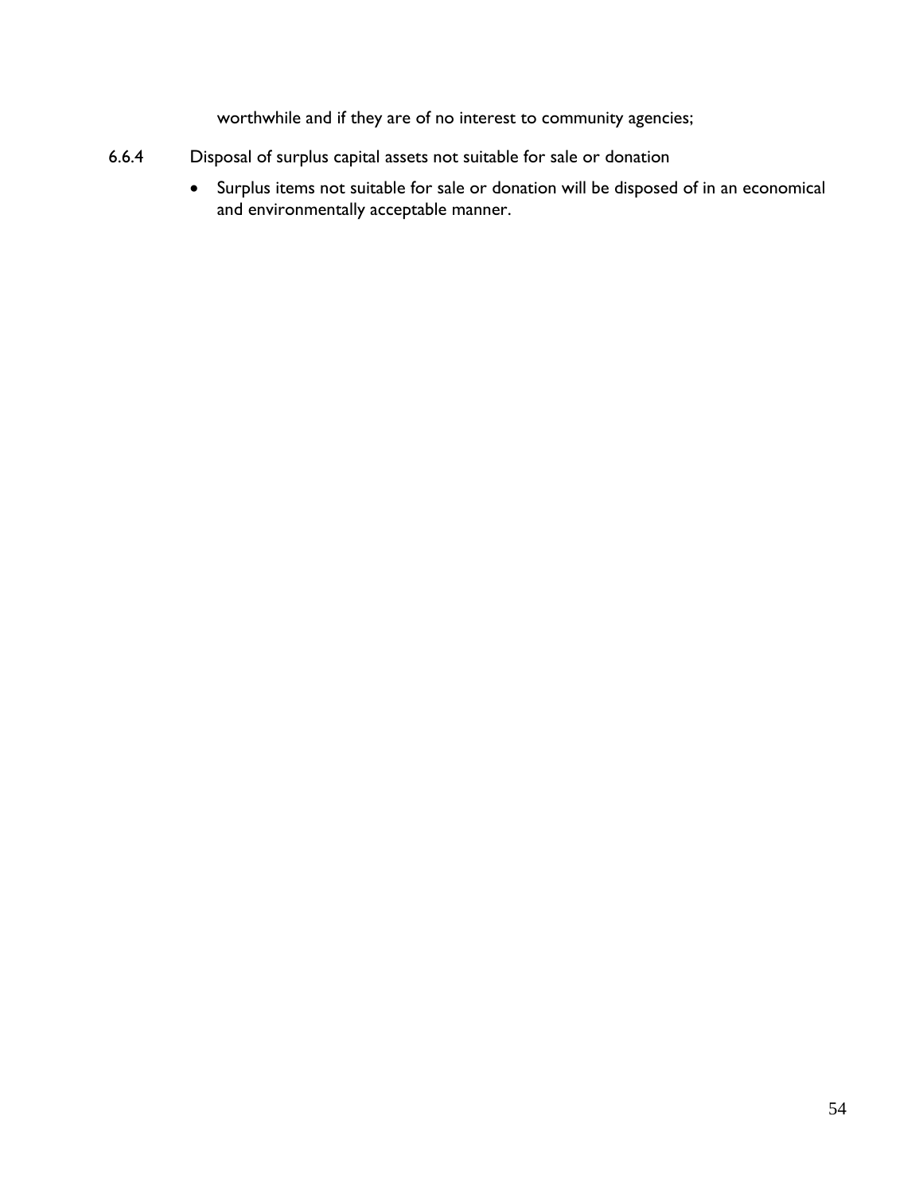worthwhile and if they are of no interest to community agencies;

6.6.4 Disposal of surplus capital assets not suitable for sale or donation

- Surplus items not suitable for sale or donation will be disposed of in an economical and environmentally acceptable manner.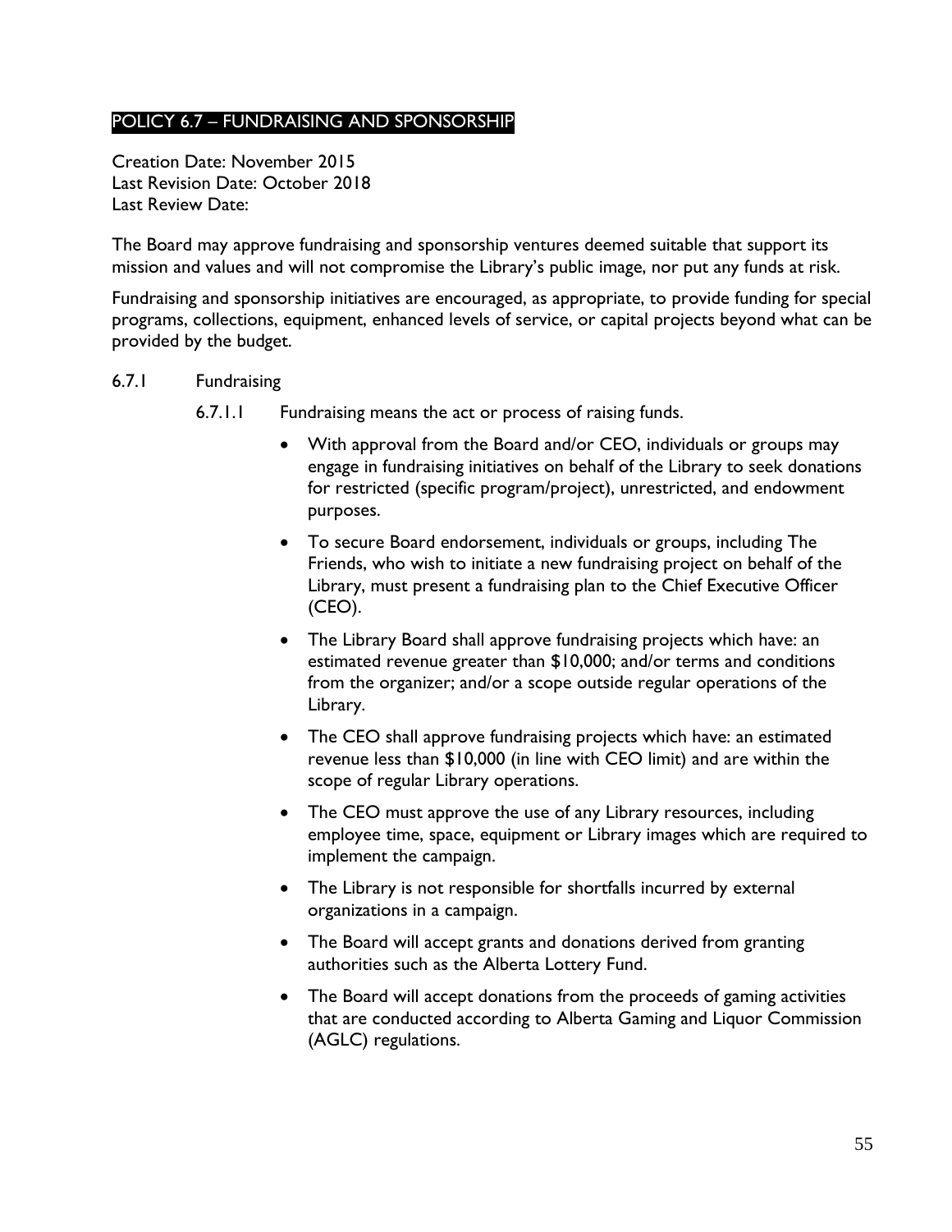## POLICY 6.7 – FUNDRAISING AND SPONSORSHIP

Creation Date: November 2015
Last Revision Date: October 2018
Last Review Date:

The Board may approve fundraising and sponsorship ventures deemed suitable that support its mission and values and will not compromise the Library's public image, nor put any funds at risk.

Fundraising and sponsorship initiatives are encouraged, as appropriate, to provide funding for special programs, collections, equipment, enhanced levels of service, or capital projects beyond what can be provided by the budget.

6.7.1 Fundraising

6.7.1.1 Fundraising means the act or process of raising funds.

- With approval from the Board and/or CEO, individuals or groups may engage in fundraising initiatives on behalf of the Library to seek donations for restricted (specific program/project), unrestricted, and endowment purposes.
- To secure Board endorsement, individuals or groups, including The Friends, who wish to initiate a new fundraising project on behalf of the Library, must present a fundraising plan to the Chief Executive Officer (CEO).
- The Library Board shall approve fundraising projects which have: an estimated revenue greater than $10,000; and/or terms and conditions from the organizer; and/or a scope outside regular operations of the Library.
- The CEO shall approve fundraising projects which have: an estimated revenue less than $10,000 (in line with CEO limit) and are within the scope of regular Library operations.
- The CEO must approve the use of any Library resources, including employee time, space, equipment or Library images which are required to implement the campaign.
- The Library is not responsible for shortfalls incurred by external organizations in a campaign.
- The Board will accept grants and donations derived from granting authorities such as the Alberta Lottery Fund.
- The Board will accept donations from the proceeds of gaming activities that are conducted according to Alberta Gaming and Liquor Commission (AGLC) regulations.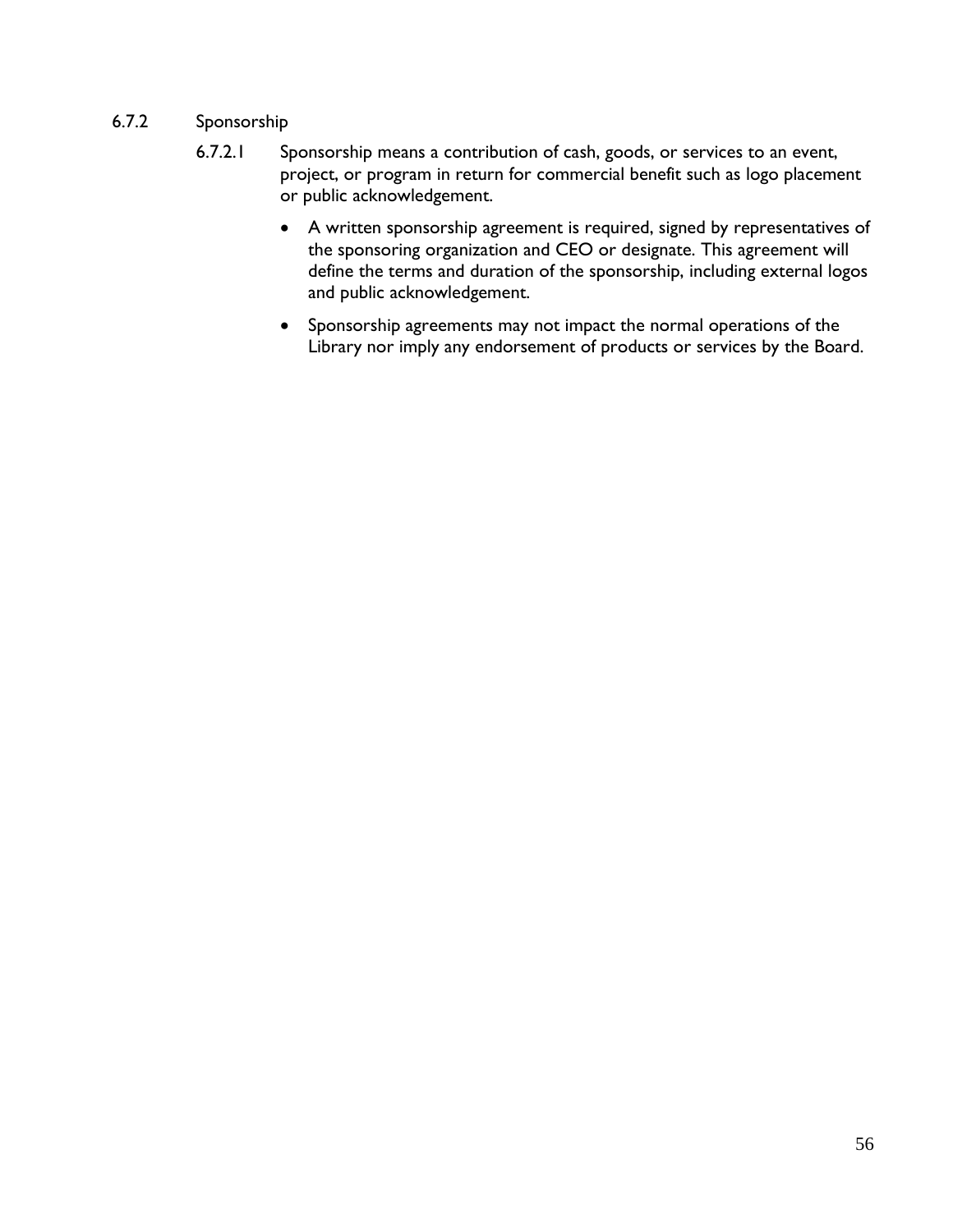### 6.7.2 Sponsorship

6.7.2.1 Sponsorship means a contribution of cash, goods, or services to an event, project, or program in return for commercial benefit such as logo placement or public acknowledgement.

- A written sponsorship agreement is required, signed by representatives of the sponsoring organization and CEO or designate. This agreement will define the terms and duration of the sponsorship, including external logos and public acknowledgement.
- Sponsorship agreements may not impact the normal operations of the Library nor imply any endorsement of products or services by the Board.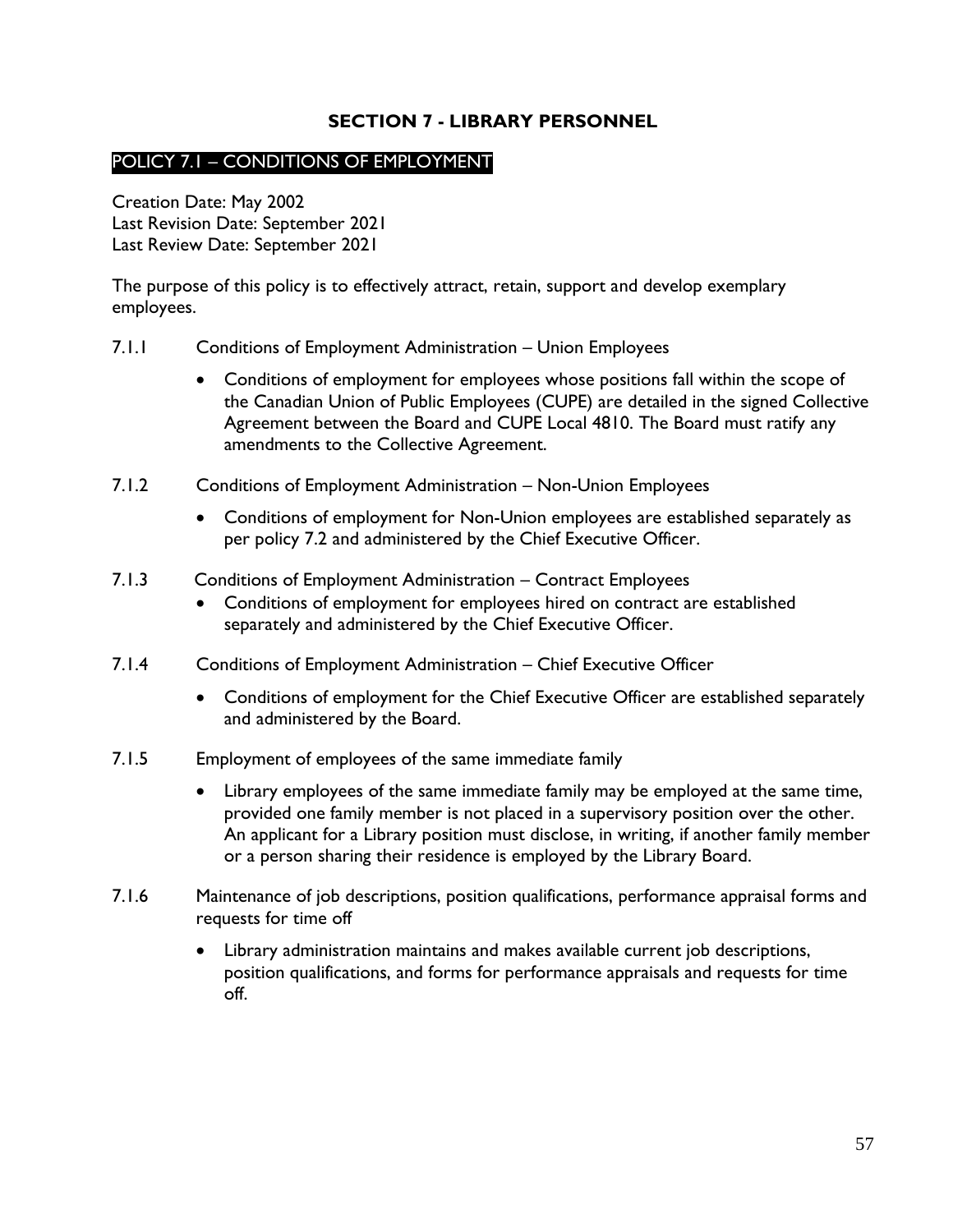# SECTION 7 - LIBRARY PERSONNEL

## POLICY 7.1 – CONDITIONS OF EMPLOYMENT

Creation Date: May 2002
Last Revision Date: September 2021
Last Review Date: September 2021

The purpose of this policy is to effectively attract, retain, support and develop exemplary employees.

7.1.1 Conditions of Employment Administration – Union Employees

- Conditions of employment for employees whose positions fall within the scope of the Canadian Union of Public Employees (CUPE) are detailed in the signed Collective Agreement between the Board and CUPE Local 4810. The Board must ratify any amendments to the Collective Agreement.

7.1.2 Conditions of Employment Administration – Non-Union Employees

- Conditions of employment for Non-Union employees are established separately as per policy 7.2 and administered by the Chief Executive Officer.

7.1.3 Conditions of Employment Administration – Contract Employees

- Conditions of employment for employees hired on contract are established separately and administered by the Chief Executive Officer.

7.1.4 Conditions of Employment Administration – Chief Executive Officer

- Conditions of employment for the Chief Executive Officer are established separately and administered by the Board.

7.1.5 Employment of employees of the same immediate family

- Library employees of the same immediate family may be employed at the same time, provided one family member is not placed in a supervisory position over the other. An applicant for a Library position must disclose, in writing, if another family member or a person sharing their residence is employed by the Library Board.

7.1.6 Maintenance of job descriptions, position qualifications, performance appraisal forms and requests for time off

- Library administration maintains and makes available current job descriptions, position qualifications, and forms for performance appraisals and requests for time off.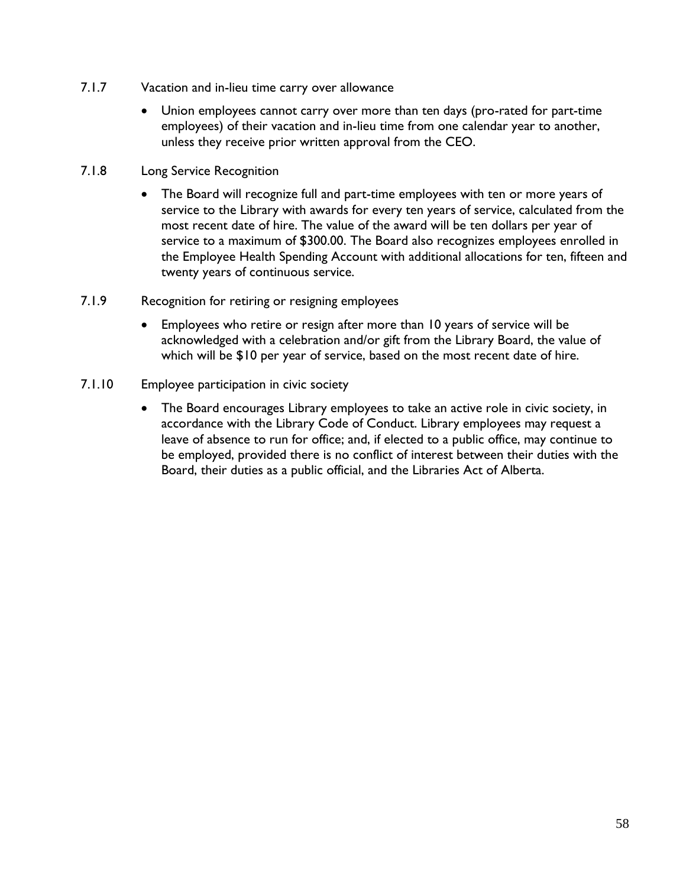### 7.1.7 Vacation and in-lieu time carry over allowance

- Union employees cannot carry over more than ten days (pro-rated for part-time employees) of their vacation and in-lieu time from one calendar year to another, unless they receive prior written approval from the CEO.

### 7.1.8 Long Service Recognition

- The Board will recognize full and part-time employees with ten or more years of service to the Library with awards for every ten years of service, calculated from the most recent date of hire. The value of the award will be ten dollars per year of service to a maximum of $300.00. The Board also recognizes employees enrolled in the Employee Health Spending Account with additional allocations for ten, fifteen and twenty years of continuous service.

### 7.1.9 Recognition for retiring or resigning employees

- Employees who retire or resign after more than 10 years of service will be acknowledged with a celebration and/or gift from the Library Board, the value of which will be $10 per year of service, based on the most recent date of hire.

### 7.1.10 Employee participation in civic society

- The Board encourages Library employees to take an active role in civic society, in accordance with the Library Code of Conduct. Library employees may request a leave of absence to run for office; and, if elected to a public office, may continue to be employed, provided there is no conflict of interest between their duties with the Board, their duties as a public official, and the Libraries Act of Alberta.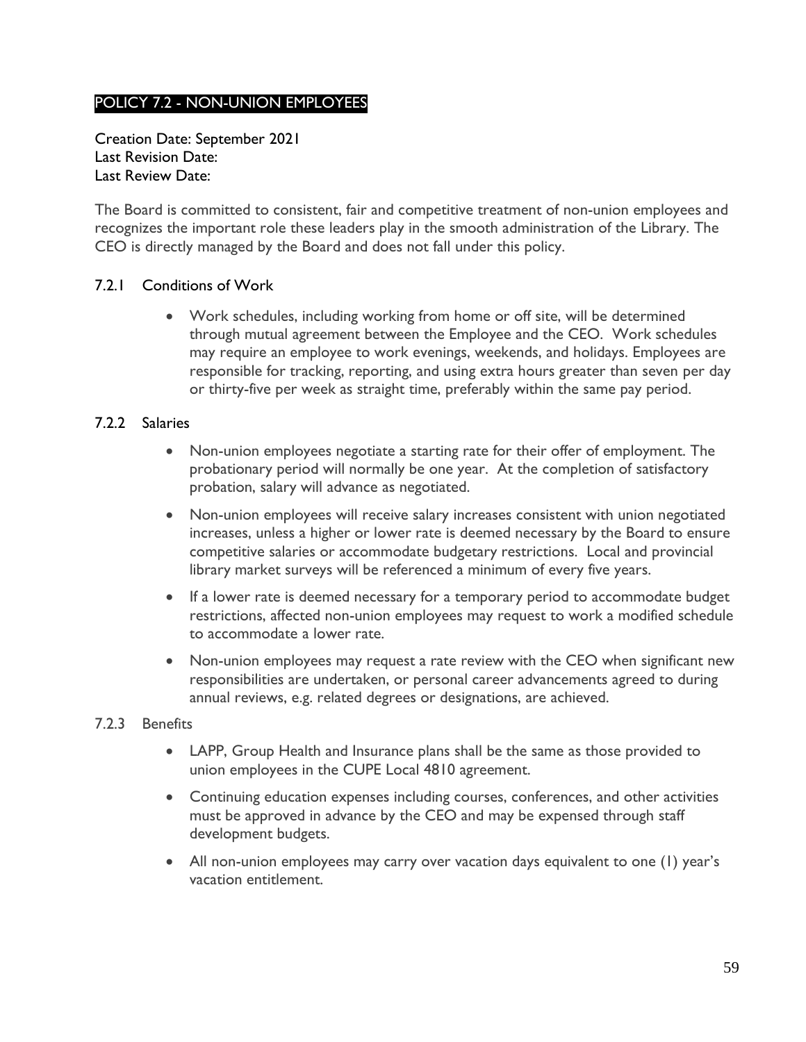## POLICY 7.2 - NON-UNION EMPLOYEES

Creation Date: September 2021
Last Revision Date:
Last Review Date:

The Board is committed to consistent, fair and competitive treatment of non-union employees and recognizes the important role these leaders play in the smooth administration of the Library. The CEO is directly managed by the Board and does not fall under this policy.

### 7.2.1 Conditions of Work

- Work schedules, including working from home or off site, will be determined through mutual agreement between the Employee and the CEO. Work schedules may require an employee to work evenings, weekends, and holidays. Employees are responsible for tracking, reporting, and using extra hours greater than seven per day or thirty-five per week as straight time, preferably within the same pay period.

### 7.2.2 Salaries

- Non-union employees negotiate a starting rate for their offer of employment. The probationary period will normally be one year. At the completion of satisfactory probation, salary will advance as negotiated.
- Non-union employees will receive salary increases consistent with union negotiated increases, unless a higher or lower rate is deemed necessary by the Board to ensure competitive salaries or accommodate budgetary restrictions. Local and provincial library market surveys will be referenced a minimum of every five years.
- If a lower rate is deemed necessary for a temporary period to accommodate budget restrictions, affected non-union employees may request to work a modified schedule to accommodate a lower rate.
- Non-union employees may request a rate review with the CEO when significant new responsibilities are undertaken, or personal career advancements agreed to during annual reviews, e.g. related degrees or designations, are achieved.

### 7.2.3 Benefits

- LAPP, Group Health and Insurance plans shall be the same as those provided to union employees in the CUPE Local 4810 agreement.
- Continuing education expenses including courses, conferences, and other activities must be approved in advance by the CEO and may be expensed through staff development budgets.
- All non-union employees may carry over vacation days equivalent to one (1) year's vacation entitlement.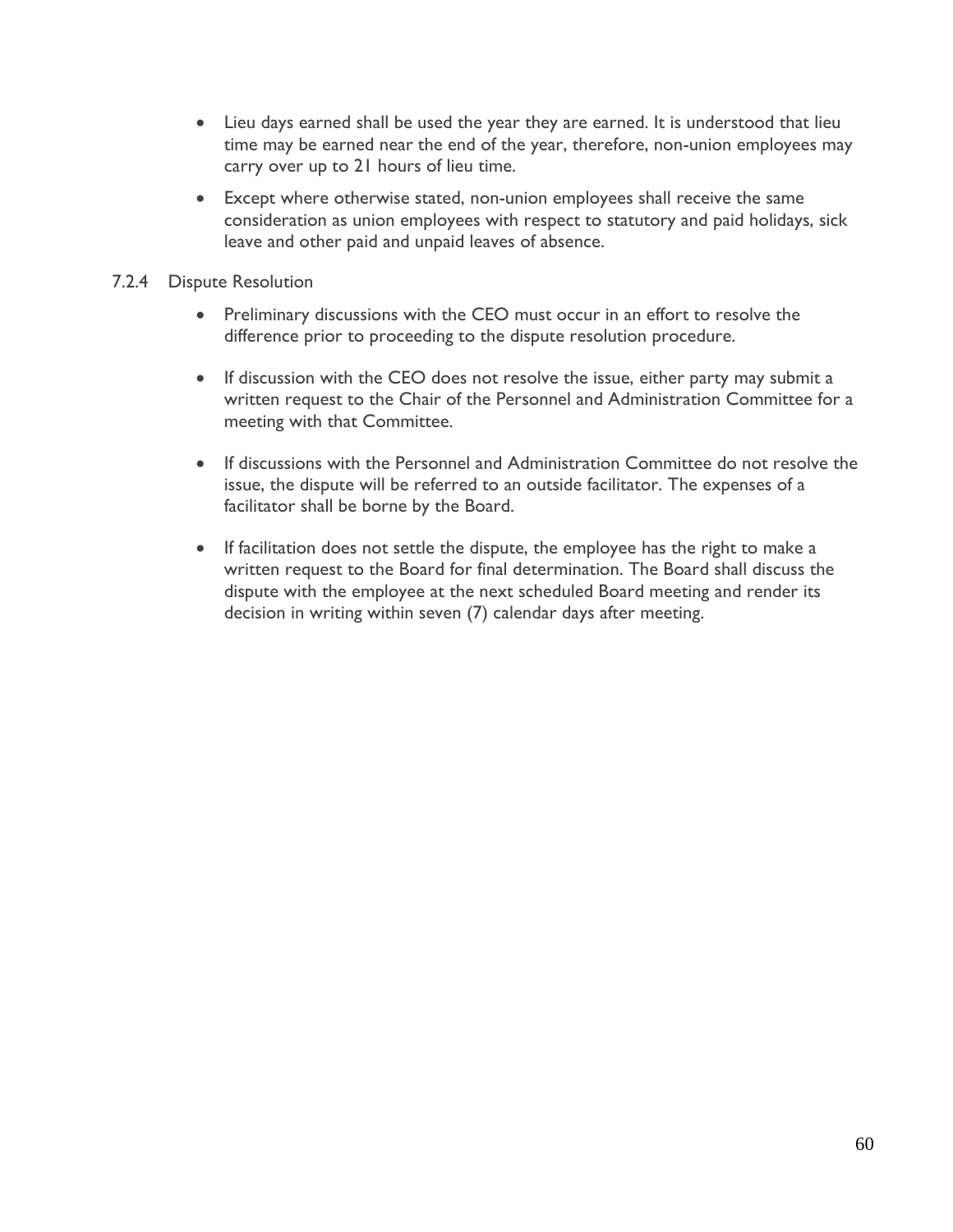- Lieu days earned shall be used the year they are earned. It is understood that lieu time may be earned near the end of the year, therefore, non-union employees may carry over up to 21 hours of lieu time.
- Except where otherwise stated, non-union employees shall receive the same consideration as union employees with respect to statutory and paid holidays, sick leave and other paid and unpaid leaves of absence.

#### 7.2.4 Dispute Resolution

- Preliminary discussions with the CEO must occur in an effort to resolve the difference prior to proceeding to the dispute resolution procedure.
- If discussion with the CEO does not resolve the issue, either party may submit a written request to the Chair of the Personnel and Administration Committee for a meeting with that Committee.
- If discussions with the Personnel and Administration Committee do not resolve the issue, the dispute will be referred to an outside facilitator. The expenses of a facilitator shall be borne by the Board.
- If facilitation does not settle the dispute, the employee has the right to make a written request to the Board for final determination. The Board shall discuss the dispute with the employee at the next scheduled Board meeting and render its decision in writing within seven (7) calendar days after meeting.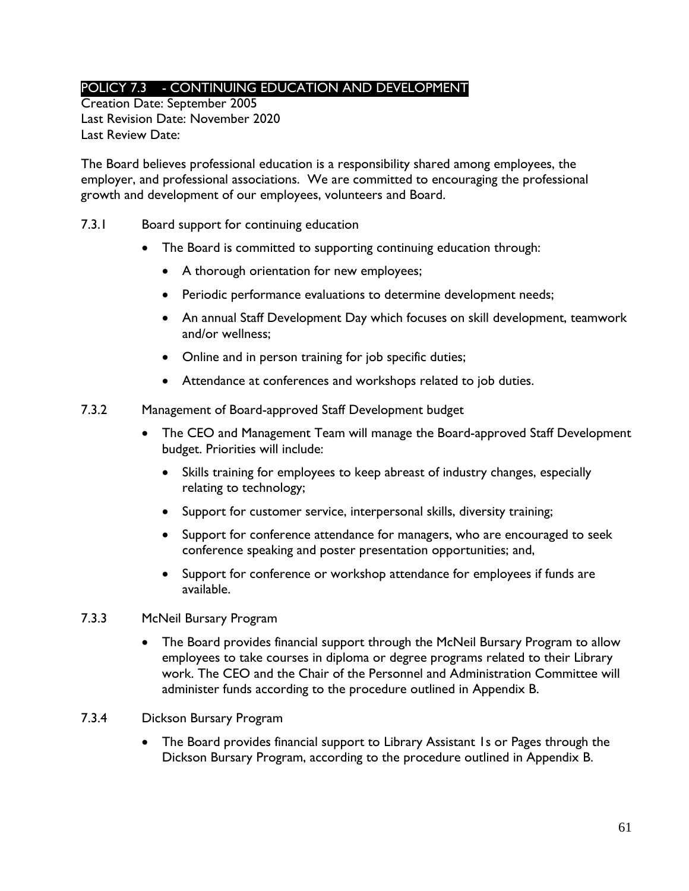## POLICY 7.3 - CONTINUING EDUCATION AND DEVELOPMENT

Creation Date: September 2005
Last Revision Date: November 2020
Last Review Date:

The Board believes professional education is a responsibility shared among employees, the employer, and professional associations. We are committed to encouraging the professional growth and development of our employees, volunteers and Board.

7.3.1 Board support for continuing education

- The Board is committed to supporting continuing education through:
  - A thorough orientation for new employees;
  - Periodic performance evaluations to determine development needs;
  - An annual Staff Development Day which focuses on skill development, teamwork and/or wellness;
  - Online and in person training for job specific duties;
  - Attendance at conferences and workshops related to job duties.

7.3.2 Management of Board-approved Staff Development budget

- The CEO and Management Team will manage the Board-approved Staff Development budget. Priorities will include:
  - Skills training for employees to keep abreast of industry changes, especially relating to technology;
  - Support for customer service, interpersonal skills, diversity training;
  - Support for conference attendance for managers, who are encouraged to seek conference speaking and poster presentation opportunities; and,
  - Support for conference or workshop attendance for employees if funds are available.

7.3.3 McNeil Bursary Program

- The Board provides financial support through the McNeil Bursary Program to allow employees to take courses in diploma or degree programs related to their Library work. The CEO and the Chair of the Personnel and Administration Committee will administer funds according to the procedure outlined in Appendix B.

7.3.4 Dickson Bursary Program

- The Board provides financial support to Library Assistant 1s or Pages through the Dickson Bursary Program, according to the procedure outlined in Appendix B.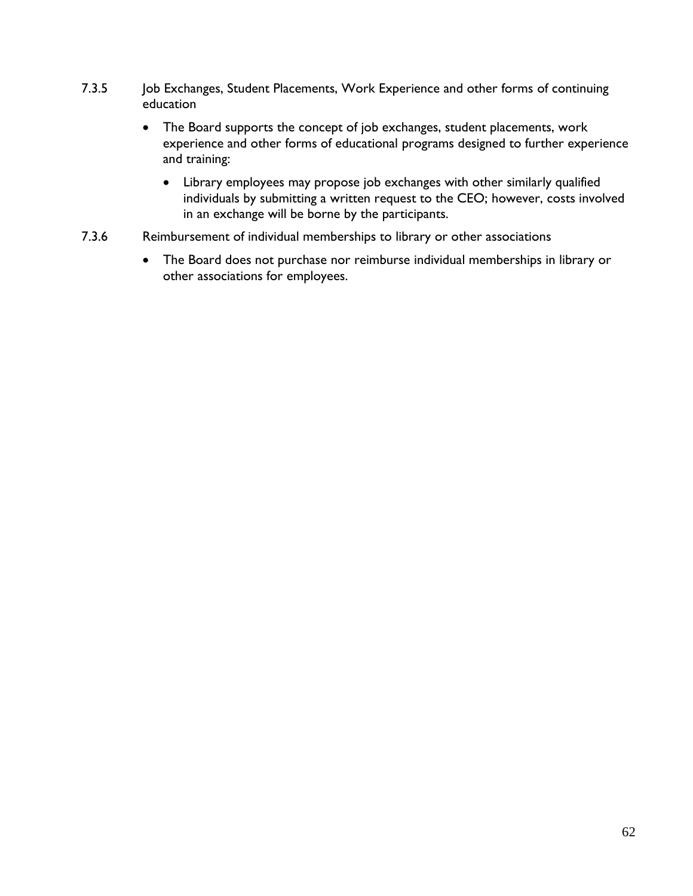### 7.3.5 Job Exchanges, Student Placements, Work Experience and other forms of continuing education

- The Board supports the concept of job exchanges, student placements, work experience and other forms of educational programs designed to further experience and training:
    - Library employees may propose job exchanges with other similarly qualified individuals by submitting a written request to the CEO; however, costs involved in an exchange will be borne by the participants.

### 7.3.6 Reimbursement of individual memberships to library or other associations

- The Board does not purchase nor reimburse individual memberships in library or other associations for employees.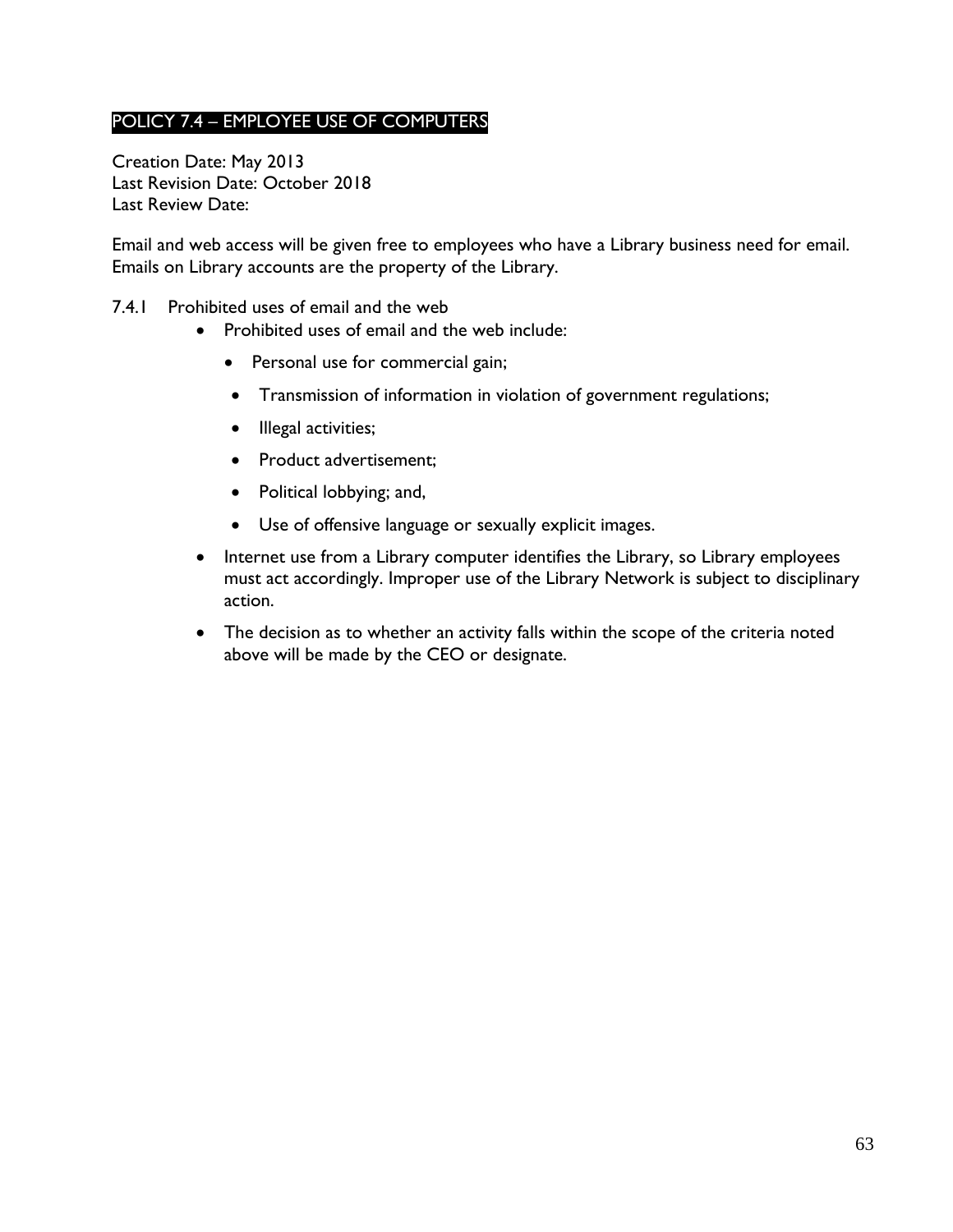## POLICY 7.4 – EMPLOYEE USE OF COMPUTERS

Creation Date: May 2013
Last Revision Date: October 2018
Last Review Date:

Email and web access will be given free to employees who have a Library business need for email. Emails on Library accounts are the property of the Library.

7.4.1 Prohibited uses of email and the web

- Prohibited uses of email and the web include:
  - Personal use for commercial gain;
  - Transmission of information in violation of government regulations;
  - Illegal activities;
  - Product advertisement;
  - Political lobbying; and,
  - Use of offensive language or sexually explicit images.
- Internet use from a Library computer identifies the Library, so Library employees must act accordingly. Improper use of the Library Network is subject to disciplinary action.
- The decision as to whether an activity falls within the scope of the criteria noted above will be made by the CEO or designate.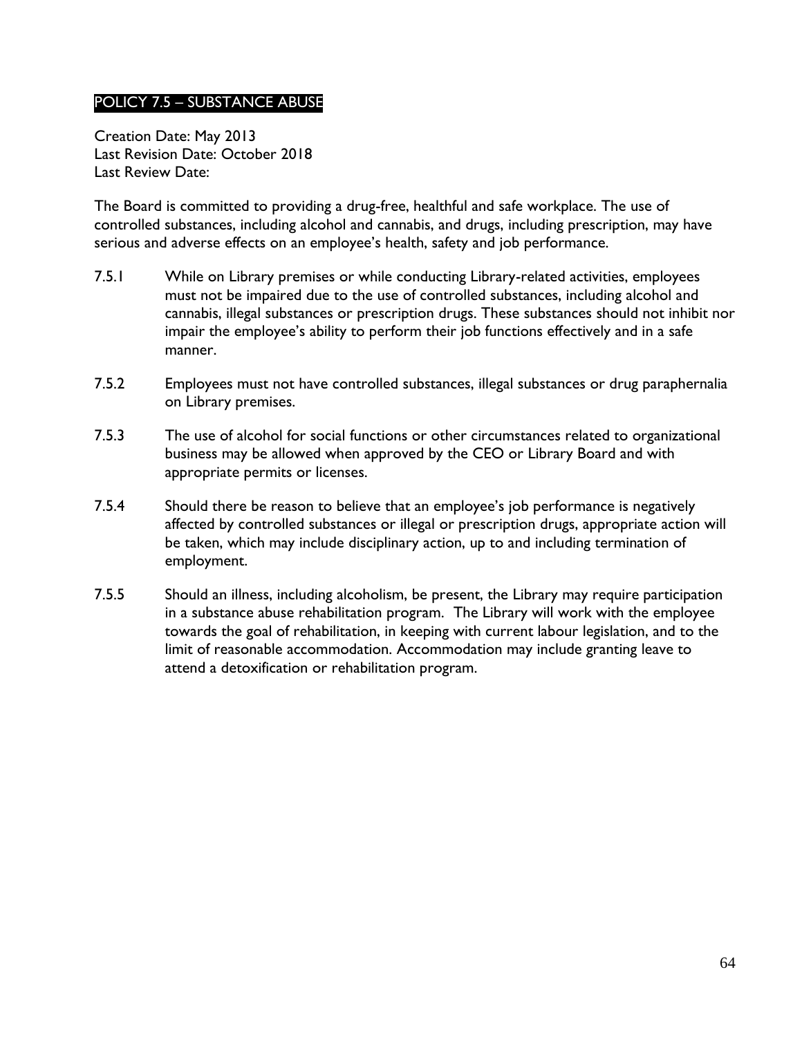## POLICY 7.5 – SUBSTANCE ABUSE

Creation Date: May 2013
Last Revision Date: October 2018
Last Review Date:

The Board is committed to providing a drug-free, healthful and safe workplace. The use of controlled substances, including alcohol and cannabis, and drugs, including prescription, may have serious and adverse effects on an employee's health, safety and job performance.

7.5.1 While on Library premises or while conducting Library-related activities, employees must not be impaired due to the use of controlled substances, including alcohol and cannabis, illegal substances or prescription drugs. These substances should not inhibit nor impair the employee's ability to perform their job functions effectively and in a safe manner.

7.5.2 Employees must not have controlled substances, illegal substances or drug paraphernalia on Library premises.

7.5.3 The use of alcohol for social functions or other circumstances related to organizational business may be allowed when approved by the CEO or Library Board and with appropriate permits or licenses.

7.5.4 Should there be reason to believe that an employee's job performance is negatively affected by controlled substances or illegal or prescription drugs, appropriate action will be taken, which may include disciplinary action, up to and including termination of employment.

7.5.5 Should an illness, including alcoholism, be present, the Library may require participation in a substance abuse rehabilitation program. The Library will work with the employee towards the goal of rehabilitation, in keeping with current labour legislation, and to the limit of reasonable accommodation. Accommodation may include granting leave to attend a detoxification or rehabilitation program.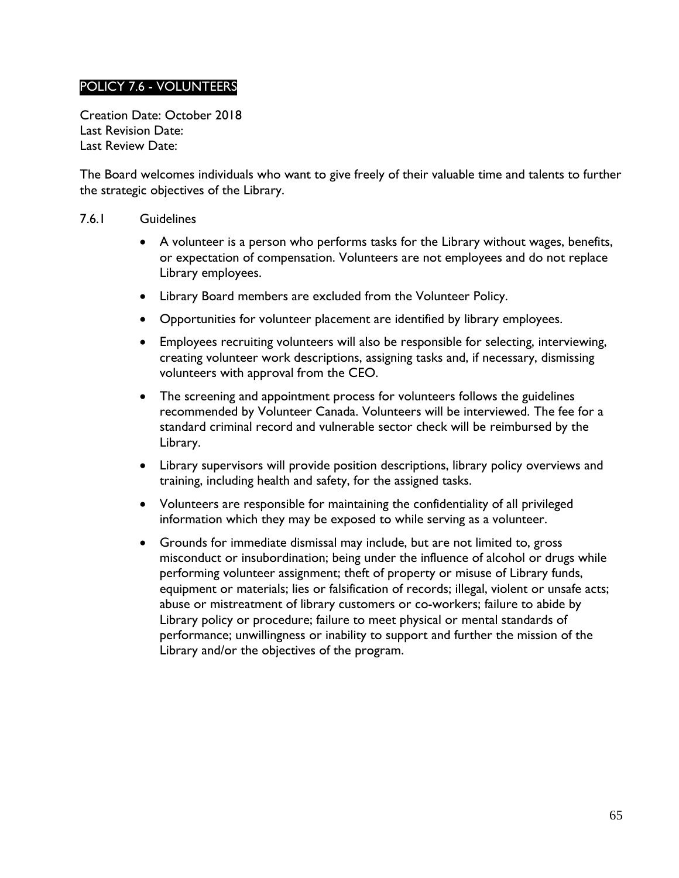## POLICY 7.6 - VOLUNTEERS

Creation Date: October 2018
Last Revision Date:
Last Review Date:

The Board welcomes individuals who want to give freely of their valuable time and talents to further the strategic objectives of the Library.

### 7.6.1 Guidelines

- A volunteer is a person who performs tasks for the Library without wages, benefits, or expectation of compensation. Volunteers are not employees and do not replace Library employees.
- Library Board members are excluded from the Volunteer Policy.
- Opportunities for volunteer placement are identified by library employees.
- Employees recruiting volunteers will also be responsible for selecting, interviewing, creating volunteer work descriptions, assigning tasks and, if necessary, dismissing volunteers with approval from the CEO.
- The screening and appointment process for volunteers follows the guidelines recommended by Volunteer Canada. Volunteers will be interviewed. The fee for a standard criminal record and vulnerable sector check will be reimbursed by the Library.
- Library supervisors will provide position descriptions, library policy overviews and training, including health and safety, for the assigned tasks.
- Volunteers are responsible for maintaining the confidentiality of all privileged information which they may be exposed to while serving as a volunteer.
- Grounds for immediate dismissal may include, but are not limited to, gross misconduct or insubordination; being under the influence of alcohol or drugs while performing volunteer assignment; theft of property or misuse of Library funds, equipment or materials; lies or falsification of records; illegal, violent or unsafe acts; abuse or mistreatment of library customers or co-workers; failure to abide by Library policy or procedure; failure to meet physical or mental standards of performance; unwillingness or inability to support and further the mission of the Library and/or the objectives of the program.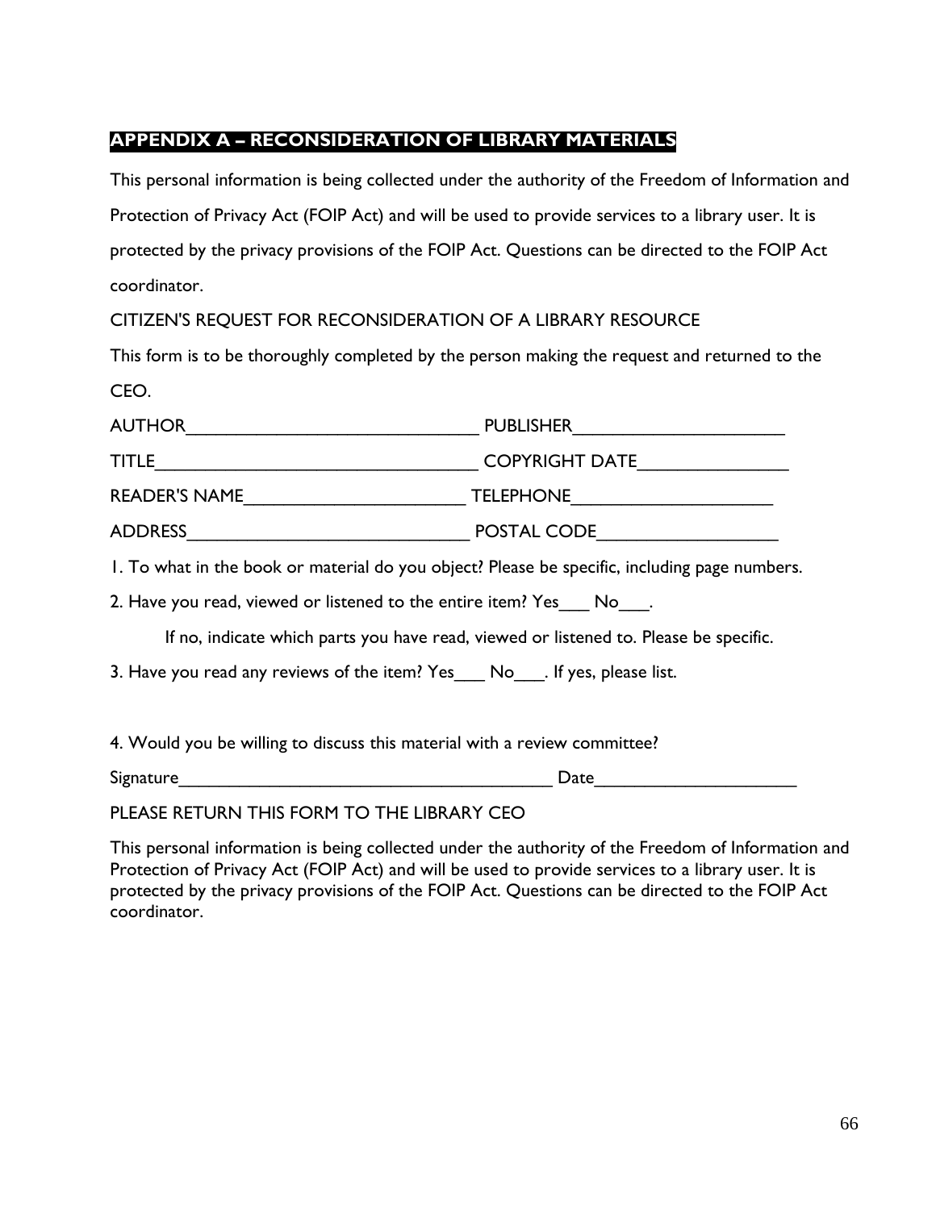## APPENDIX A – RECONSIDERATION OF LIBRARY MATERIALS

This personal information is being collected under the authority of the Freedom of Information and Protection of Privacy Act (FOIP Act) and will be used to provide services to a library user. It is protected by the privacy provisions of the FOIP Act. Questions can be directed to the FOIP Act coordinator.

CITIZEN'S REQUEST FOR RECONSIDERATION OF A LIBRARY RESOURCE

This form is to be thoroughly completed by the person making the request and returned to the CEO.

AUTHOR______________________________ PUBLISHER______________________

TITLE_________________________________ COPYRIGHT DATE________________

READER'S NAME_______________________ TELEPHONE_____________________

ADDRESS_____________________________ POSTAL CODE___________________

1. To what in the book or material do you object? Please be specific, including page numbers.

2. Have you read, viewed or listened to the entire item? Yes___ No___.

   If no, indicate which parts you have read, viewed or listened to. Please be specific.

3. Have you read any reviews of the item? Yes___ No___. If yes, please list.

4. Would you be willing to discuss this material with a review committee?

Signature_______________________________________ Date_____________________

PLEASE RETURN THIS FORM TO THE LIBRARY CEO

This personal information is being collected under the authority of the Freedom of Information and Protection of Privacy Act (FOIP Act) and will be used to provide services to a library user. It is protected by the privacy provisions of the FOIP Act. Questions can be directed to the FOIP Act coordinator.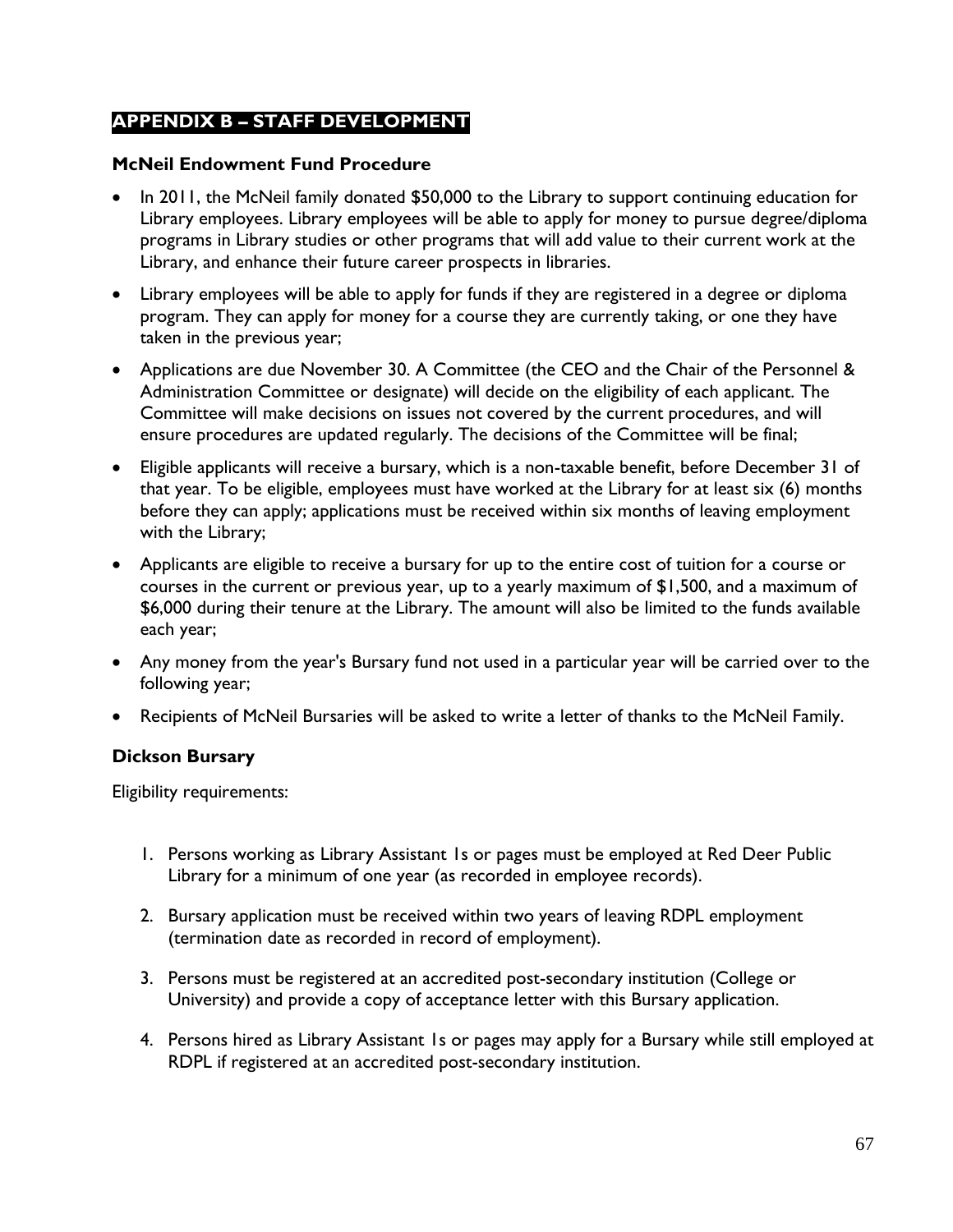## APPENDIX B – STAFF DEVELOPMENT

### McNeil Endowment Fund Procedure

- In 2011, the McNeil family donated $50,000 to the Library to support continuing education for Library employees. Library employees will be able to apply for money to pursue degree/diploma programs in Library studies or other programs that will add value to their current work at the Library, and enhance their future career prospects in libraries.
- Library employees will be able to apply for funds if they are registered in a degree or diploma program. They can apply for money for a course they are currently taking, or one they have taken in the previous year;
- Applications are due November 30. A Committee (the CEO and the Chair of the Personnel & Administration Committee or designate) will decide on the eligibility of each applicant. The Committee will make decisions on issues not covered by the current procedures, and will ensure procedures are updated regularly. The decisions of the Committee will be final;
- Eligible applicants will receive a bursary, which is a non-taxable benefit, before December 31 of that year. To be eligible, employees must have worked at the Library for at least six (6) months before they can apply; applications must be received within six months of leaving employment with the Library;
- Applicants are eligible to receive a bursary for up to the entire cost of tuition for a course or courses in the current or previous year, up to a yearly maximum of $1,500, and a maximum of $6,000 during their tenure at the Library. The amount will also be limited to the funds available each year;
- Any money from the year's Bursary fund not used in a particular year will be carried over to the following year;
- Recipients of McNeil Bursaries will be asked to write a letter of thanks to the McNeil Family.

### Dickson Bursary

Eligibility requirements:

1. Persons working as Library Assistant 1s or pages must be employed at Red Deer Public Library for a minimum of one year (as recorded in employee records).
2. Bursary application must be received within two years of leaving RDPL employment (termination date as recorded in record of employment).
3. Persons must be registered at an accredited post-secondary institution (College or University) and provide a copy of acceptance letter with this Bursary application.
4. Persons hired as Library Assistant 1s or pages may apply for a Bursary while still employed at RDPL if registered at an accredited post-secondary institution.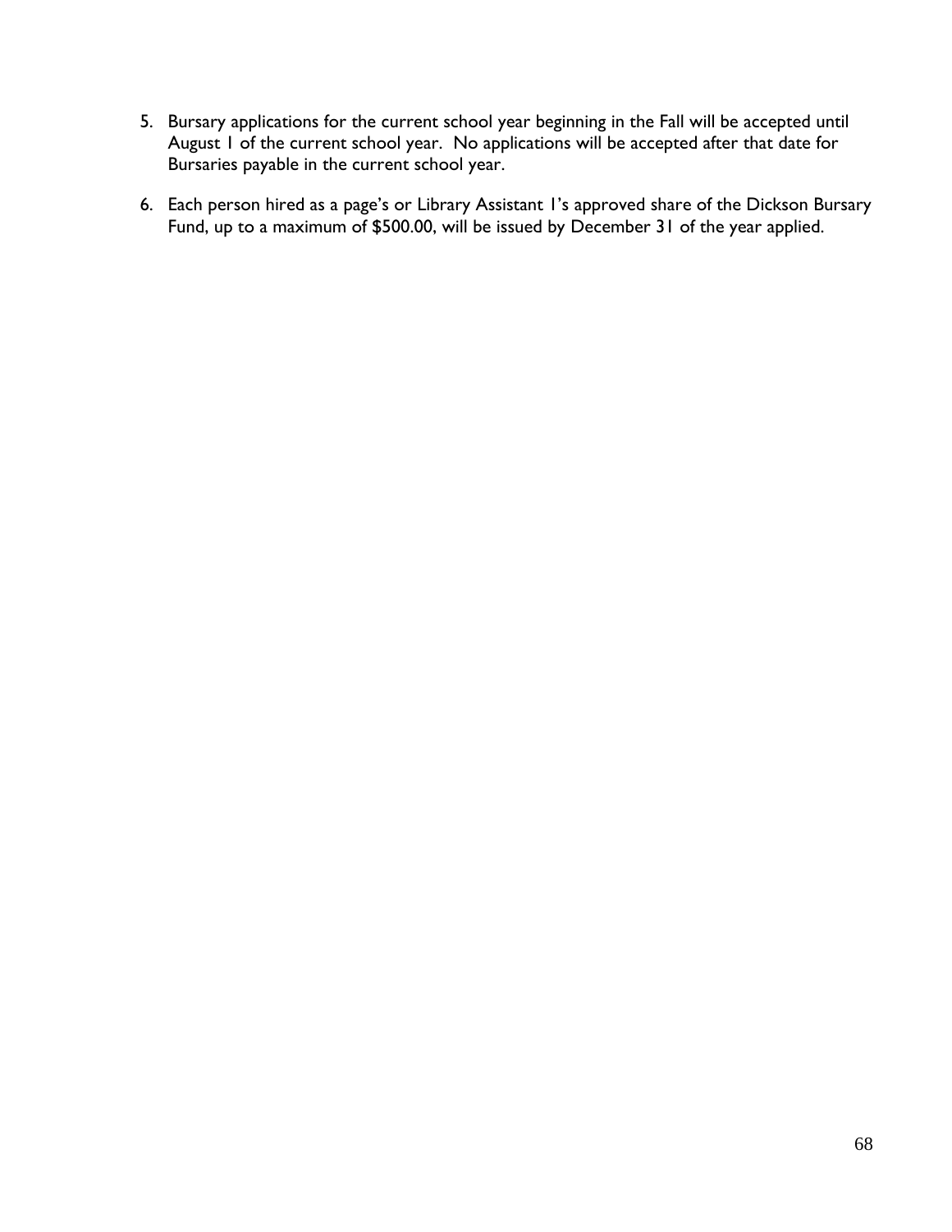5. Bursary applications for the current school year beginning in the Fall will be accepted until August 1 of the current school year. No applications will be accepted after that date for Bursaries payable in the current school year.

6. Each person hired as a page's or Library Assistant 1's approved share of the Dickson Bursary Fund, up to a maximum of $500.00, will be issued by December 31 of the year applied.